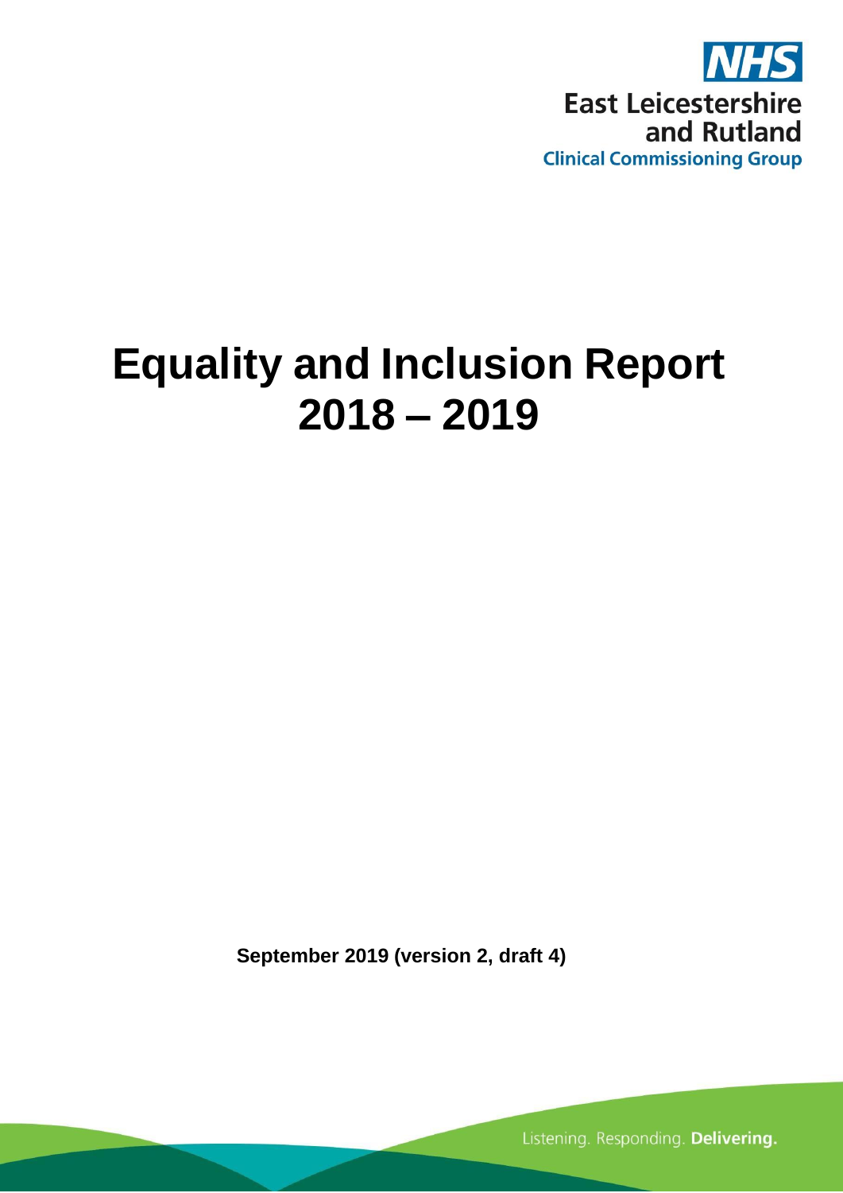NHS

East Leicestershire and Rutland

Clinical Commissioning Group

# Equality and Inclusion Report 2018 – 2019

**September 2019 (version 2, draft 4)**

Listening. Responding. **Delivering.**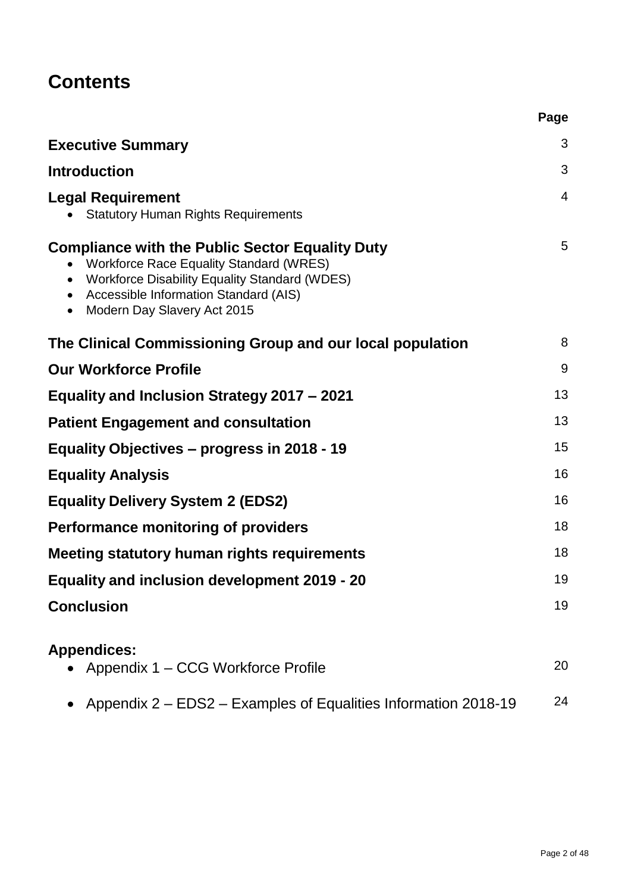# Contents

| | Page |
|---|---|
| **Executive Summary** | 3 |
| **Introduction** | 3 |
| **Legal Requirement**<br>• Statutory Human Rights Requirements | 4 |
| **Compliance with the Public Sector Equality Duty**<br>• Workforce Race Equality Standard (WRES)<br>• Workforce Disability Equality Standard (WDES)<br>• Accessible Information Standard (AIS)<br>• Modern Day Slavery Act 2015 | 5 |
| **The Clinical Commissioning Group and our local population** | 8 |
| **Our Workforce Profile** | 9 |
| **Equality and Inclusion Strategy 2017 – 2021** | 13 |
| **Patient Engagement and consultation** | 13 |
| **Equality Objectives – progress in 2018 - 19** | 15 |
| **Equality Analysis** | 16 |
| **Equality Delivery System 2 (EDS2)** | 16 |
| **Performance monitoring of providers** | 18 |
| **Meeting statutory human rights requirements** | 18 |
| **Equality and inclusion development 2019 - 20** | 19 |
| **Conclusion** | 19 |
| **Appendices:** | |
| • Appendix 1 – CCG Workforce Profile | 20 |
| • Appendix 2 – EDS2 – Examples of Equalities Information 2018-19 | 24 |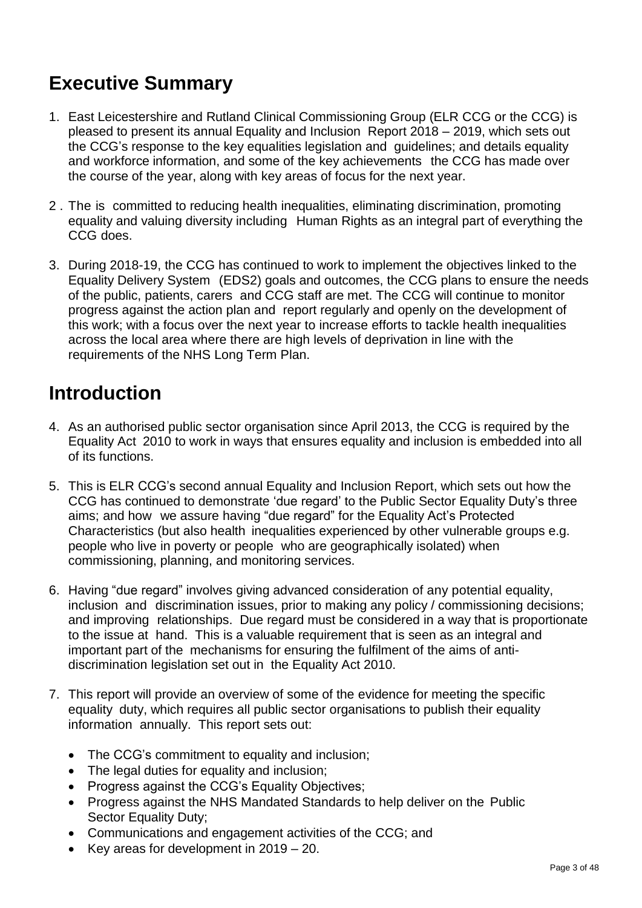## Executive Summary

1. East Leicestershire and Rutland Clinical Commissioning Group (ELR CCG or the CCG) is pleased to present its annual Equality and Inclusion Report 2018 – 2019, which sets out the CCG's response to the key equalities legislation and guidelines; and details equality and workforce information, and some of the key achievements the CCG has made over the course of the year, along with key areas of focus for the next year.

2. The is committed to reducing health inequalities, eliminating discrimination, promoting equality and valuing diversity including Human Rights as an integral part of everything the CCG does.

3. During 2018-19, the CCG has continued to work to implement the objectives linked to the Equality Delivery System (EDS2) goals and outcomes, the CCG plans to ensure the needs of the public, patients, carers and CCG staff are met. The CCG will continue to monitor progress against the action plan and report regularly and openly on the development of this work; with a focus over the next year to increase efforts to tackle health inequalities across the local area where there are high levels of deprivation in line with the requirements of the NHS Long Term Plan.

## Introduction

4. As an authorised public sector organisation since April 2013, the CCG is required by the Equality Act 2010 to work in ways that ensures equality and inclusion is embedded into all of its functions.

5. This is ELR CCG's second annual Equality and Inclusion Report, which sets out how the CCG has continued to demonstrate 'due regard' to the Public Sector Equality Duty's three aims; and how we assure having "due regard" for the Equality Act's Protected Characteristics (but also health inequalities experienced by other vulnerable groups e.g. people who live in poverty or people who are geographically isolated) when commissioning, planning, and monitoring services.

6. Having "due regard" involves giving advanced consideration of any potential equality, inclusion and discrimination issues, prior to making any policy / commissioning decisions; and improving relationships. Due regard must be considered in a way that is proportionate to the issue at hand. This is a valuable requirement that is seen as an integral and important part of the mechanisms for ensuring the fulfilment of the aims of anti-discrimination legislation set out in the Equality Act 2010.

7. This report will provide an overview of some of the evidence for meeting the specific equality duty, which requires all public sector organisations to publish their equality information annually. This report sets out:

   - The CCG's commitment to equality and inclusion;
   - The legal duties for equality and inclusion;
   - Progress against the CCG's Equality Objectives;
   - Progress against the NHS Mandated Standards to help deliver on the Public Sector Equality Duty;
   - Communications and engagement activities of the CCG; and
   - Key areas for development in 2019 – 20.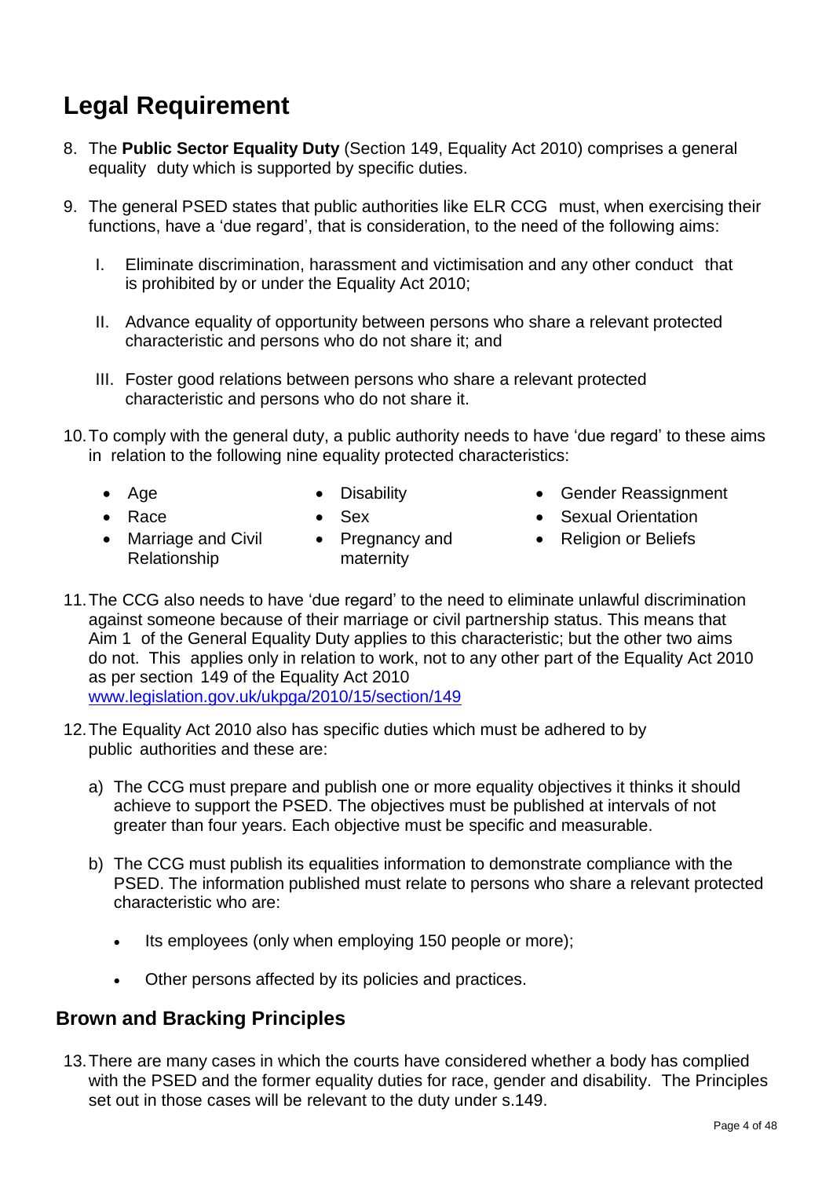# Legal Requirement

8. The **Public Sector Equality Duty** (Section 149, Equality Act 2010) comprises a general equality duty which is supported by specific duties.

9. The general PSED states that public authorities like ELR CCG must, when exercising their functions, have a 'due regard', that is consideration, to the need of the following aims:

   I. Eliminate discrimination, harassment and victimisation and any other conduct that is prohibited by or under the Equality Act 2010;

   II. Advance equality of opportunity between persons who share a relevant protected characteristic and persons who do not share it; and

   III. Foster good relations between persons who share a relevant protected characteristic and persons who do not share it.

10. To comply with the general duty, a public authority needs to have 'due regard' to these aims in relation to the following nine equality protected characteristics:

    - Age
    - Race
    - Marriage and Civil Relationship
    - Disability
    - Sex
    - Pregnancy and maternity
    - Gender Reassignment
    - Sexual Orientation
    - Religion or Beliefs

11. The CCG also needs to have 'due regard' to the need to eliminate unlawful discrimination against someone because of their marriage or civil partnership status. This means that Aim 1 of the General Equality Duty applies to this characteristic; but the other two aims do not. This applies only in relation to work, not to any other part of the Equality Act 2010 as per section 149 of the Equality Act 2010 [www.legislation.gov.uk/ukpga/2010/15/section/149](http://www.legislation.gov.uk/ukpga/2010/15/section/149)

12. The Equality Act 2010 also has specific duties which must be adhered to by public authorities and these are:

    a) The CCG must prepare and publish one or more equality objectives it thinks it should achieve to support the PSED. The objectives must be published at intervals of not greater than four years. Each objective must be specific and measurable.

    b) The CCG must publish its equalities information to demonstrate compliance with the PSED. The information published must relate to persons who share a relevant protected characteristic who are:

       - Its employees (only when employing 150 people or more);

       - Other persons affected by its policies and practices.

## Brown and Bracking Principles

13. There are many cases in which the courts have considered whether a body has complied with the PSED and the former equality duties for race, gender and disability. The Principles set out in those cases will be relevant to the duty under s.149.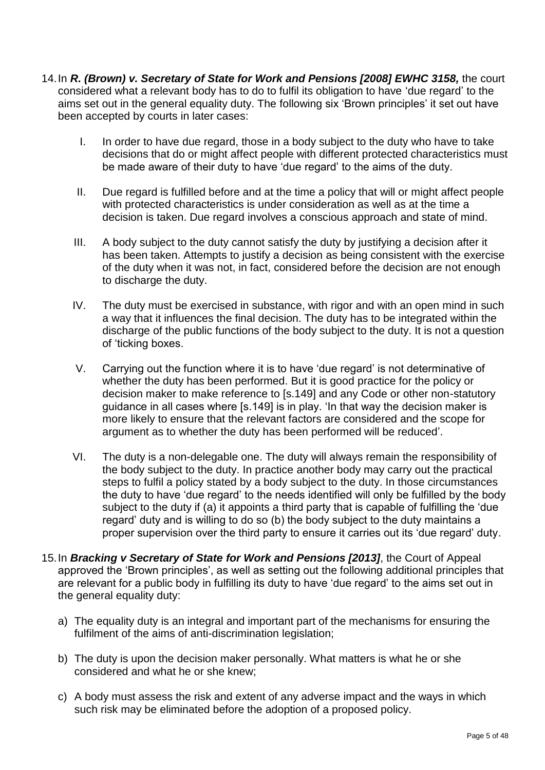14. In ***R. (Brown) v. Secretary of State for Work and Pensions [2008] EWHC 3158,*** the court considered what a relevant body has to do to fulfil its obligation to have 'due regard' to the aims set out in the general equality duty. The following six 'Brown principles' it set out have been accepted by courts in later cases:

    I. In order to have due regard, those in a body subject to the duty who have to take decisions that do or might affect people with different protected characteristics must be made aware of their duty to have 'due regard' to the aims of the duty.

    II. Due regard is fulfilled before and at the time a policy that will or might affect people with protected characteristics is under consideration as well as at the time a decision is taken. Due regard involves a conscious approach and state of mind.

    III. A body subject to the duty cannot satisfy the duty by justifying a decision after it has been taken. Attempts to justify a decision as being consistent with the exercise of the duty when it was not, in fact, considered before the decision are not enough to discharge the duty.

    IV. The duty must be exercised in substance, with rigor and with an open mind in such a way that it influences the final decision. The duty has to be integrated within the discharge of the public functions of the body subject to the duty. It is not a question of 'ticking boxes.

    V. Carrying out the function where it is to have 'due regard' is not determinative of whether the duty has been performed. But it is good practice for the policy or decision maker to make reference to [s.149] and any Code or other non-statutory guidance in all cases where [s.149] is in play. 'In that way the decision maker is more likely to ensure that the relevant factors are considered and the scope for argument as to whether the duty has been performed will be reduced'.

    VI. The duty is a non-delegable one. The duty will always remain the responsibility of the body subject to the duty. In practice another body may carry out the practical steps to fulfil a policy stated by a body subject to the duty. In those circumstances the duty to have 'due regard' to the needs identified will only be fulfilled by the body subject to the duty if (a) it appoints a third party that is capable of fulfilling the 'due regard' duty and is willing to do so (b) the body subject to the duty maintains a proper supervision over the third party to ensure it carries out its 'due regard' duty.

15. In ***Bracking v Secretary of State for Work and Pensions [2013]***, the Court of Appeal approved the 'Brown principles', as well as setting out the following additional principles that are relevant for a public body in fulfilling its duty to have 'due regard' to the aims set out in the general equality duty:

    a) The equality duty is an integral and important part of the mechanisms for ensuring the fulfilment of the aims of anti-discrimination legislation;

    b) The duty is upon the decision maker personally. What matters is what he or she considered and what he or she knew;

    c) A body must assess the risk and extent of any adverse impact and the ways in which such risk may be eliminated before the adoption of a proposed policy.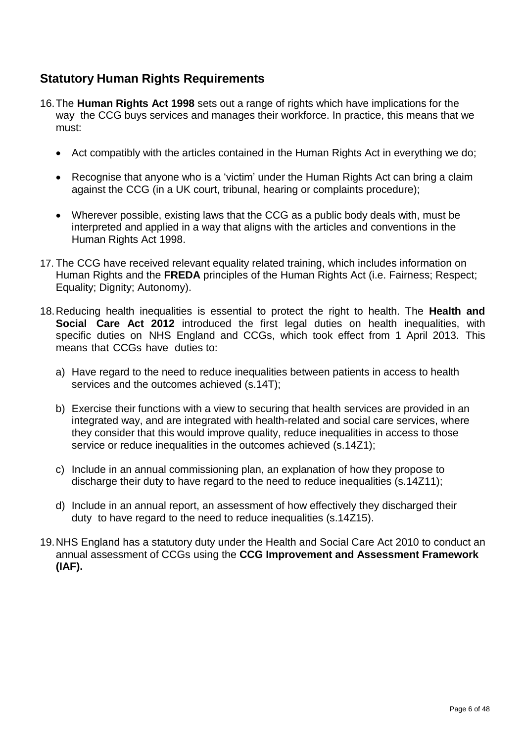## Statutory Human Rights Requirements

16. The **Human Rights Act 1998** sets out a range of rights which have implications for the way the CCG buys services and manages their workforce. In practice, this means that we must:

    - Act compatibly with the articles contained in the Human Rights Act in everything we do;
    - Recognise that anyone who is a 'victim' under the Human Rights Act can bring a claim against the CCG (in a UK court, tribunal, hearing or complaints procedure);
    - Wherever possible, existing laws that the CCG as a public body deals with, must be interpreted and applied in a way that aligns with the articles and conventions in the Human Rights Act 1998.

17. The CCG have received relevant equality related training, which includes information on Human Rights and the **FREDA** principles of the Human Rights Act (i.e. Fairness; Respect; Equality; Dignity; Autonomy).

18. Reducing health inequalities is essential to protect the right to health. The **Health and Social Care Act 2012** introduced the first legal duties on health inequalities, with specific duties on NHS England and CCGs, which took effect from 1 April 2013. This means that CCGs have duties to:

    a) Have regard to the need to reduce inequalities between patients in access to health services and the outcomes achieved (s.14T);

    b) Exercise their functions with a view to securing that health services are provided in an integrated way, and are integrated with health-related and social care services, where they consider that this would improve quality, reduce inequalities in access to those service or reduce inequalities in the outcomes achieved (s.14Z1);

    c) Include in an annual commissioning plan, an explanation of how they propose to discharge their duty to have regard to the need to reduce inequalities (s.14Z11);

    d) Include in an annual report, an assessment of how effectively they discharged their duty to have regard to the need to reduce inequalities (s.14Z15).

19. NHS England has a statutory duty under the Health and Social Care Act 2010 to conduct an annual assessment of CCGs using the **CCG Improvement and Assessment Framework (IAF).**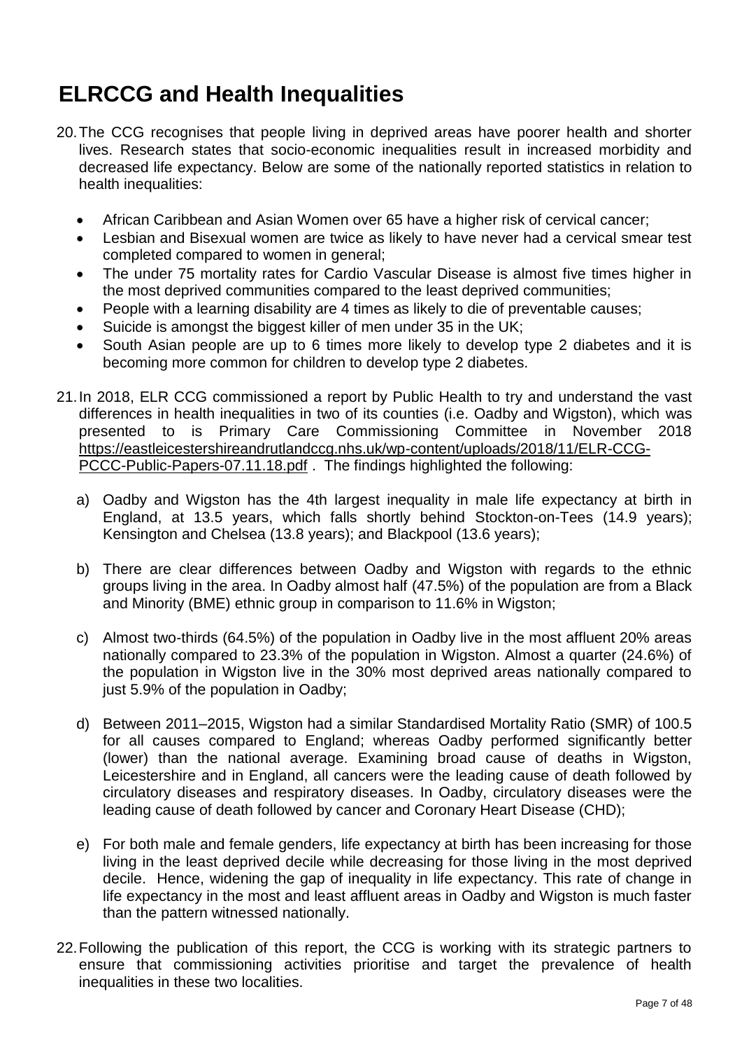# ELRCCG and Health Inequalities

20. The CCG recognises that people living in deprived areas have poorer health and shorter lives. Research states that socio-economic inequalities result in increased morbidity and decreased life expectancy. Below are some of the nationally reported statistics in relation to health inequalities:

    - African Caribbean and Asian Women over 65 have a higher risk of cervical cancer;
    - Lesbian and Bisexual women are twice as likely to have never had a cervical smear test completed compared to women in general;
    - The under 75 mortality rates for Cardio Vascular Disease is almost five times higher in the most deprived communities compared to the least deprived communities;
    - People with a learning disability are 4 times as likely to die of preventable causes;
    - Suicide is amongst the biggest killer of men under 35 in the UK;
    - South Asian people are up to 6 times more likely to develop type 2 diabetes and it is becoming more common for children to develop type 2 diabetes.

21. In 2018, ELR CCG commissioned a report by Public Health to try and understand the vast differences in health inequalities in two of its counties (i.e. Oadby and Wigston), which was presented to is Primary Care Commissioning Committee in November 2018 https://eastleicestershireandrutlandccg.nhs.uk/wp-content/uploads/2018/11/ELR-CCG-PCCC-Public-Papers-07.11.18.pdf . The findings highlighted the following:

    a) Oadby and Wigston has the 4th largest inequality in male life expectancy at birth in England, at 13.5 years, which falls shortly behind Stockton-on-Tees (14.9 years); Kensington and Chelsea (13.8 years); and Blackpool (13.6 years);

    b) There are clear differences between Oadby and Wigston with regards to the ethnic groups living in the area. In Oadby almost half (47.5%) of the population are from a Black and Minority (BME) ethnic group in comparison to 11.6% in Wigston;

    c) Almost two-thirds (64.5%) of the population in Oadby live in the most affluent 20% areas nationally compared to 23.3% of the population in Wigston. Almost a quarter (24.6%) of the population in Wigston live in the 30% most deprived areas nationally compared to just 5.9% of the population in Oadby;

    d) Between 2011–2015, Wigston had a similar Standardised Mortality Ratio (SMR) of 100.5 for all causes compared to England; whereas Oadby performed significantly better (lower) than the national average. Examining broad cause of deaths in Wigston, Leicestershire and in England, all cancers were the leading cause of death followed by circulatory diseases and respiratory diseases. In Oadby, circulatory diseases were the leading cause of death followed by cancer and Coronary Heart Disease (CHD);

    e) For both male and female genders, life expectancy at birth has been increasing for those living in the least deprived decile while decreasing for those living in the most deprived decile. Hence, widening the gap of inequality in life expectancy. This rate of change in life expectancy in the most and least affluent areas in Oadby and Wigston is much faster than the pattern witnessed nationally.

22. Following the publication of this report, the CCG is working with its strategic partners to ensure that commissioning activities prioritise and target the prevalence of health inequalities in these two localities.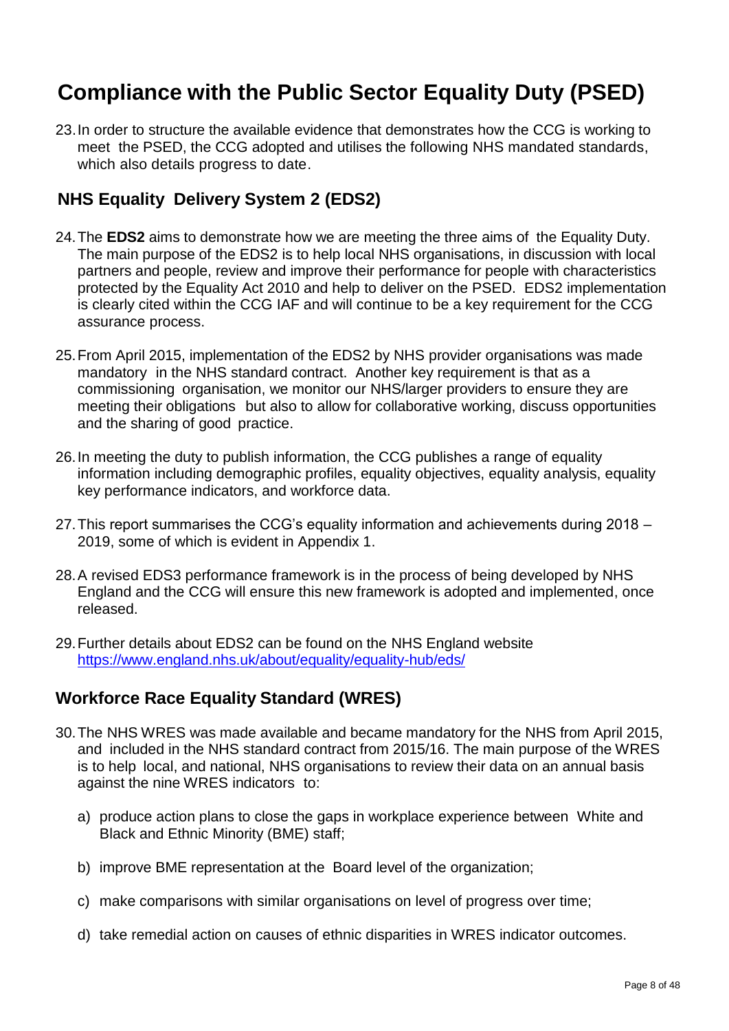# Compliance with the Public Sector Equality Duty (PSED)

23. In order to structure the available evidence that demonstrates how the CCG is working to meet the PSED, the CCG adopted and utilises the following NHS mandated standards, which also details progress to date.

## NHS Equality Delivery System 2 (EDS2)

24. The **EDS2** aims to demonstrate how we are meeting the three aims of the Equality Duty. The main purpose of the EDS2 is to help local NHS organisations, in discussion with local partners and people, review and improve their performance for people with characteristics protected by the Equality Act 2010 and help to deliver on the PSED. EDS2 implementation is clearly cited within the CCG IAF and will continue to be a key requirement for the CCG assurance process.

25. From April 2015, implementation of the EDS2 by NHS provider organisations was made mandatory in the NHS standard contract. Another key requirement is that as a commissioning organisation, we monitor our NHS/larger providers to ensure they are meeting their obligations but also to allow for collaborative working, discuss opportunities and the sharing of good practice.

26. In meeting the duty to publish information, the CCG publishes a range of equality information including demographic profiles, equality objectives, equality analysis, equality key performance indicators, and workforce data.

27. This report summarises the CCG's equality information and achievements during 2018 – 2019, some of which is evident in Appendix 1.

28. A revised EDS3 performance framework is in the process of being developed by NHS England and the CCG will ensure this new framework is adopted and implemented, once released.

29. Further details about EDS2 can be found on the NHS England website https://www.england.nhs.uk/about/equality/equality-hub/eds/

## Workforce Race Equality Standard (WRES)

30. The NHS WRES was made available and became mandatory for the NHS from April 2015, and included in the NHS standard contract from 2015/16. The main purpose of the WRES is to help local, and national, NHS organisations to review their data on an annual basis against the nine WRES indicators to:

    a) produce action plans to close the gaps in workplace experience between White and Black and Ethnic Minority (BME) staff;

    b) improve BME representation at the Board level of the organization;

    c) make comparisons with similar organisations on level of progress over time;

    d) take remedial action on causes of ethnic disparities in WRES indicator outcomes.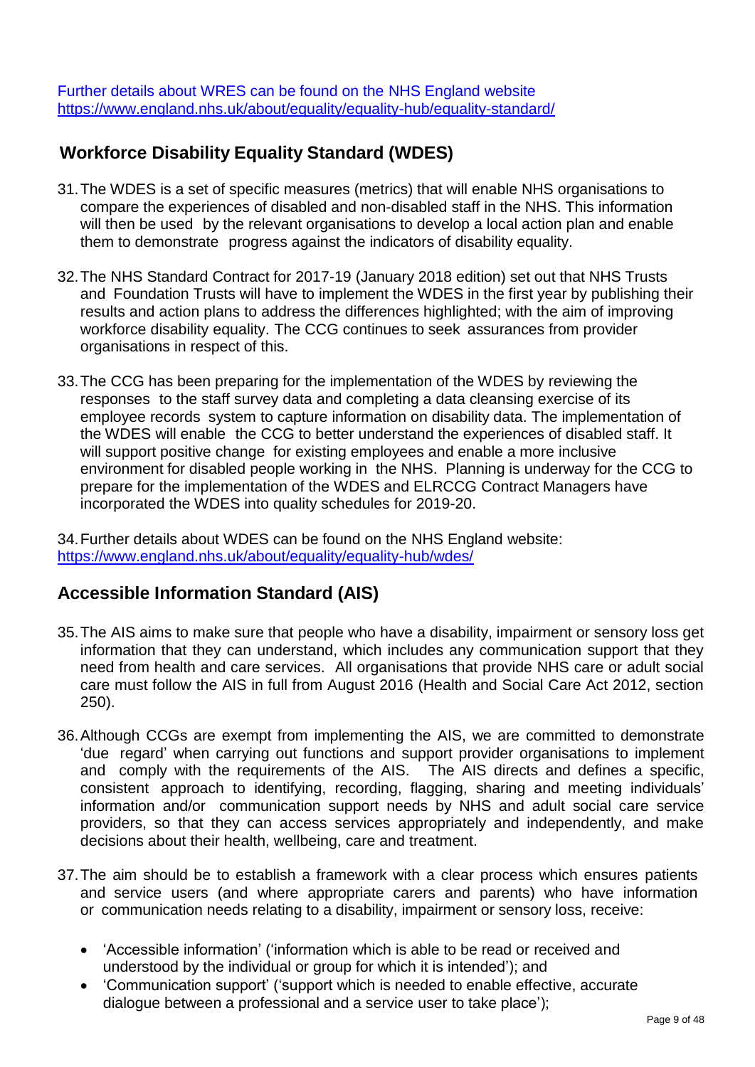Further details about WRES can be found on the NHS England website https://www.england.nhs.uk/about/equality/equality-hub/equality-standard/

## Workforce Disability Equality Standard (WDES)

31. The WDES is a set of specific measures (metrics) that will enable NHS organisations to compare the experiences of disabled and non-disabled staff in the NHS. This information will then be used by the relevant organisations to develop a local action plan and enable them to demonstrate progress against the indicators of disability equality.

32. The NHS Standard Contract for 2017-19 (January 2018 edition) set out that NHS Trusts and Foundation Trusts will have to implement the WDES in the first year by publishing their results and action plans to address the differences highlighted; with the aim of improving workforce disability equality. The CCG continues to seek assurances from provider organisations in respect of this.

33. The CCG has been preparing for the implementation of the WDES by reviewing the responses to the staff survey data and completing a data cleansing exercise of its employee records system to capture information on disability data. The implementation of the WDES will enable the CCG to better understand the experiences of disabled staff. It will support positive change for existing employees and enable a more inclusive environment for disabled people working in the NHS. Planning is underway for the CCG to prepare for the implementation of the WDES and ELRCCG Contract Managers have incorporated the WDES into quality schedules for 2019-20.

34. Further details about WDES can be found on the NHS England website: https://www.england.nhs.uk/about/equality/equality-hub/wdes/

## Accessible Information Standard (AIS)

35. The AIS aims to make sure that people who have a disability, impairment or sensory loss get information that they can understand, which includes any communication support that they need from health and care services. All organisations that provide NHS care or adult social care must follow the AIS in full from August 2016 (Health and Social Care Act 2012, section 250).

36. Although CCGs are exempt from implementing the AIS, we are committed to demonstrate 'due regard' when carrying out functions and support provider organisations to implement and comply with the requirements of the AIS. The AIS directs and defines a specific, consistent approach to identifying, recording, flagging, sharing and meeting individuals' information and/or communication support needs by NHS and adult social care service providers, so that they can access services appropriately and independently, and make decisions about their health, wellbeing, care and treatment.

37. The aim should be to establish a framework with a clear process which ensures patients and service users (and where appropriate carers and parents) who have information or communication needs relating to a disability, impairment or sensory loss, receive:

   - 'Accessible information' ('information which is able to be read or received and understood by the individual or group for which it is intended'); and
   - 'Communication support' ('support which is needed to enable effective, accurate dialogue between a professional and a service user to take place');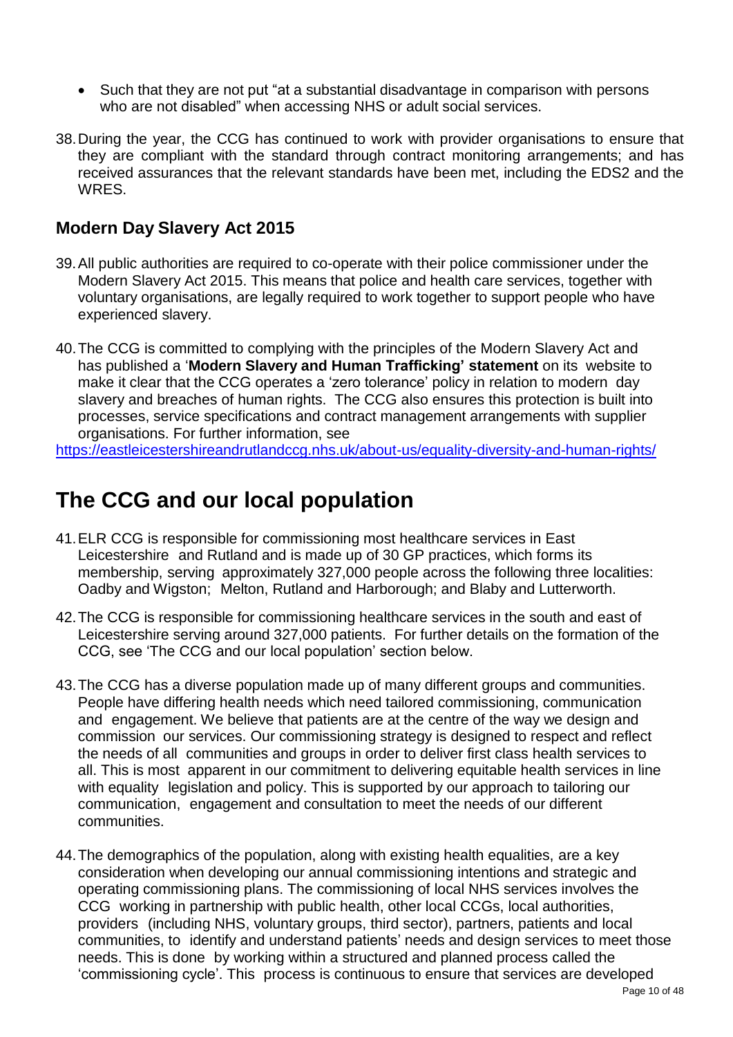- Such that they are not put "at a substantial disadvantage in comparison with persons who are not disabled" when accessing NHS or adult social services.

38. During the year, the CCG has continued to work with provider organisations to ensure that they are compliant with the standard through contract monitoring arrangements; and has received assurances that the relevant standards have been met, including the EDS2 and the WRES.

## Modern Day Slavery Act 2015

39. All public authorities are required to co-operate with their police commissioner under the Modern Slavery Act 2015. This means that police and health care services, together with voluntary organisations, are legally required to work together to support people who have experienced slavery.

40. The CCG is committed to complying with the principles of the Modern Slavery Act and has published a '**Modern Slavery and Human Trafficking' statement** on its website to make it clear that the CCG operates a 'zero tolerance' policy in relation to modern day slavery and breaches of human rights. The CCG also ensures this protection is built into processes, service specifications and contract management arrangements with supplier organisations. For further information, see https://eastleicestershireandrutlandccg.nhs.uk/about-us/equality-diversity-and-human-rights/

# The CCG and our local population

41. ELR CCG is responsible for commissioning most healthcare services in East Leicestershire and Rutland and is made up of 30 GP practices, which forms its membership, serving approximately 327,000 people across the following three localities: Oadby and Wigston; Melton, Rutland and Harborough; and Blaby and Lutterworth.

42. The CCG is responsible for commissioning healthcare services in the south and east of Leicestershire serving around 327,000 patients. For further details on the formation of the CCG, see 'The CCG and our local population' section below.

43. The CCG has a diverse population made up of many different groups and communities. People have differing health needs which need tailored commissioning, communication and engagement. We believe that patients are at the centre of the way we design and commission our services. Our commissioning strategy is designed to respect and reflect the needs of all communities and groups in order to deliver first class health services to all. This is most apparent in our commitment to delivering equitable health services in line with equality legislation and policy. This is supported by our approach to tailoring our communication, engagement and consultation to meet the needs of our different communities.

44. The demographics of the population, along with existing health equalities, are a key consideration when developing our annual commissioning intentions and strategic and operating commissioning plans. The commissioning of local NHS services involves the CCG working in partnership with public health, other local CCGs, local authorities, providers (including NHS, voluntary groups, third sector), partners, patients and local communities, to identify and understand patients' needs and design services to meet those needs. This is done by working within a structured and planned process called the 'commissioning cycle'. This process is continuous to ensure that services are developed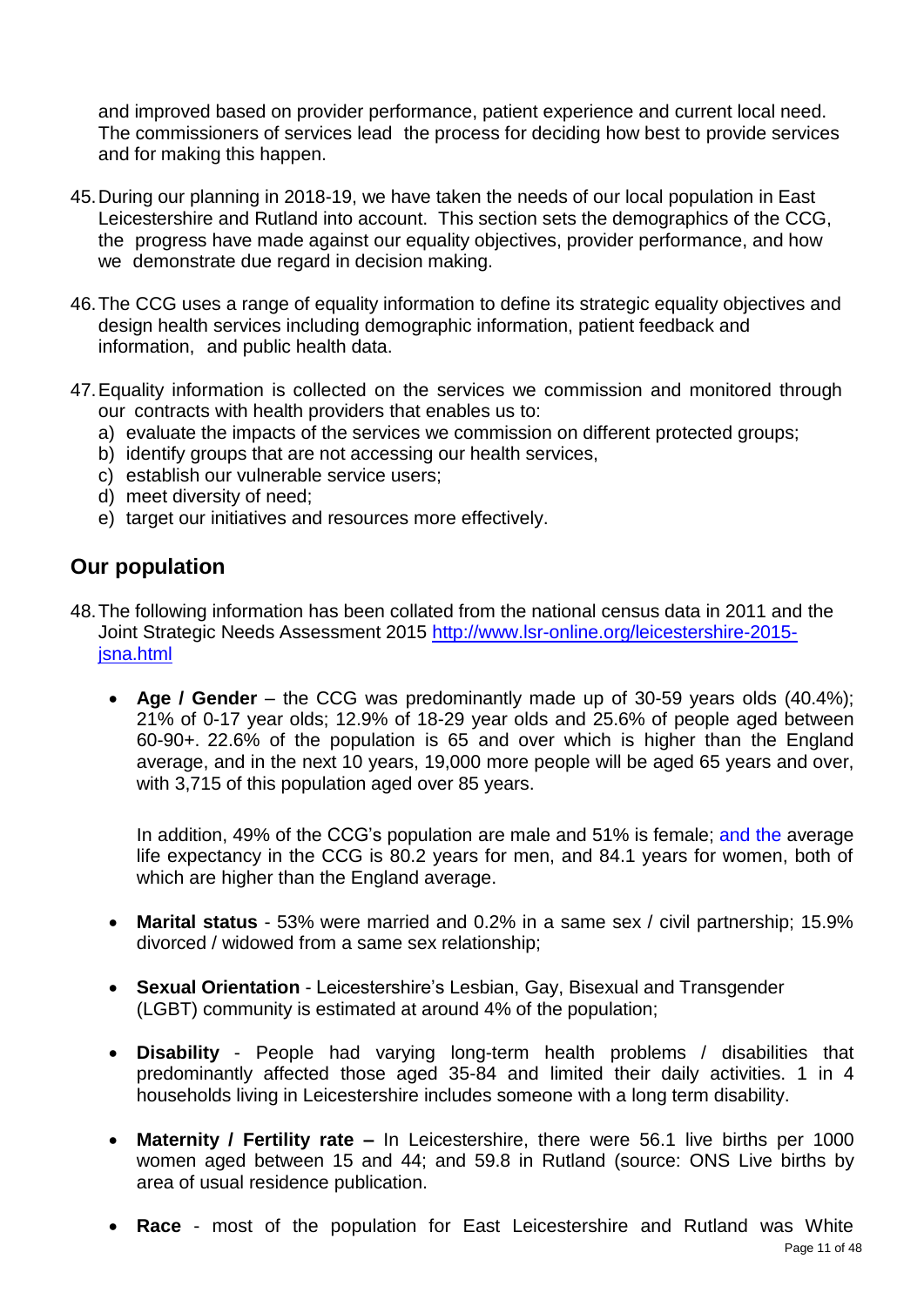and improved based on provider performance, patient experience and current local need. The commissioners of services lead the process for deciding how best to provide services and for making this happen.

45. During our planning in 2018-19, we have taken the needs of our local population in East Leicestershire and Rutland into account. This section sets the demographics of the CCG, the progress have made against our equality objectives, provider performance, and how we demonstrate due regard in decision making.

46. The CCG uses a range of equality information to define its strategic equality objectives and design health services including demographic information, patient feedback and information, and public health data.

47. Equality information is collected on the services we commission and monitored through our contracts with health providers that enables us to:
   a) evaluate the impacts of the services we commission on different protected groups;
   b) identify groups that are not accessing our health services,
   c) establish our vulnerable service users;
   d) meet diversity of need;
   e) target our initiatives and resources more effectively.

## Our population

48. The following information has been collated from the national census data in 2011 and the Joint Strategic Needs Assessment 2015 [http://www.lsr-online.org/leicestershire-2015-jsna.html](http://www.lsr-online.org/leicestershire-2015-jsna.html)

   - **Age / Gender** – the CCG was predominantly made up of 30-59 years olds (40.4%); 21% of 0-17 year olds; 12.9% of 18-29 year olds and 25.6% of people aged between 60-90+. 22.6% of the population is 65 and over which is higher than the England average, and in the next 10 years, 19,000 more people will be aged 65 years and over, with 3,715 of this population aged over 85 years.

     In addition, 49% of the CCG's population are male and 51% is female; and the average life expectancy in the CCG is 80.2 years for men, and 84.1 years for women, both of which are higher than the England average.

   - **Marital status** - 53% were married and 0.2% in a same sex / civil partnership; 15.9% divorced / widowed from a same sex relationship;

   - **Sexual Orientation** - Leicestershire's Lesbian, Gay, Bisexual and Transgender (LGBT) community is estimated at around 4% of the population;

   - **Disability** - People had varying long-term health problems / disabilities that predominantly affected those aged 35-84 and limited their daily activities. 1 in 4 households living in Leicestershire includes someone with a long term disability.

   - **Maternity / Fertility rate –** In Leicestershire, there were 56.1 live births per 1000 women aged between 15 and 44; and 59.8 in Rutland (source: ONS Live births by area of usual residence publication.

   - **Race** - most of the population for East Leicestershire and Rutland was White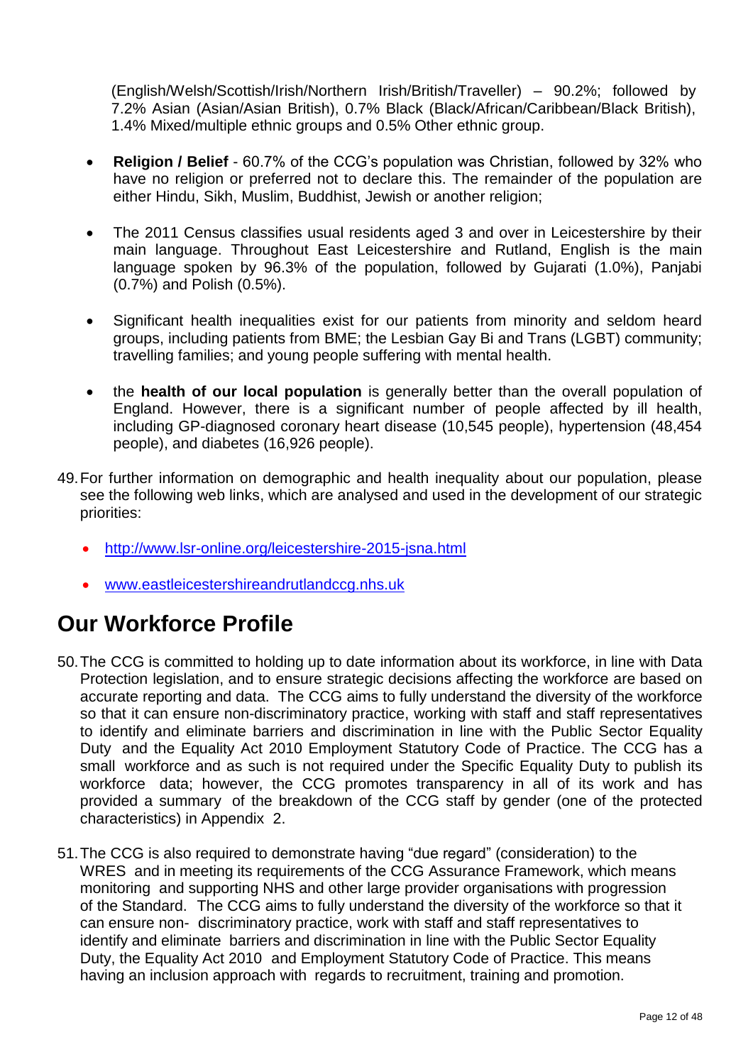(English/Welsh/Scottish/Irish/Northern Irish/British/Traveller) – 90.2%; followed by 7.2% Asian (Asian/Asian British), 0.7% Black (Black/African/Caribbean/Black British), 1.4% Mixed/multiple ethnic groups and 0.5% Other ethnic group.

- **Religion / Belief** - 60.7% of the CCG's population was Christian, followed by 32% who have no religion or preferred not to declare this. The remainder of the population are either Hindu, Sikh, Muslim, Buddhist, Jewish or another religion;
- The 2011 Census classifies usual residents aged 3 and over in Leicestershire by their main language. Throughout East Leicestershire and Rutland, English is the main language spoken by 96.3% of the population, followed by Gujarati (1.0%), Panjabi (0.7%) and Polish (0.5%).
- Significant health inequalities exist for our patients from minority and seldom heard groups, including patients from BME; the Lesbian Gay Bi and Trans (LGBT) community; travelling families; and young people suffering with mental health.
- the **health of our local population** is generally better than the overall population of England. However, there is a significant number of people affected by ill health, including GP-diagnosed coronary heart disease (10,545 people), hypertension (48,454 people), and diabetes (16,926 people).

49. For further information on demographic and health inequality about our population, please see the following web links, which are analysed and used in the development of our strategic priorities:
    - http://www.lsr-online.org/leicestershire-2015-jsna.html
    - www.eastleicestershireandrutlandccg.nhs.uk

# Our Workforce Profile

50. The CCG is committed to holding up to date information about its workforce, in line with Data Protection legislation, and to ensure strategic decisions affecting the workforce are based on accurate reporting and data. The CCG aims to fully understand the diversity of the workforce so that it can ensure non-discriminatory practice, working with staff and staff representatives to identify and eliminate barriers and discrimination in line with the Public Sector Equality Duty and the Equality Act 2010 Employment Statutory Code of Practice. The CCG has a small workforce and as such is not required under the Specific Equality Duty to publish its workforce data; however, the CCG promotes transparency in all of its work and has provided a summary of the breakdown of the CCG staff by gender (one of the protected characteristics) in Appendix 2.

51. The CCG is also required to demonstrate having "due regard" (consideration) to the WRES and in meeting its requirements of the CCG Assurance Framework, which means monitoring and supporting NHS and other large provider organisations with progression of the Standard. The CCG aims to fully understand the diversity of the workforce so that it can ensure non- discriminatory practice, work with staff and staff representatives to identify and eliminate barriers and discrimination in line with the Public Sector Equality Duty, the Equality Act 2010 and Employment Statutory Code of Practice. This means having an inclusion approach with regards to recruitment, training and promotion.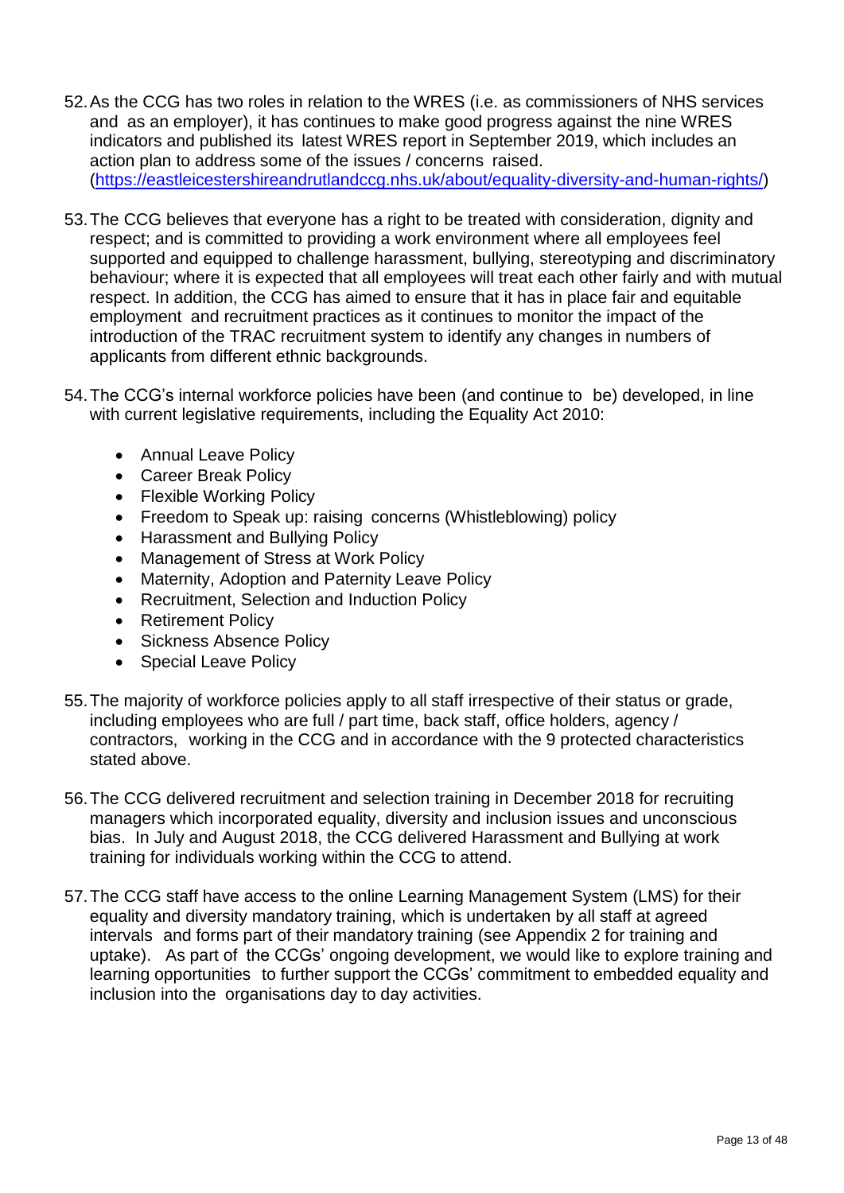52. As the CCG has two roles in relation to the WRES (i.e. as commissioners of NHS services and as an employer), it has continues to make good progress against the nine WRES indicators and published its latest WRES report in September 2019, which includes an action plan to address some of the issues / concerns raised. ([https://eastleicestershireandrutlandccg.nhs.uk/about/equality-diversity-and-human-rights/](https://eastleicestershireandrutlandccg.nhs.uk/about/equality-diversity-and-human-rights/))

53. The CCG believes that everyone has a right to be treated with consideration, dignity and respect; and is committed to providing a work environment where all employees feel supported and equipped to challenge harassment, bullying, stereotyping and discriminatory behaviour; where it is expected that all employees will treat each other fairly and with mutual respect. In addition, the CCG has aimed to ensure that it has in place fair and equitable employment and recruitment practices as it continues to monitor the impact of the introduction of the TRAC recruitment system to identify any changes in numbers of applicants from different ethnic backgrounds.

54. The CCG's internal workforce policies have been (and continue to be) developed, in line with current legislative requirements, including the Equality Act 2010:

    - Annual Leave Policy
    - Career Break Policy
    - Flexible Working Policy
    - Freedom to Speak up: raising concerns (Whistleblowing) policy
    - Harassment and Bullying Policy
    - Management of Stress at Work Policy
    - Maternity, Adoption and Paternity Leave Policy
    - Recruitment, Selection and Induction Policy
    - Retirement Policy
    - Sickness Absence Policy
    - Special Leave Policy

55. The majority of workforce policies apply to all staff irrespective of their status or grade, including employees who are full / part time, back staff, office holders, agency / contractors, working in the CCG and in accordance with the 9 protected characteristics stated above.

56. The CCG delivered recruitment and selection training in December 2018 for recruiting managers which incorporated equality, diversity and inclusion issues and unconscious bias. In July and August 2018, the CCG delivered Harassment and Bullying at work training for individuals working within the CCG to attend.

57. The CCG staff have access to the online Learning Management System (LMS) for their equality and diversity mandatory training, which is undertaken by all staff at agreed intervals and forms part of their mandatory training (see Appendix 2 for training and uptake). As part of the CCGs' ongoing development, we would like to explore training and learning opportunities to further support the CCGs' commitment to embedded equality and inclusion into the organisations day to day activities.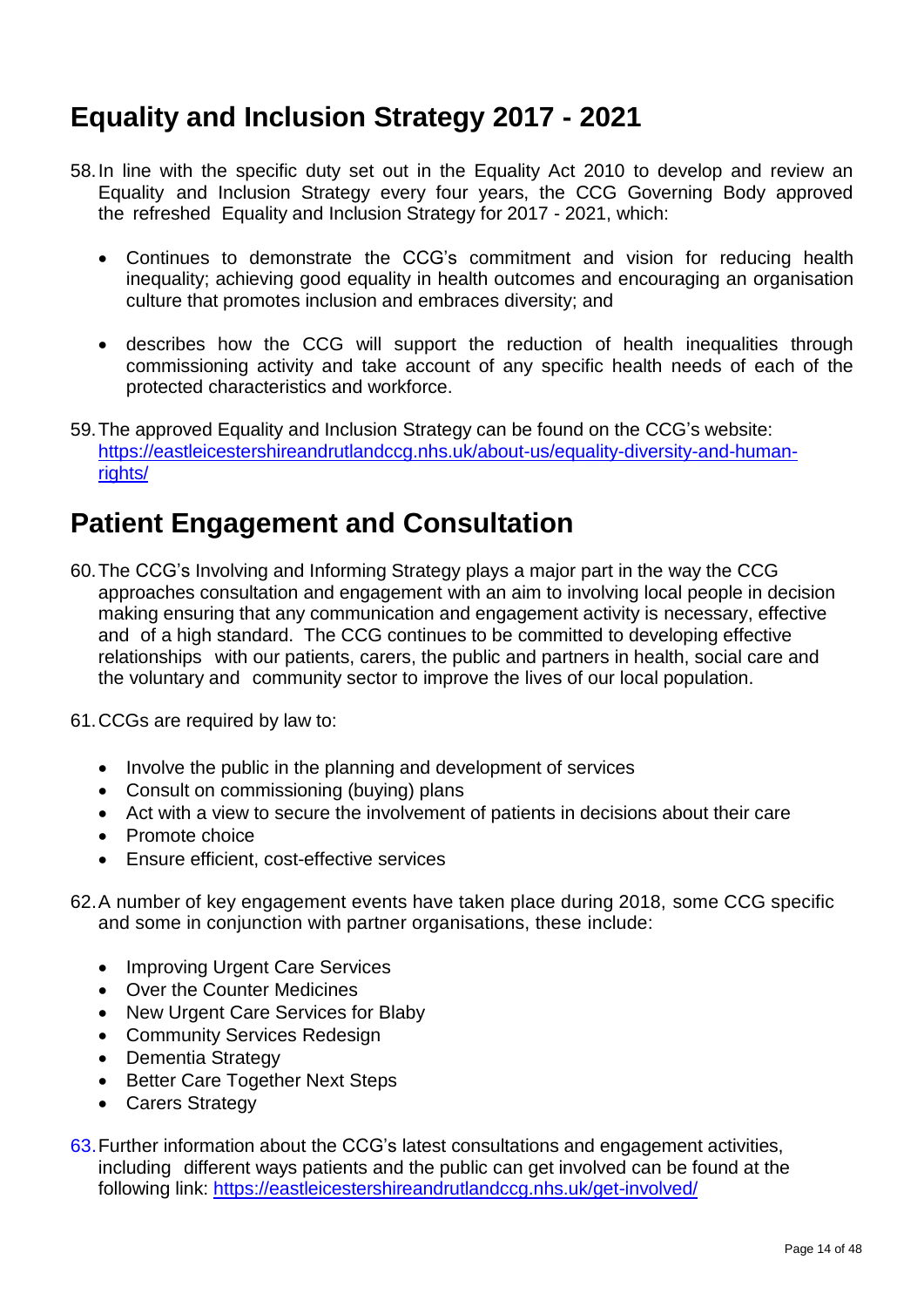## Equality and Inclusion Strategy 2017 - 2021

58. In line with the specific duty set out in the Equality Act 2010 to develop and review an Equality and Inclusion Strategy every four years, the CCG Governing Body approved the refreshed Equality and Inclusion Strategy for 2017 - 2021, which:

    - Continues to demonstrate the CCG's commitment and vision for reducing health inequality; achieving good equality in health outcomes and encouraging an organisation culture that promotes inclusion and embraces diversity; and

    - describes how the CCG will support the reduction of health inequalities through commissioning activity and take account of any specific health needs of each of the protected characteristics and workforce.

59. The approved Equality and Inclusion Strategy can be found on the CCG's website: https://eastleicestershireandrutlandccg.nhs.uk/about-us/equality-diversity-and-human-rights/

## Patient Engagement and Consultation

60. The CCG's Involving and Informing Strategy plays a major part in the way the CCG approaches consultation and engagement with an aim to involving local people in decision making ensuring that any communication and engagement activity is necessary, effective and of a high standard. The CCG continues to be committed to developing effective relationships with our patients, carers, the public and partners in health, social care and the voluntary and community sector to improve the lives of our local population.

61. CCGs are required by law to:

    - Involve the public in the planning and development of services
    - Consult on commissioning (buying) plans
    - Act with a view to secure the involvement of patients in decisions about their care
    - Promote choice
    - Ensure efficient, cost-effective services

62. A number of key engagement events have taken place during 2018, some CCG specific and some in conjunction with partner organisations, these include:

    - Improving Urgent Care Services
    - Over the Counter Medicines
    - New Urgent Care Services for Blaby
    - Community Services Redesign
    - Dementia Strategy
    - Better Care Together Next Steps
    - Carers Strategy

63. Further information about the CCG's latest consultations and engagement activities, including different ways patients and the public can get involved can be found at the following link: https://eastleicestershireandrutlandccg.nhs.uk/get-involved/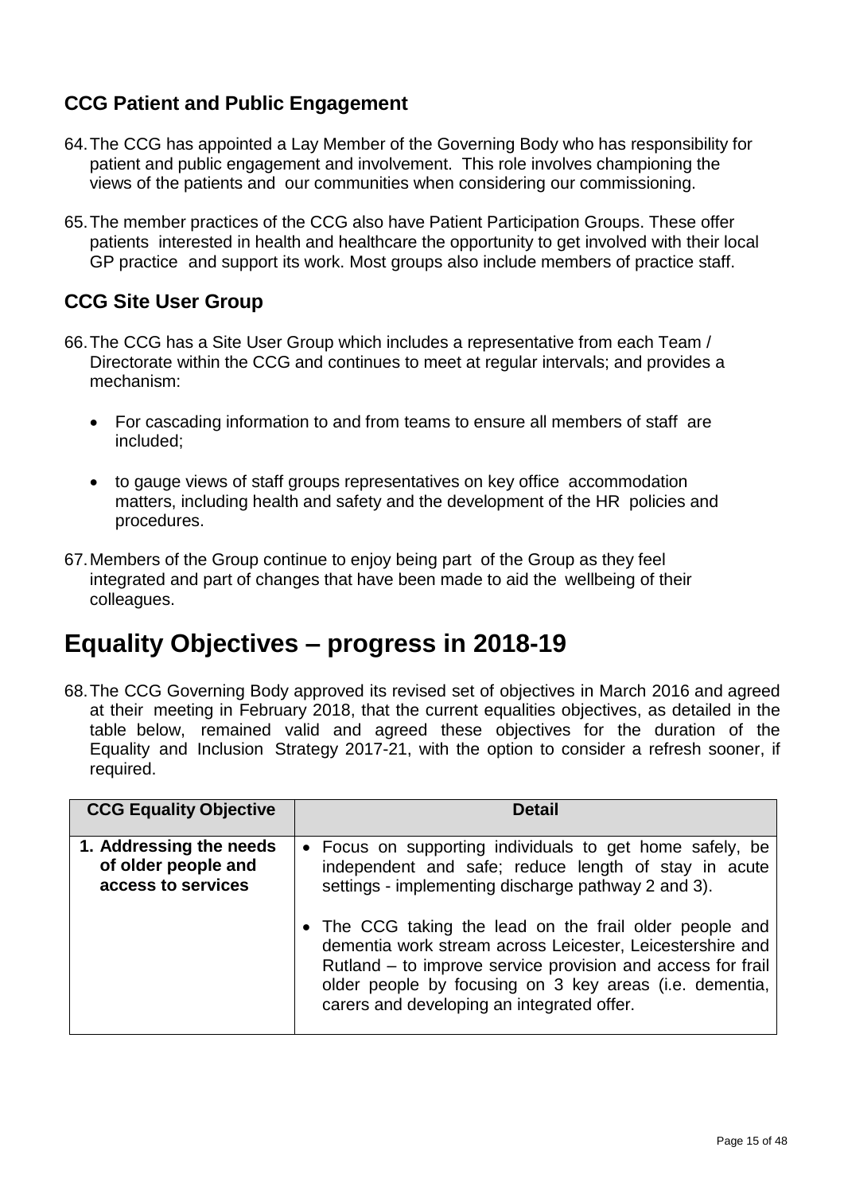## CCG Patient and Public Engagement

64. The CCG has appointed a Lay Member of the Governing Body who has responsibility for patient and public engagement and involvement. This role involves championing the views of the patients and our communities when considering our commissioning.

65. The member practices of the CCG also have Patient Participation Groups. These offer patients interested in health and healthcare the opportunity to get involved with their local GP practice and support its work. Most groups also include members of practice staff.

## CCG Site User Group

66. The CCG has a Site User Group which includes a representative from each Team / Directorate within the CCG and continues to meet at regular intervals; and provides a mechanism:

    - For cascading information to and from teams to ensure all members of staff are included;
    - to gauge views of staff groups representatives on key office accommodation matters, including health and safety and the development of the HR policies and procedures.

67. Members of the Group continue to enjoy being part of the Group as they feel integrated and part of changes that have been made to aid the wellbeing of their colleagues.

# Equality Objectives – progress in 2018-19

68. The CCG Governing Body approved its revised set of objectives in March 2016 and agreed at their meeting in February 2018, that the current equalities objectives, as detailed in the table below, remained valid and agreed these objectives for the duration of the Equality and Inclusion Strategy 2017-21, with the option to consider a refresh sooner, if required.

| CCG Equality Objective | Detail |
|---|---|
| **1. Addressing the needs of older people and access to services** | • Focus on supporting individuals to get home safely, be independent and safe; reduce length of stay in acute settings - implementing discharge pathway 2 and 3).<br><br>• The CCG taking the lead on the frail older people and dementia work stream across Leicester, Leicestershire and Rutland – to improve service provision and access for frail older people by focusing on 3 key areas (i.e. dementia, carers and developing an integrated offer. |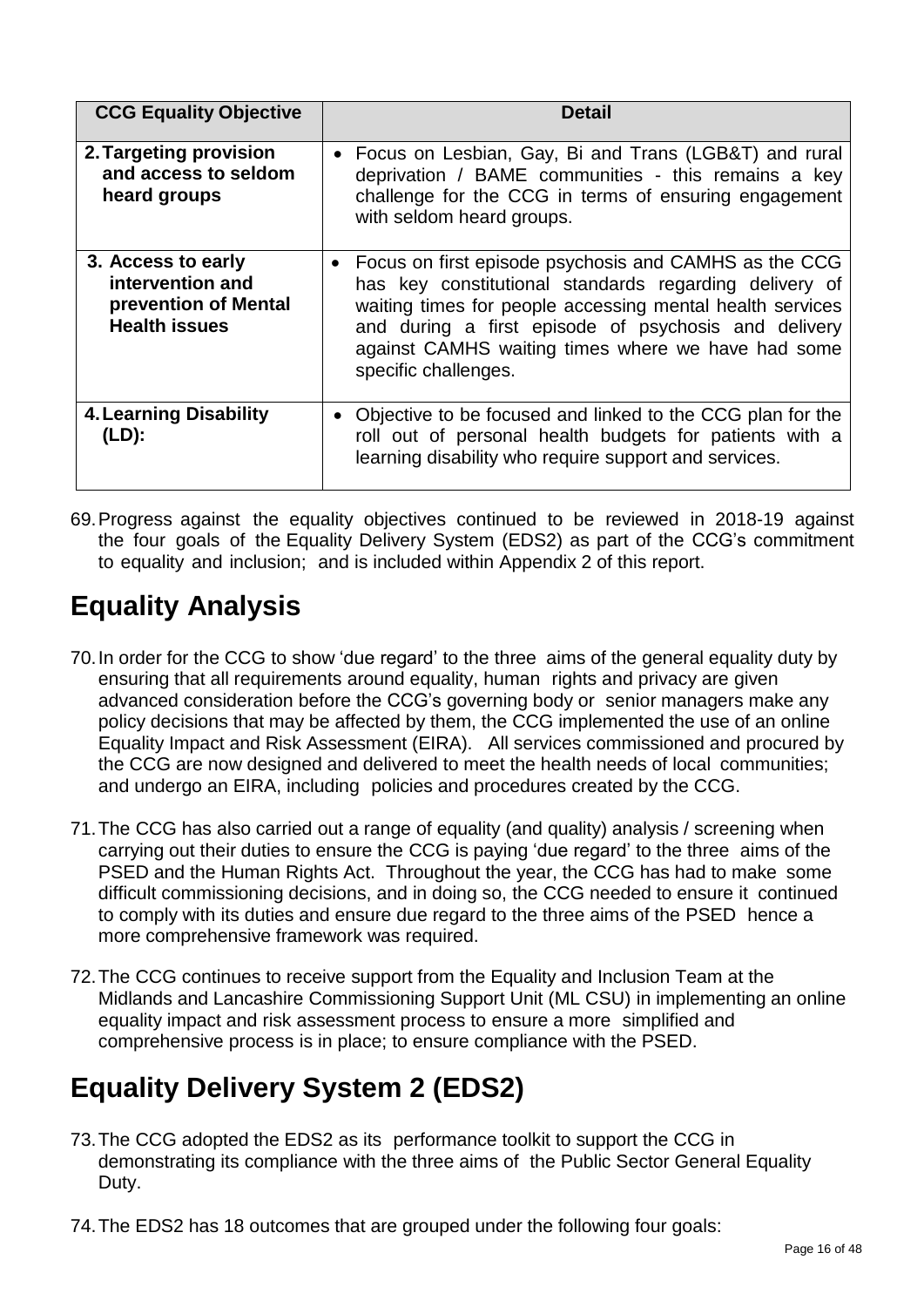| CCG Equality Objective | Detail |
|---|---|
| **2. Targeting provision and access to seldom heard groups** | • Focus on Lesbian, Gay, Bi and Trans (LGB&T) and rural deprivation / BAME communities - this remains a key challenge for the CCG in terms of ensuring engagement with seldom heard groups. |
| **3. Access to early intervention and prevention of Mental Health issues** | • Focus on first episode psychosis and CAMHS as the CCG has key constitutional standards regarding delivery of waiting times for people accessing mental health services and during a first episode of psychosis and delivery against CAMHS waiting times where we have had some specific challenges. |
| **4. Learning Disability (LD):** | • Objective to be focused and linked to the CCG plan for the roll out of personal health budgets for patients with a learning disability who require support and services. |

69. Progress against the equality objectives continued to be reviewed in 2018-19 against the four goals of the Equality Delivery System (EDS2) as part of the CCG's commitment to equality and inclusion; and is included within Appendix 2 of this report.

# Equality Analysis

70. In order for the CCG to show 'due regard' to the three aims of the general equality duty by ensuring that all requirements around equality, human rights and privacy are given advanced consideration before the CCG's governing body or senior managers make any policy decisions that may be affected by them, the CCG implemented the use of an online Equality Impact and Risk Assessment (EIRA). All services commissioned and procured by the CCG are now designed and delivered to meet the health needs of local communities; and undergo an EIRA, including policies and procedures created by the CCG.

71. The CCG has also carried out a range of equality (and quality) analysis / screening when carrying out their duties to ensure the CCG is paying 'due regard' to the three aims of the PSED and the Human Rights Act. Throughout the year, the CCG has had to make some difficult commissioning decisions, and in doing so, the CCG needed to ensure it continued to comply with its duties and ensure due regard to the three aims of the PSED hence a more comprehensive framework was required.

72. The CCG continues to receive support from the Equality and Inclusion Team at the Midlands and Lancashire Commissioning Support Unit (ML CSU) in implementing an online equality impact and risk assessment process to ensure a more simplified and comprehensive process is in place; to ensure compliance with the PSED.

# Equality Delivery System 2 (EDS2)

73. The CCG adopted the EDS2 as its performance toolkit to support the CCG in demonstrating its compliance with the three aims of the Public Sector General Equality Duty.

74. The EDS2 has 18 outcomes that are grouped under the following four goals: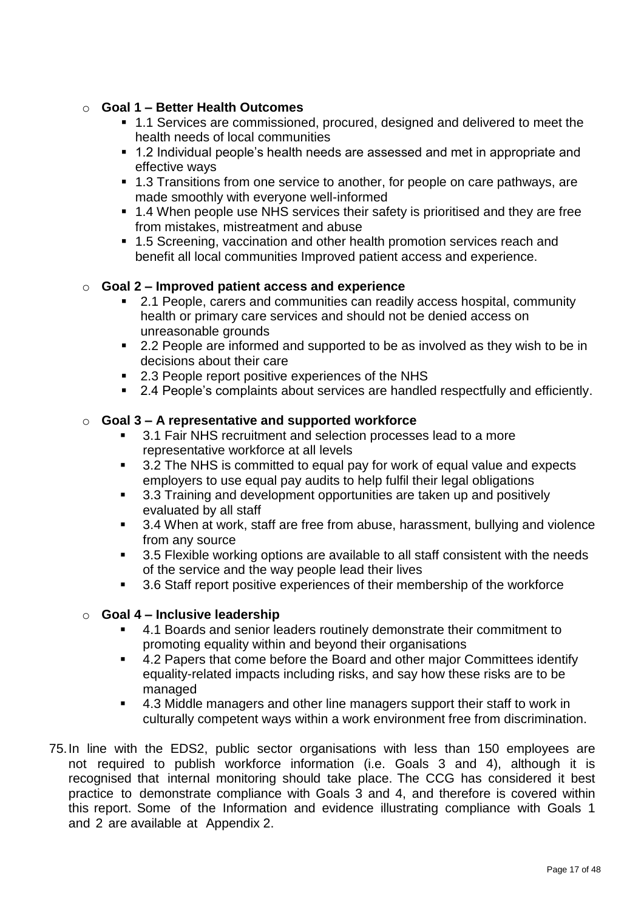- **Goal 1 – Better Health Outcomes**
  - 1.1 Services are commissioned, procured, designed and delivered to meet the health needs of local communities
  - 1.2 Individual people's health needs are assessed and met in appropriate and effective ways
  - 1.3 Transitions from one service to another, for people on care pathways, are made smoothly with everyone well-informed
  - 1.4 When people use NHS services their safety is prioritised and they are free from mistakes, mistreatment and abuse
  - 1.5 Screening, vaccination and other health promotion services reach and benefit all local communities Improved patient access and experience.

- **Goal 2 – Improved patient access and experience**
  - 2.1 People, carers and communities can readily access hospital, community health or primary care services and should not be denied access on unreasonable grounds
  - 2.2 People are informed and supported to be as involved as they wish to be in decisions about their care
  - 2.3 People report positive experiences of the NHS
  - 2.4 People's complaints about services are handled respectfully and efficiently.

- **Goal 3 – A representative and supported workforce**
  - 3.1 Fair NHS recruitment and selection processes lead to a more representative workforce at all levels
  - 3.2 The NHS is committed to equal pay for work of equal value and expects employers to use equal pay audits to help fulfil their legal obligations
  - 3.3 Training and development opportunities are taken up and positively evaluated by all staff
  - 3.4 When at work, staff are free from abuse, harassment, bullying and violence from any source
  - 3.5 Flexible working options are available to all staff consistent with the needs of the service and the way people lead their lives
  - 3.6 Staff report positive experiences of their membership of the workforce

- **Goal 4 – Inclusive leadership**
  - 4.1 Boards and senior leaders routinely demonstrate their commitment to promoting equality within and beyond their organisations
  - 4.2 Papers that come before the Board and other major Committees identify equality-related impacts including risks, and say how these risks are to be managed
  - 4.3 Middle managers and other line managers support their staff to work in culturally competent ways within a work environment free from discrimination.

75. In line with the EDS2, public sector organisations with less than 150 employees are not required to publish workforce information (i.e. Goals 3 and 4), although it is recognised that internal monitoring should take place. The CCG has considered it best practice to demonstrate compliance with Goals 3 and 4, and therefore is covered within this report. Some of the Information and evidence illustrating compliance with Goals 1 and 2 are available at Appendix 2.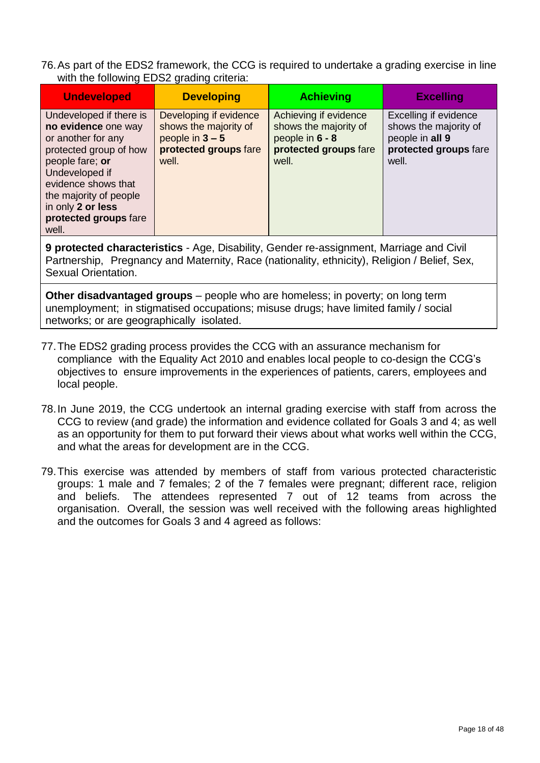76. As part of the EDS2 framework, the CCG is required to undertake a grading exercise in line with the following EDS2 grading criteria:

| **Undeveloped** | **Developing** | **Achieving** | **Excelling** |
|---|---|---|---|
| Undeveloped if there is **no evidence** one way or another for any protected group of how people fare; **or** Undeveloped if evidence shows that the majority of people in only **2 or less protected groups** fare well. | Developing if evidence shows the majority of people in **3 – 5 protected groups** fare well. | Achieving if evidence shows the majority of people in **6 - 8 protected groups** fare well. | Excelling if evidence shows the majority of people in **all 9 protected groups** fare well. |
| **9 protected characteristics** - Age, Disability, Gender re-assignment, Marriage and Civil Partnership, Pregnancy and Maternity, Race (nationality, ethnicity), Religion / Belief, Sex, Sexual Orientation. | | | |
| **Other disadvantaged groups** – people who are homeless; in poverty; on long term unemployment; in stigmatised occupations; misuse drugs; have limited family / social networks; or are geographically isolated. | | | |

77. The EDS2 grading process provides the CCG with an assurance mechanism for compliance with the Equality Act 2010 and enables local people to co-design the CCG's objectives to ensure improvements in the experiences of patients, carers, employees and local people.

78. In June 2019, the CCG undertook an internal grading exercise with staff from across the CCG to review (and grade) the information and evidence collated for Goals 3 and 4; as well as an opportunity for them to put forward their views about what works well within the CCG, and what the areas for development are in the CCG.

79. This exercise was attended by members of staff from various protected characteristic groups: 1 male and 7 females; 2 of the 7 females were pregnant; different race, religion and beliefs. The attendees represented 7 out of 12 teams from across the organisation. Overall, the session was well received with the following areas highlighted and the outcomes for Goals 3 and 4 agreed as follows: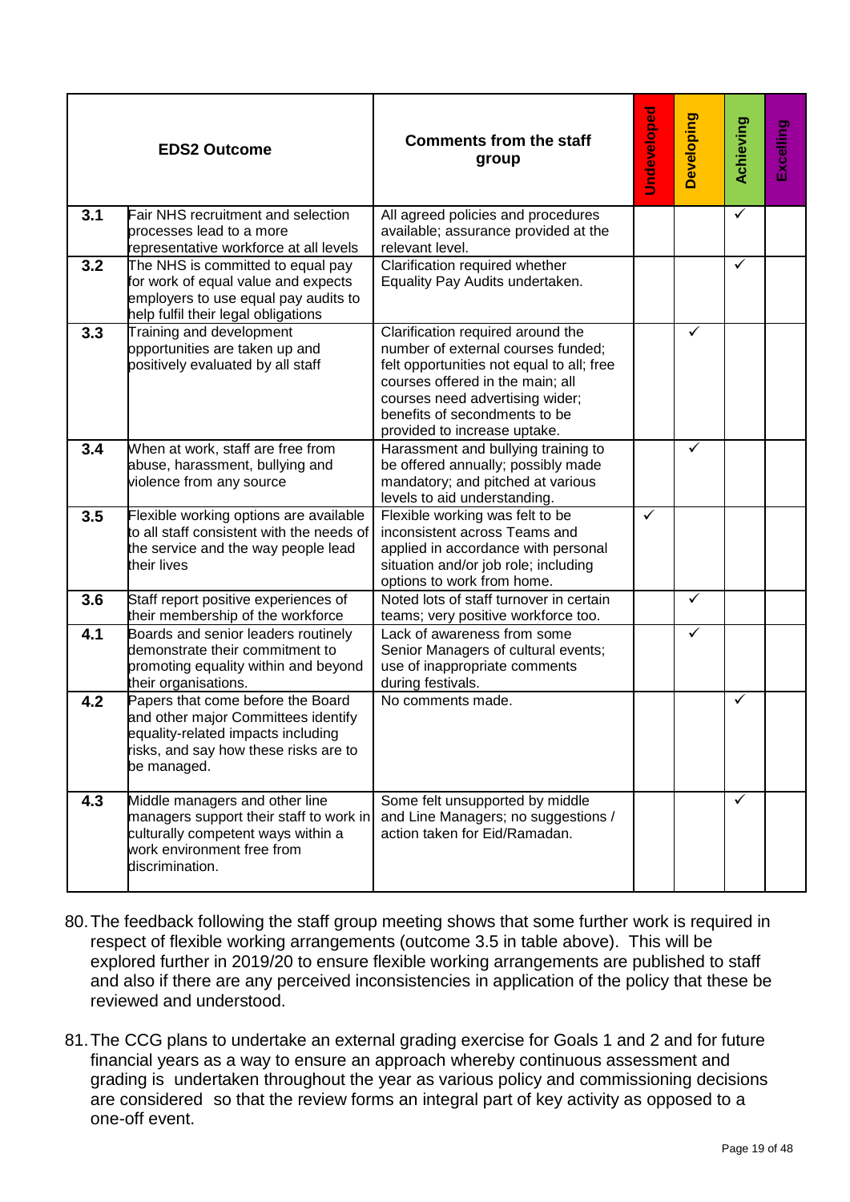| EDS2 Outcome | | Comments from the staff group | Undeveloped | Developing | Achieving | Excelling |
|---|---|---|---|---|---|---|
| 3.1 | Fair NHS recruitment and selection processes lead to a more representative workforce at all levels | All agreed policies and procedures available; assurance provided at the relevant level. | | | ✓ | |
| 3.2 | The NHS is committed to equal pay for work of equal value and expects employers to use equal pay audits to help fulfil their legal obligations | Clarification required whether Equality Pay Audits undertaken. | | | ✓ | |
| 3.3 | Training and development opportunities are taken up and positively evaluated by all staff | Clarification required around the number of external courses funded; felt opportunities not equal to all; free courses offered in the main; all courses need advertising wider; benefits of secondments to be provided to increase uptake. | | ✓ | | |
| 3.4 | When at work, staff are free from abuse, harassment, bullying and violence from any source | Harassment and bullying training to be offered annually; possibly made mandatory; and pitched at various levels to aid understanding. | | ✓ | | |
| 3.5 | Flexible working options are available to all staff consistent with the needs of the service and the way people lead their lives | Flexible working was felt to be inconsistent across Teams and applied in accordance with personal situation and/or job role; including options to work from home. | ✓ | | | |
| 3.6 | Staff report positive experiences of their membership of the workforce | Noted lots of staff turnover in certain teams; very positive workforce too. | | ✓ | | |
| 4.1 | Boards and senior leaders routinely demonstrate their commitment to promoting equality within and beyond their organisations. | Lack of awareness from some Senior Managers of cultural events; use of inappropriate comments during festivals. | | ✓ | | |
| 4.2 | Papers that come before the Board and other major Committees identify equality-related impacts including risks, and say how these risks are to be managed. | No comments made. | | | ✓ | |
| 4.3 | Middle managers and other line managers support their staff to work in culturally competent ways within a work environment free from discrimination. | Some felt unsupported by middle and Line Managers; no suggestions / action taken for Eid/Ramadan. | | | ✓ | |

80. The feedback following the staff group meeting shows that some further work is required in respect of flexible working arrangements (outcome 3.5 in table above). This will be explored further in 2019/20 to ensure flexible working arrangements are published to staff and also if there are any perceived inconsistencies in application of the policy that these be reviewed and understood.

81. The CCG plans to undertake an external grading exercise for Goals 1 and 2 and for future financial years as a way to ensure an approach whereby continuous assessment and grading is undertaken throughout the year as various policy and commissioning decisions are considered so that the review forms an integral part of key activity as opposed to a one-off event.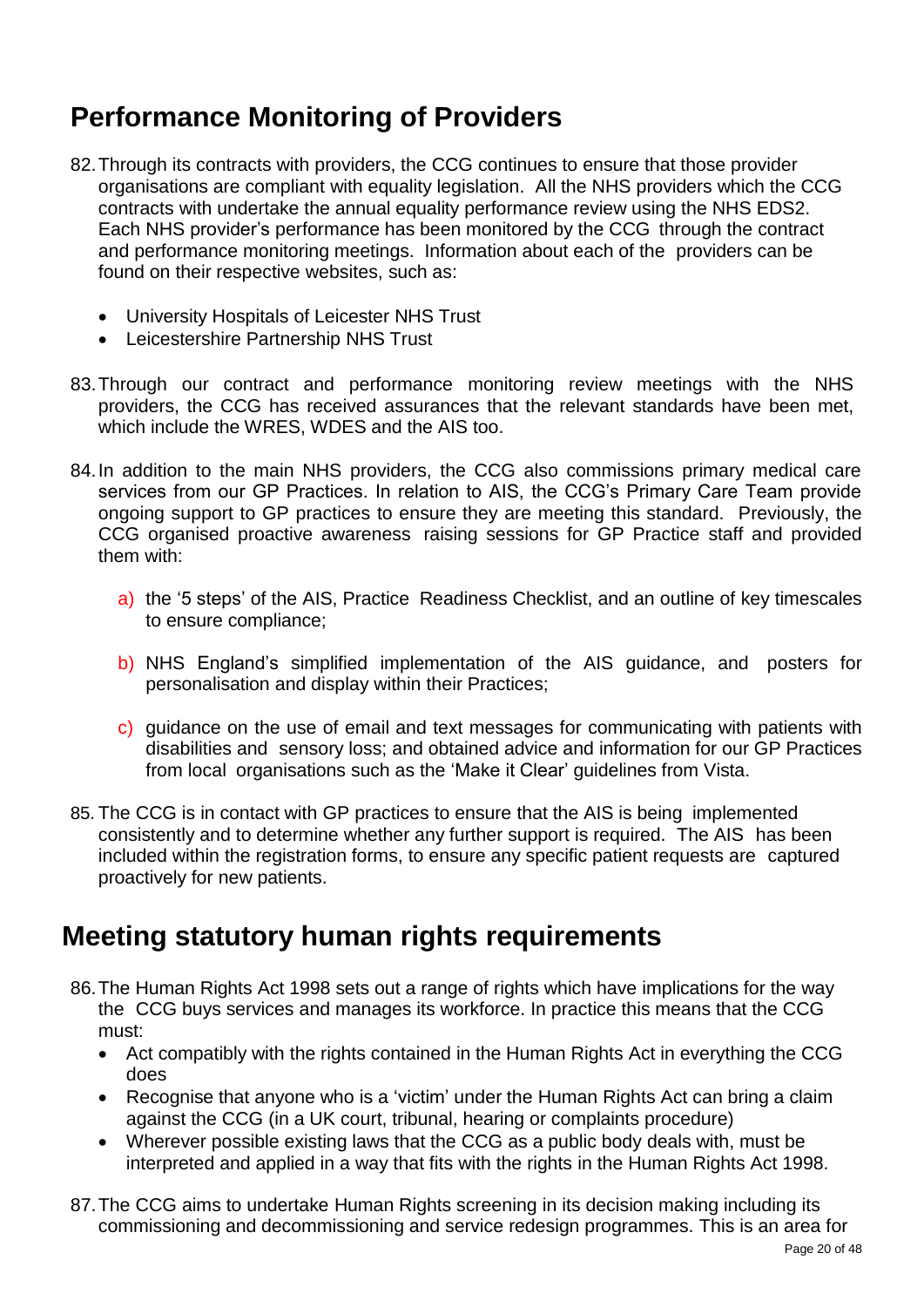## Performance Monitoring of Providers

82. Through its contracts with providers, the CCG continues to ensure that those provider organisations are compliant with equality legislation. All the NHS providers which the CCG contracts with undertake the annual equality performance review using the NHS EDS2. Each NHS provider's performance has been monitored by the CCG through the contract and performance monitoring meetings. Information about each of the providers can be found on their respective websites, such as:
    - University Hospitals of Leicester NHS Trust
    - Leicestershire Partnership NHS Trust

83. Through our contract and performance monitoring review meetings with the NHS providers, the CCG has received assurances that the relevant standards have been met, which include the WRES, WDES and the AIS too.

84. In addition to the main NHS providers, the CCG also commissions primary medical care services from our GP Practices. In relation to AIS, the CCG's Primary Care Team provide ongoing support to GP practices to ensure they are meeting this standard. Previously, the CCG organised proactive awareness raising sessions for GP Practice staff and provided them with:

    a) the '5 steps' of the AIS, Practice Readiness Checklist, and an outline of key timescales to ensure compliance;

    b) NHS England's simplified implementation of the AIS guidance, and posters for personalisation and display within their Practices;

    c) guidance on the use of email and text messages for communicating with patients with disabilities and sensory loss; and obtained advice and information for our GP Practices from local organisations such as the 'Make it Clear' guidelines from Vista.

85. The CCG is in contact with GP practices to ensure that the AIS is being implemented consistently and to determine whether any further support is required. The AIS has been included within the registration forms, to ensure any specific patient requests are captured proactively for new patients.

## Meeting statutory human rights requirements

86. The Human Rights Act 1998 sets out a range of rights which have implications for the way the CCG buys services and manages its workforce. In practice this means that the CCG must:
    - Act compatibly with the rights contained in the Human Rights Act in everything the CCG does
    - Recognise that anyone who is a 'victim' under the Human Rights Act can bring a claim against the CCG (in a UK court, tribunal, hearing or complaints procedure)
    - Wherever possible existing laws that the CCG as a public body deals with, must be interpreted and applied in a way that fits with the rights in the Human Rights Act 1998.

87. The CCG aims to undertake Human Rights screening in its decision making including its commissioning and decommissioning and service redesign programmes. This is an area for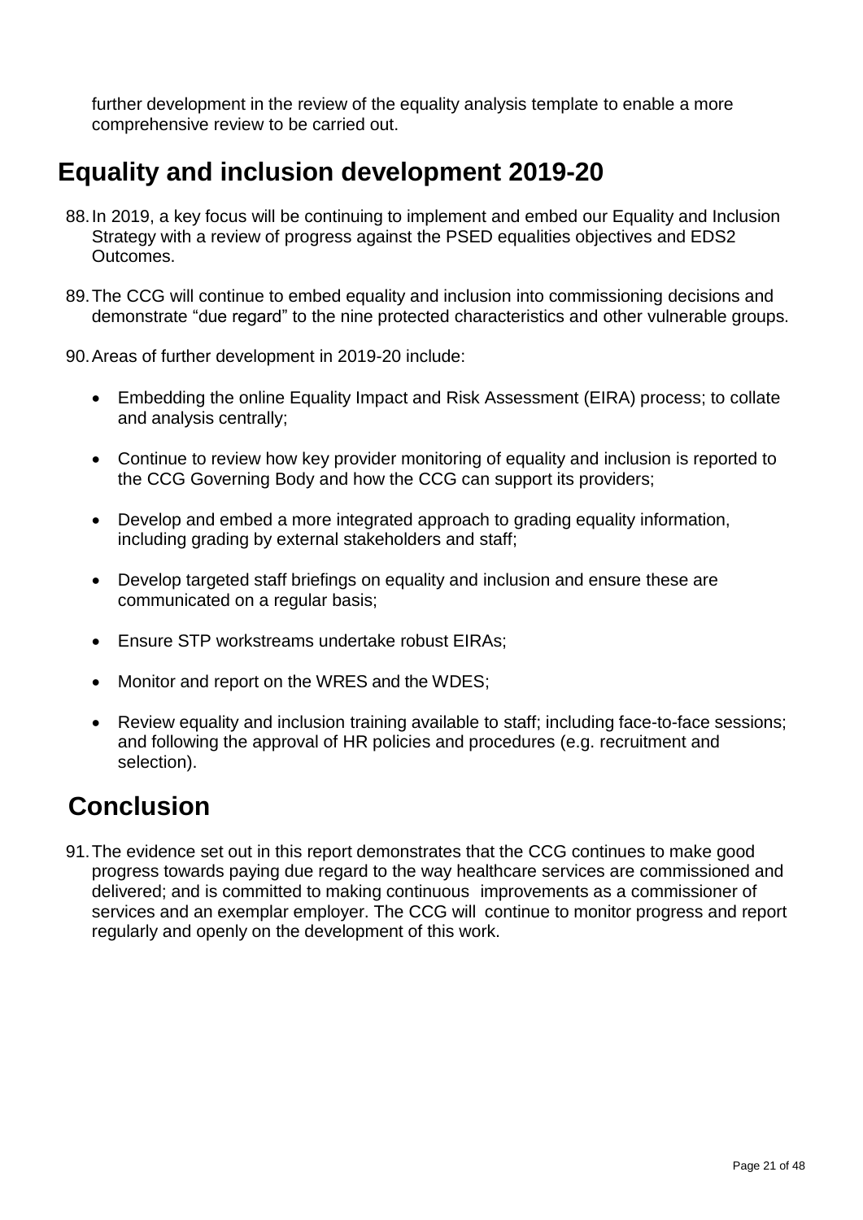further development in the review of the equality analysis template to enable a more comprehensive review to be carried out.

## Equality and inclusion development 2019-20

88. In 2019, a key focus will be continuing to implement and embed our Equality and Inclusion Strategy with a review of progress against the PSED equalities objectives and EDS2 Outcomes.

89. The CCG will continue to embed equality and inclusion into commissioning decisions and demonstrate "due regard" to the nine protected characteristics and other vulnerable groups.

90. Areas of further development in 2019-20 include:

- Embedding the online Equality Impact and Risk Assessment (EIRA) process; to collate and analysis centrally;
- Continue to review how key provider monitoring of equality and inclusion is reported to the CCG Governing Body and how the CCG can support its providers;
- Develop and embed a more integrated approach to grading equality information, including grading by external stakeholders and staff;
- Develop targeted staff briefings on equality and inclusion and ensure these are communicated on a regular basis;
- Ensure STP workstreams undertake robust EIRAs;
- Monitor and report on the WRES and the WDES;
- Review equality and inclusion training available to staff; including face-to-face sessions; and following the approval of HR policies and procedures (e.g. recruitment and selection).

## Conclusion

91. The evidence set out in this report demonstrates that the CCG continues to make good progress towards paying due regard to the way healthcare services are commissioned and delivered; and is committed to making continuous improvements as a commissioner of services and an exemplar employer. The CCG will continue to monitor progress and report regularly and openly on the development of this work.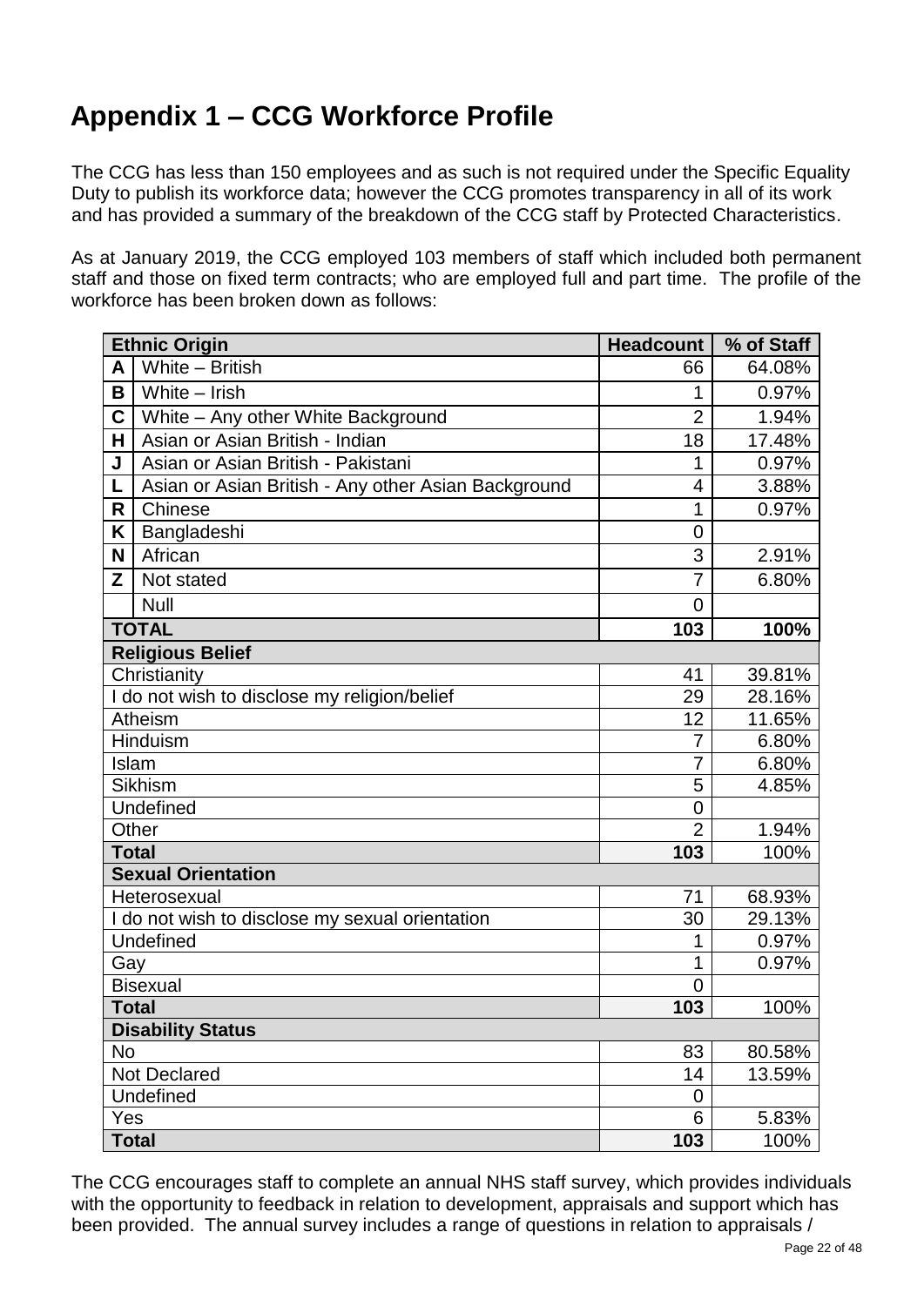# Appendix 1 – CCG Workforce Profile

The CCG has less than 150 employees and as such is not required under the Specific Equality Duty to publish its workforce data; however the CCG promotes transparency in all of its work and has provided a summary of the breakdown of the CCG staff by Protected Characteristics.

As at January 2019, the CCG employed 103 members of staff which included both permanent staff and those on fixed term contracts; who are employed full and part time. The profile of the workforce has been broken down as follows:

| Ethnic Origin | | Headcount | % of Staff |
|---|---|---|---|
| A | White – British | 66 | 64.08% |
| B | White – Irish | 1 | 0.97% |
| C | White – Any other White Background | 2 | 1.94% |
| H | Asian or Asian British - Indian | 18 | 17.48% |
| J | Asian or Asian British - Pakistani | 1 | 0.97% |
| L | Asian or Asian British - Any other Asian Background | 4 | 3.88% |
| R | Chinese | 1 | 0.97% |
| K | Bangladeshi | 0 | |
| N | African | 3 | 2.91% |
| Z | Not stated | 7 | 6.80% |
| | Null | 0 | |
| **TOTAL** | | **103** | **100%** |
| **Religious Belief** | | | |
| Christianity | | 41 | 39.81% |
| I do not wish to disclose my religion/belief | | 29 | 28.16% |
| Atheism | | 12 | 11.65% |
| Hinduism | | 7 | 6.80% |
| Islam | | 7 | 6.80% |
| Sikhism | | 5 | 4.85% |
| Undefined | | 0 | |
| Other | | 2 | 1.94% |
| **Total** | | **103** | 100% |
| **Sexual Orientation** | | | |
| Heterosexual | | 71 | 68.93% |
| I do not wish to disclose my sexual orientation | | 30 | 29.13% |
| Undefined | | 1 | 0.97% |
| Gay | | 1 | 0.97% |
| Bisexual | | 0 | |
| **Total** | | **103** | 100% |
| **Disability Status** | | | |
| No | | 83 | 80.58% |
| Not Declared | | 14 | 13.59% |
| Undefined | | 0 | |
| Yes | | 6 | 5.83% |
| **Total** | | **103** | 100% |

The CCG encourages staff to complete an annual NHS staff survey, which provides individuals with the opportunity to feedback in relation to development, appraisals and support which has been provided. The annual survey includes a range of questions in relation to appraisals /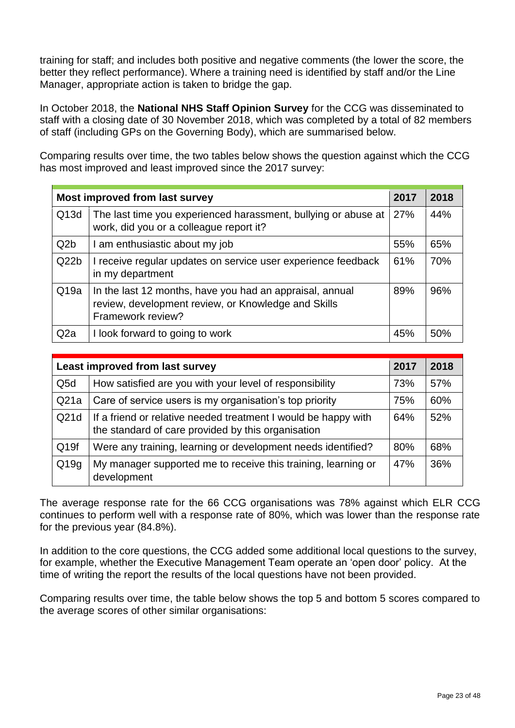training for staff; and includes both positive and negative comments (the lower the score, the better they reflect performance). Where a training need is identified by staff and/or the Line Manager, appropriate action is taken to bridge the gap.

In October 2018, the **National NHS Staff Opinion Survey** for the CCG was disseminated to staff with a closing date of 30 November 2018, which was completed by a total of 82 members of staff (including GPs on the Governing Body), which are summarised below.

Comparing results over time, the two tables below shows the question against which the CCG has most improved and least improved since the 2017 survey:

| Most improved from last survey | | 2017 | 2018 |
|---|---|---|---|
| Q13d | The last time you experienced harassment, bullying or abuse at work, did you or a colleague report it? | 27% | 44% |
| Q2b | I am enthusiastic about my job | 55% | 65% |
| Q22b | I receive regular updates on service user experience feedback in my department | 61% | 70% |
| Q19a | In the last 12 months, have you had an appraisal, annual review, development review, or Knowledge and Skills Framework review? | 89% | 96% |
| Q2a | I look forward to going to work | 45% | 50% |

| Least improved from last survey | | 2017 | 2018 |
|---|---|---|---|
| Q5d | How satisfied are you with your level of responsibility | 73% | 57% |
| Q21a | Care of service users is my organisation's top priority | 75% | 60% |
| Q21d | If a friend or relative needed treatment I would be happy with the standard of care provided by this organisation | 64% | 52% |
| Q19f | Were any training, learning or development needs identified? | 80% | 68% |
| Q19g | My manager supported me to receive this training, learning or development | 47% | 36% |

The average response rate for the 66 CCG organisations was 78% against which ELR CCG continues to perform well with a response rate of 80%, which was lower than the response rate for the previous year (84.8%).

In addition to the core questions, the CCG added some additional local questions to the survey, for example, whether the Executive Management Team operate an 'open door' policy. At the time of writing the report the results of the local questions have not been provided.

Comparing results over time, the table below shows the top 5 and bottom 5 scores compared to the average scores of other similar organisations: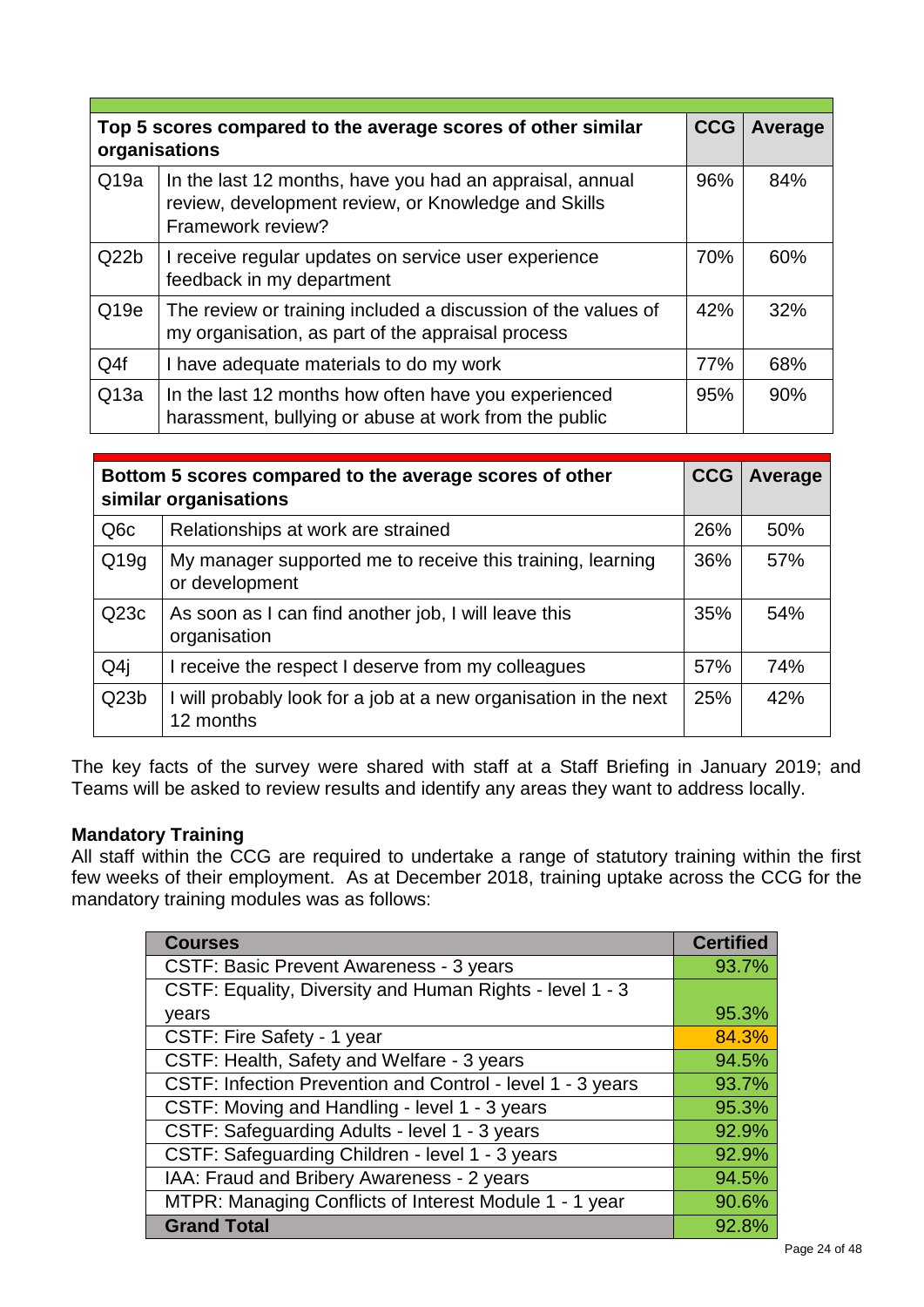| | Top 5 scores compared to the average scores of other similar organisations | CCG | Average |
|---|---|---|---|
| Q19a | In the last 12 months, have you had an appraisal, annual review, development review, or Knowledge and Skills Framework review? | 96% | 84% |
| Q22b | I receive regular updates on service user experience feedback in my department | 70% | 60% |
| Q19e | The review or training included a discussion of the values of my organisation, as part of the appraisal process | 42% | 32% |
| Q4f | I have adequate materials to do my work | 77% | 68% |
| Q13a | In the last 12 months how often have you experienced harassment, bullying or abuse at work from the public | 95% | 90% |

| | Bottom 5 scores compared to the average scores of other similar organisations | CCG | Average |
|---|---|---|---|
| Q6c | Relationships at work are strained | 26% | 50% |
| Q19g | My manager supported me to receive this training, learning or development | 36% | 57% |
| Q23c | As soon as I can find another job, I will leave this organisation | 35% | 54% |
| Q4j | I receive the respect I deserve from my colleagues | 57% | 74% |
| Q23b | I will probably look for a job at a new organisation in the next 12 months | 25% | 42% |

The key facts of the survey were shared with staff at a Staff Briefing in January 2019; and Teams will be asked to review results and identify any areas they want to address locally.

**Mandatory Training**

All staff within the CCG are required to undertake a range of statutory training within the first few weeks of their employment. As at December 2018, training uptake across the CCG for the mandatory training modules was as follows:

| Courses | Certified |
|---|---|
| CSTF: Basic Prevent Awareness - 3 years | 93.7% |
| CSTF: Equality, Diversity and Human Rights - level 1 - 3 years | 95.3% |
| CSTF: Fire Safety - 1 year | 84.3% |
| CSTF: Health, Safety and Welfare - 3 years | 94.5% |
| CSTF: Infection Prevention and Control - level 1 - 3 years | 93.7% |
| CSTF: Moving and Handling - level 1 - 3 years | 95.3% |
| CSTF: Safeguarding Adults - level 1 - 3 years | 92.9% |
| CSTF: Safeguarding Children - level 1 - 3 years | 92.9% |
| IAA: Fraud and Bribery Awareness - 2 years | 94.5% |
| MTPR: Managing Conflicts of Interest Module 1 - 1 year | 90.6% |
| **Grand Total** | 92.8% |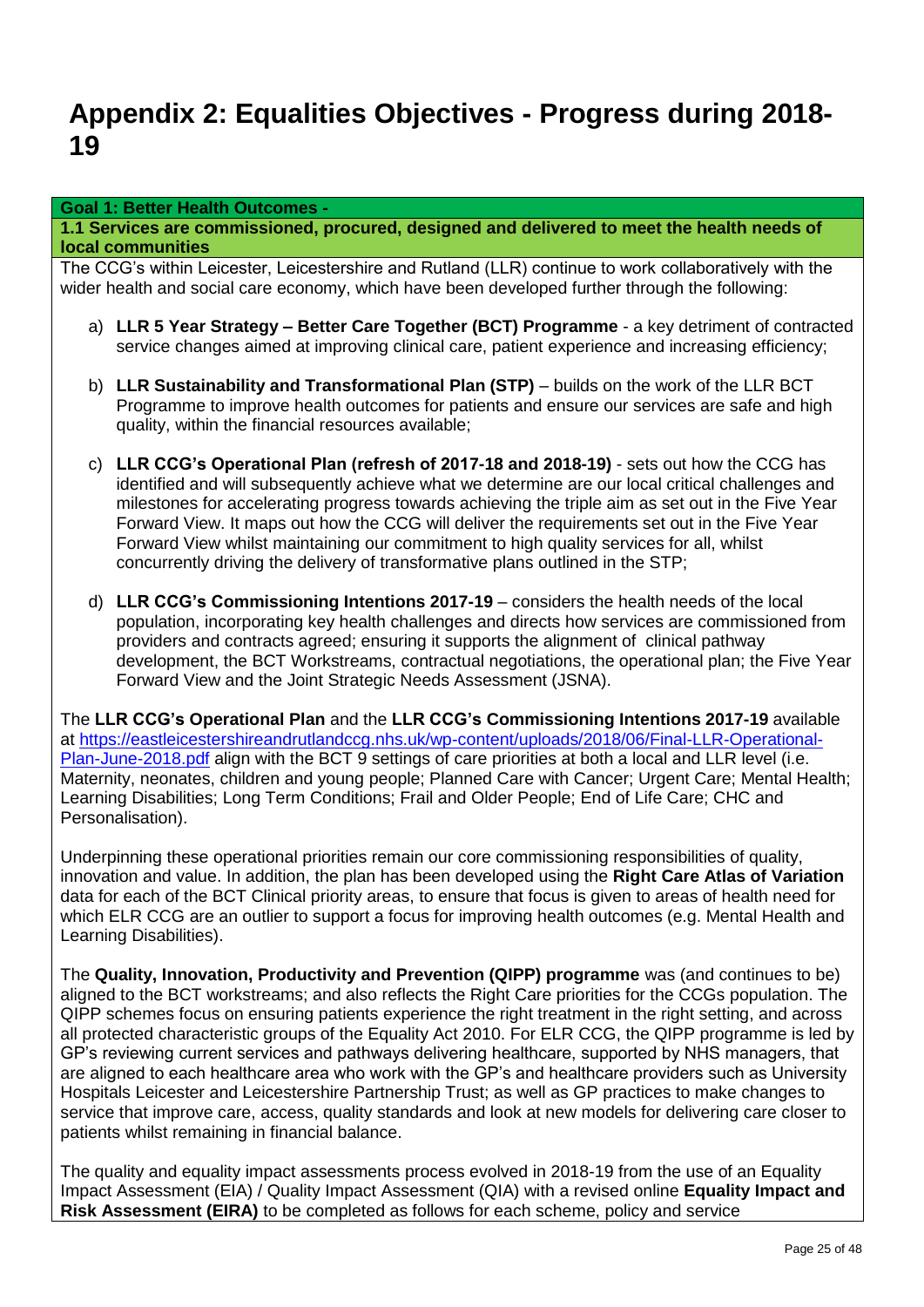# Appendix 2: Equalities Objectives - Progress during 2018-19

**Goal 1: Better Health Outcomes -**

**1.1 Services are commissioned, procured, designed and delivered to meet the health needs of local communities**

The CCG's within Leicester, Leicestershire and Rutland (LLR) continue to work collaboratively with the wider health and social care economy, which have been developed further through the following:

a) **LLR 5 Year Strategy – Better Care Together (BCT) Programme** - a key detriment of contracted service changes aimed at improving clinical care, patient experience and increasing efficiency;

b) **LLR Sustainability and Transformational Plan (STP)** – builds on the work of the LLR BCT Programme to improve health outcomes for patients and ensure our services are safe and high quality, within the financial resources available;

c) **LLR CCG's Operational Plan (refresh of 2017-18 and 2018-19)** - sets out how the CCG has identified and will subsequently achieve what we determine are our local critical challenges and milestones for accelerating progress towards achieving the triple aim as set out in the Five Year Forward View. It maps out how the CCG will deliver the requirements set out in the Five Year Forward View whilst maintaining our commitment to high quality services for all, whilst concurrently driving the delivery of transformative plans outlined in the STP;

d) **LLR CCG's Commissioning Intentions 2017-19** – considers the health needs of the local population, incorporating key health challenges and directs how services are commissioned from providers and contracts agreed; ensuring it supports the alignment of clinical pathway development, the BCT Workstreams, contractual negotiations, the operational plan; the Five Year Forward View and the Joint Strategic Needs Assessment (JSNA).

The **LLR CCG's Operational Plan** and the **LLR CCG's Commissioning Intentions 2017-19** available at [https://eastleicestershireandrutlandccg.nhs.uk/wp-content/uploads/2018/06/Final-LLR-Operational-Plan-June-2018.pdf](https://eastleicestershireandrutlandccg.nhs.uk/wp-content/uploads/2018/06/Final-LLR-Operational-Plan-June-2018.pdf) align with the BCT 9 settings of care priorities at both a local and LLR level (i.e. Maternity, neonates, children and young people; Planned Care with Cancer; Urgent Care; Mental Health; Learning Disabilities; Long Term Conditions; Frail and Older People; End of Life Care; CHC and Personalisation).

Underpinning these operational priorities remain our core commissioning responsibilities of quality, innovation and value. In addition, the plan has been developed using the **Right Care Atlas of Variation** data for each of the BCT Clinical priority areas, to ensure that focus is given to areas of health need for which ELR CCG are an outlier to support a focus for improving health outcomes (e.g. Mental Health and Learning Disabilities).

The **Quality, Innovation, Productivity and Prevention (QIPP) programme** was (and continues to be) aligned to the BCT workstreams; and also reflects the Right Care priorities for the CCGs population. The QIPP schemes focus on ensuring patients experience the right treatment in the right setting, and across all protected characteristic groups of the Equality Act 2010. For ELR CCG, the QIPP programme is led by GP's reviewing current services and pathways delivering healthcare, supported by NHS managers, that are aligned to each healthcare area who work with the GP's and healthcare providers such as University Hospitals Leicester and Leicestershire Partnership Trust; as well as GP practices to make changes to service that improve care, access, quality standards and look at new models for delivering care closer to patients whilst remaining in financial balance.

The quality and equality impact assessments process evolved in 2018-19 from the use of an Equality Impact Assessment (EIA) / Quality Impact Assessment (QIA) with a revised online **Equality Impact and Risk Assessment (EIRA)** to be completed as follows for each scheme, policy and service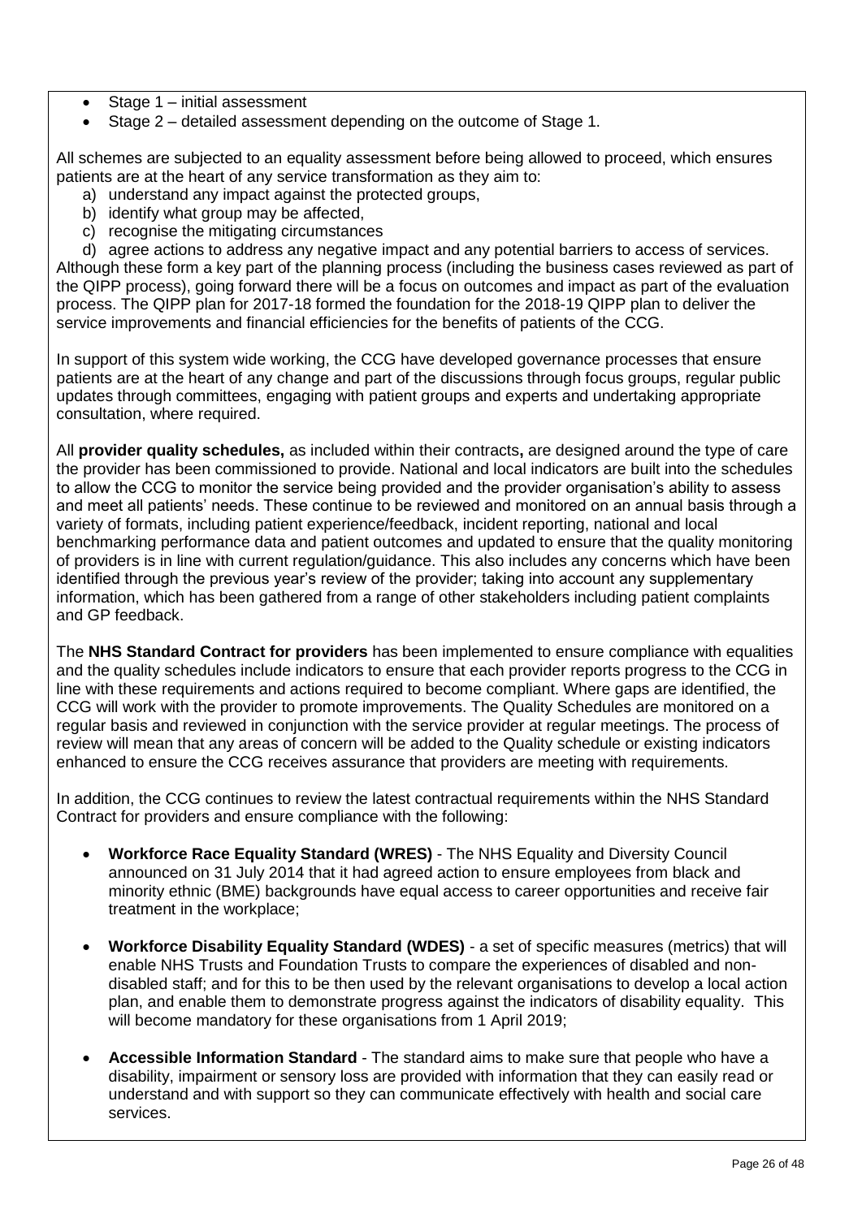- Stage 1 – initial assessment
- Stage 2 – detailed assessment depending on the outcome of Stage 1.

All schemes are subjected to an equality assessment before being allowed to proceed, which ensures patients are at the heart of any service transformation as they aim to:

a) understand any impact against the protected groups,
b) identify what group may be affected,
c) recognise the mitigating circumstances
d) agree actions to address any negative impact and any potential barriers to access of services.

Although these form a key part of the planning process (including the business cases reviewed as part of the QIPP process), going forward there will be a focus on outcomes and impact as part of the evaluation process. The QIPP plan for 2017-18 formed the foundation for the 2018-19 QIPP plan to deliver the service improvements and financial efficiencies for the benefits of patients of the CCG.

In support of this system wide working, the CCG have developed governance processes that ensure patients are at the heart of any change and part of the discussions through focus groups, regular public updates through committees, engaging with patient groups and experts and undertaking appropriate consultation, where required.

All **provider quality schedules,** as included within their contracts**,** are designed around the type of care the provider has been commissioned to provide. National and local indicators are built into the schedules to allow the CCG to monitor the service being provided and the provider organisation's ability to assess and meet all patients' needs. These continue to be reviewed and monitored on an annual basis through a variety of formats, including patient experience/feedback, incident reporting, national and local benchmarking performance data and patient outcomes and updated to ensure that the quality monitoring of providers is in line with current regulation/guidance. This also includes any concerns which have been identified through the previous year's review of the provider; taking into account any supplementary information, which has been gathered from a range of other stakeholders including patient complaints and GP feedback.

The **NHS Standard Contract for providers** has been implemented to ensure compliance with equalities and the quality schedules include indicators to ensure that each provider reports progress to the CCG in line with these requirements and actions required to become compliant. Where gaps are identified, the CCG will work with the provider to promote improvements. The Quality Schedules are monitored on a regular basis and reviewed in conjunction with the service provider at regular meetings. The process of review will mean that any areas of concern will be added to the Quality schedule or existing indicators enhanced to ensure the CCG receives assurance that providers are meeting with requirements.

In addition, the CCG continues to review the latest contractual requirements within the NHS Standard Contract for providers and ensure compliance with the following:

- **Workforce Race Equality Standard (WRES)** - The NHS Equality and Diversity Council announced on 31 July 2014 that it had agreed action to ensure employees from black and minority ethnic (BME) backgrounds have equal access to career opportunities and receive fair treatment in the workplace;

- **Workforce Disability Equality Standard (WDES)** - a set of specific measures (metrics) that will enable NHS Trusts and Foundation Trusts to compare the experiences of disabled and non-disabled staff; and for this to be then used by the relevant organisations to develop a local action plan, and enable them to demonstrate progress against the indicators of disability equality. This will become mandatory for these organisations from 1 April 2019;

- **Accessible Information Standard** - The standard aims to make sure that people who have a disability, impairment or sensory loss are provided with information that they can easily read or understand and with support so they can communicate effectively with health and social care services.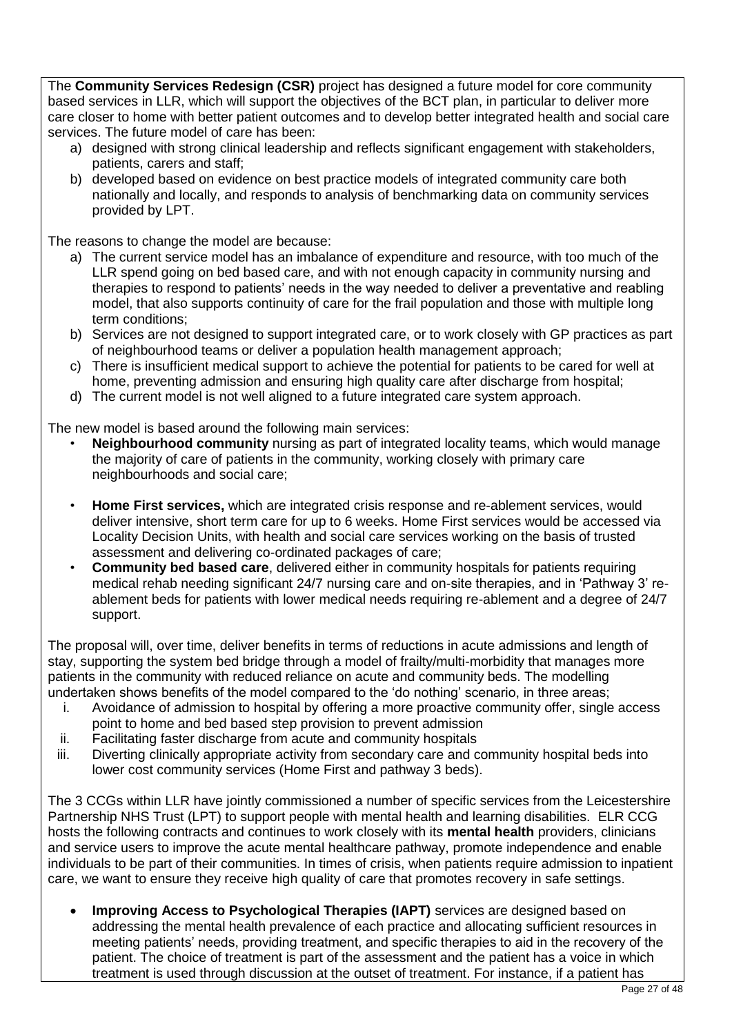The **Community Services Redesign (CSR)** project has designed a future model for core community based services in LLR, which will support the objectives of the BCT plan, in particular to deliver more care closer to home with better patient outcomes and to develop better integrated health and social care services. The future model of care has been:

a) designed with strong clinical leadership and reflects significant engagement with stakeholders, patients, carers and staff;
b) developed based on evidence on best practice models of integrated community care both nationally and locally, and responds to analysis of benchmarking data on community services provided by LPT.

The reasons to change the model are because:

a) The current service model has an imbalance of expenditure and resource, with too much of the LLR spend going on bed based care, and with not enough capacity in community nursing and therapies to respond to patients' needs in the way needed to deliver a preventative and reabling model, that also supports continuity of care for the frail population and those with multiple long term conditions;
b) Services are not designed to support integrated care, or to work closely with GP practices as part of neighbourhood teams or deliver a population health management approach;
c) There is insufficient medical support to achieve the potential for patients to be cared for well at home, preventing admission and ensuring high quality care after discharge from hospital;
d) The current model is not well aligned to a future integrated care system approach.

The new model is based around the following main services:

- **Neighbourhood community** nursing as part of integrated locality teams, which would manage the majority of care of patients in the community, working closely with primary care neighbourhoods and social care;
- **Home First services,** which are integrated crisis response and re-ablement services, would deliver intensive, short term care for up to 6 weeks. Home First services would be accessed via Locality Decision Units, with health and social care services working on the basis of trusted assessment and delivering co-ordinated packages of care;
- **Community bed based care**, delivered either in community hospitals for patients requiring medical rehab needing significant 24/7 nursing care and on-site therapies, and in 'Pathway 3' re-ablement beds for patients with lower medical needs requiring re-ablement and a degree of 24/7 support.

The proposal will, over time, deliver benefits in terms of reductions in acute admissions and length of stay, supporting the system bed bridge through a model of frailty/multi-morbidity that manages more patients in the community with reduced reliance on acute and community beds. The modelling undertaken shows benefits of the model compared to the 'do nothing' scenario, in three areas;

i. Avoidance of admission to hospital by offering a more proactive community offer, single access point to home and bed based step provision to prevent admission
ii. Facilitating faster discharge from acute and community hospitals
iii. Diverting clinically appropriate activity from secondary care and community hospital beds into lower cost community services (Home First and pathway 3 beds).

The 3 CCGs within LLR have jointly commissioned a number of specific services from the Leicestershire Partnership NHS Trust (LPT) to support people with mental health and learning disabilities. ELR CCG hosts the following contracts and continues to work closely with its **mental health** providers, clinicians and service users to improve the acute mental healthcare pathway, promote independence and enable individuals to be part of their communities. In times of crisis, when patients require admission to inpatient care, we want to ensure they receive high quality of care that promotes recovery in safe settings.

- **Improving Access to Psychological Therapies (IAPT)** services are designed based on addressing the mental health prevalence of each practice and allocating sufficient resources in meeting patients' needs, providing treatment, and specific therapies to aid in the recovery of the patient. The choice of treatment is part of the assessment and the patient has a voice in which treatment is used through discussion at the outset of treatment. For instance, if a patient has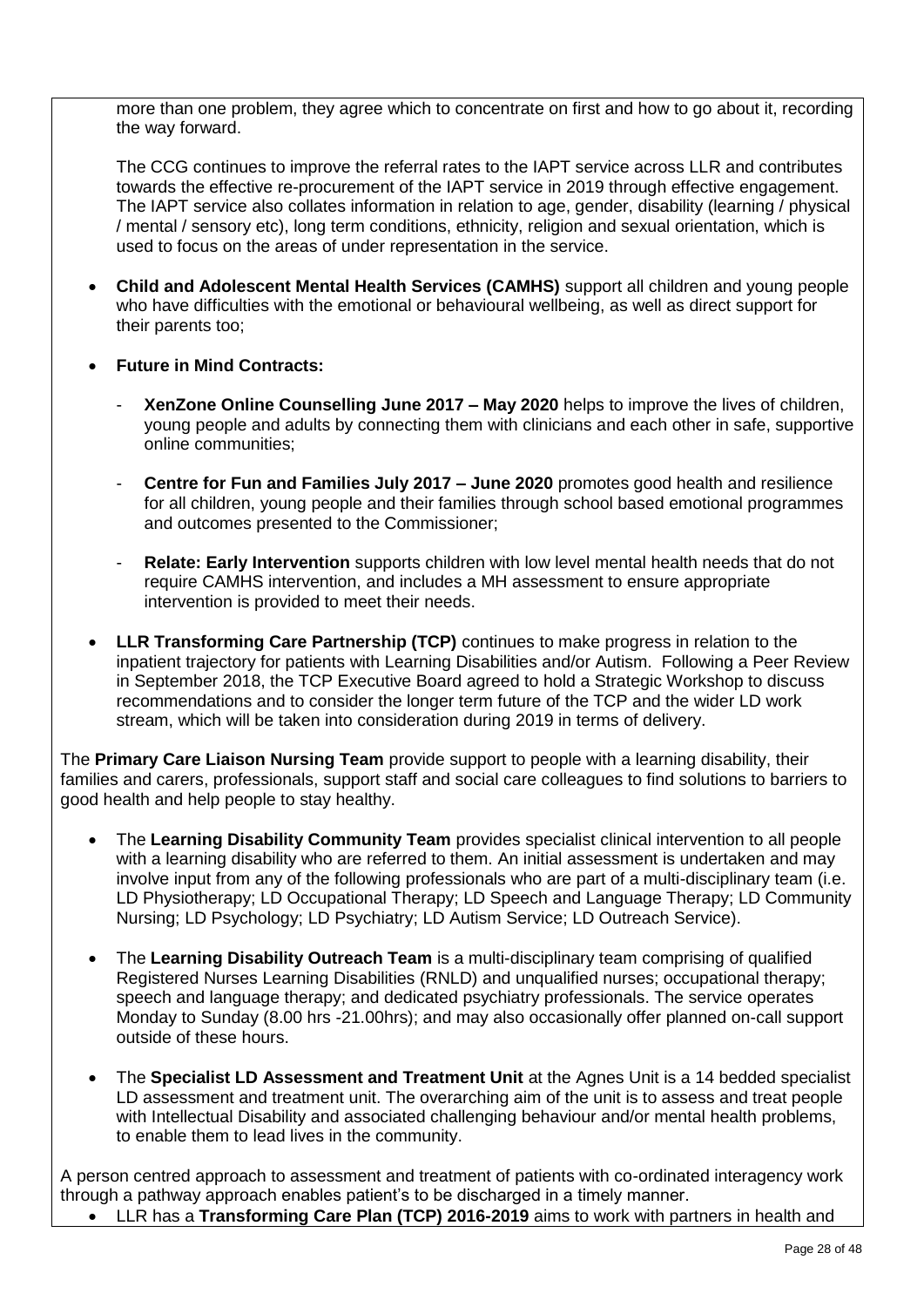more than one problem, they agree which to concentrate on first and how to go about it, recording the way forward.

The CCG continues to improve the referral rates to the IAPT service across LLR and contributes towards the effective re-procurement of the IAPT service in 2019 through effective engagement. The IAPT service also collates information in relation to age, gender, disability (learning / physical / mental / sensory etc), long term conditions, ethnicity, religion and sexual orientation, which is used to focus on the areas of under representation in the service.

- **Child and Adolescent Mental Health Services (CAMHS)** support all children and young people who have difficulties with the emotional or behavioural wellbeing, as well as direct support for their parents too;
- **Future in Mind Contracts:**
  - **XenZone Online Counselling June 2017 – May 2020** helps to improve the lives of children, young people and adults by connecting them with clinicians and each other in safe, supportive online communities;
  - **Centre for Fun and Families July 2017 – June 2020** promotes good health and resilience for all children, young people and their families through school based emotional programmes and outcomes presented to the Commissioner;
  - **Relate: Early Intervention** supports children with low level mental health needs that do not require CAMHS intervention, and includes a MH assessment to ensure appropriate intervention is provided to meet their needs.
- **LLR Transforming Care Partnership (TCP)** continues to make progress in relation to the inpatient trajectory for patients with Learning Disabilities and/or Autism. Following a Peer Review in September 2018, the TCP Executive Board agreed to hold a Strategic Workshop to discuss recommendations and to consider the longer term future of the TCP and the wider LD work stream, which will be taken into consideration during 2019 in terms of delivery.

The **Primary Care Liaison Nursing Team** provide support to people with a learning disability, their families and carers, professionals, support staff and social care colleagues to find solutions to barriers to good health and help people to stay healthy.

- The **Learning Disability Community Team** provides specialist clinical intervention to all people with a learning disability who are referred to them. An initial assessment is undertaken and may involve input from any of the following professionals who are part of a multi-disciplinary team (i.e. LD Physiotherapy; LD Occupational Therapy; LD Speech and Language Therapy; LD Community Nursing; LD Psychology; LD Psychiatry; LD Autism Service; LD Outreach Service).
- The **Learning Disability Outreach Team** is a multi-disciplinary team comprising of qualified Registered Nurses Learning Disabilities (RNLD) and unqualified nurses; occupational therapy; speech and language therapy; and dedicated psychiatry professionals. The service operates Monday to Sunday (8.00 hrs -21.00hrs); and may also occasionally offer planned on-call support outside of these hours.
- The **Specialist LD Assessment and Treatment Unit** at the Agnes Unit is a 14 bedded specialist LD assessment and treatment unit. The overarching aim of the unit is to assess and treat people with Intellectual Disability and associated challenging behaviour and/or mental health problems, to enable them to lead lives in the community.

A person centred approach to assessment and treatment of patients with co-ordinated interagency work through a pathway approach enables patient's to be discharged in a timely manner.

- LLR has a **Transforming Care Plan (TCP) 2016-2019** aims to work with partners in health and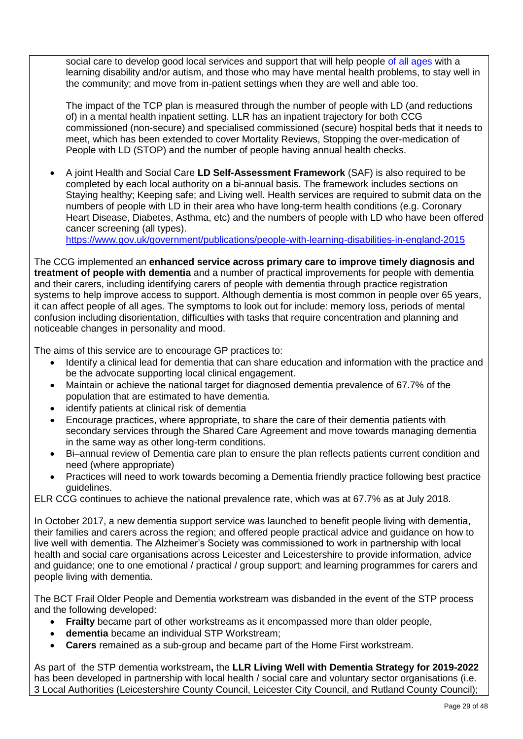social care to develop good local services and support that will help people of all ages with a learning disability and/or autism, and those who may have mental health problems, to stay well in the community; and move from in-patient settings when they are well and able too.

The impact of the TCP plan is measured through the number of people with LD (and reductions of) in a mental health inpatient setting. LLR has an inpatient trajectory for both CCG commissioned (non-secure) and specialised commissioned (secure) hospital beds that it needs to meet, which has been extended to cover Mortality Reviews, Stopping the over-medication of People with LD (STOP) and the number of people having annual health checks.

- A joint Health and Social Care **LD Self-Assessment Framework** (SAF) is also required to be completed by each local authority on a bi-annual basis. The framework includes sections on Staying healthy; Keeping safe; and Living well. Health services are required to submit data on the numbers of people with LD in their area who have long-term health conditions (e.g. Coronary Heart Disease, Diabetes, Asthma, etc) and the numbers of people with LD who have been offered cancer screening (all types).
https://www.gov.uk/government/publications/people-with-learning-disabilities-in-england-2015

The CCG implemented an **enhanced service across primary care to improve timely diagnosis and treatment of people with dementia** and a number of practical improvements for people with dementia and their carers, including identifying carers of people with dementia through practice registration systems to help improve access to support. Although dementia is most common in people over 65 years, it can affect people of all ages. The symptoms to look out for include: memory loss, periods of mental confusion including disorientation, difficulties with tasks that require concentration and planning and noticeable changes in personality and mood.

The aims of this service are to encourage GP practices to:

- Identify a clinical lead for dementia that can share education and information with the practice and be the advocate supporting local clinical engagement.
- Maintain or achieve the national target for diagnosed dementia prevalence of 67.7% of the population that are estimated to have dementia.
- identify patients at clinical risk of dementia
- Encourage practices, where appropriate, to share the care of their dementia patients with secondary services through the Shared Care Agreement and move towards managing dementia in the same way as other long-term conditions.
- Bi–annual review of Dementia care plan to ensure the plan reflects patients current condition and need (where appropriate)
- Practices will need to work towards becoming a Dementia friendly practice following best practice guidelines.

ELR CCG continues to achieve the national prevalence rate, which was at 67.7% as at July 2018.

In October 2017, a new dementia support service was launched to benefit people living with dementia, their families and carers across the region; and offered people practical advice and guidance on how to live well with dementia. The Alzheimer's Society was commissioned to work in partnership with local health and social care organisations across Leicester and Leicestershire to provide information, advice and guidance; one to one emotional / practical / group support; and learning programmes for carers and people living with dementia.

The BCT Frail Older People and Dementia workstream was disbanded in the event of the STP process and the following developed:

- **Frailty** became part of other workstreams as it encompassed more than older people,
- **dementia** became an individual STP Workstream;
- **Carers** remained as a sub-group and became part of the Home First workstream.

As part of the STP dementia workstream**,** the **LLR Living Well with Dementia Strategy for 2019-2022** has been developed in partnership with local health / social care and voluntary sector organisations (i.e. 3 Local Authorities (Leicestershire County Council, Leicester City Council, and Rutland County Council);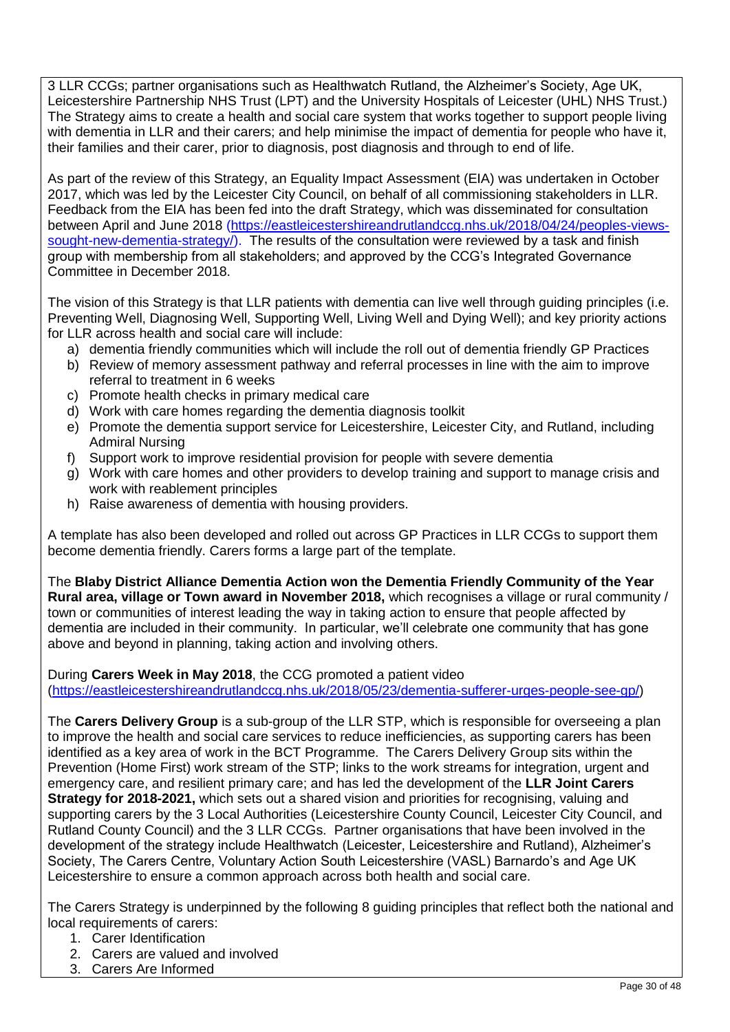3 LLR CCGs; partner organisations such as Healthwatch Rutland, the Alzheimer's Society, Age UK, Leicestershire Partnership NHS Trust (LPT) and the University Hospitals of Leicester (UHL) NHS Trust.) The Strategy aims to create a health and social care system that works together to support people living with dementia in LLR and their carers; and help minimise the impact of dementia for people who have it, their families and their carer, prior to diagnosis, post diagnosis and through to end of life.

As part of the review of this Strategy, an Equality Impact Assessment (EIA) was undertaken in October 2017, which was led by the Leicester City Council, on behalf of all commissioning stakeholders in LLR. Feedback from the EIA has been fed into the draft Strategy, which was disseminated for consultation between April and June 2018 (https://eastleicestershireandrutlandccg.nhs.uk/2018/04/24/peoples-views-sought-new-dementia-strategy/). The results of the consultation were reviewed by a task and finish group with membership from all stakeholders; and approved by the CCG's Integrated Governance Committee in December 2018.

The vision of this Strategy is that LLR patients with dementia can live well through guiding principles (i.e. Preventing Well, Diagnosing Well, Supporting Well, Living Well and Dying Well); and key priority actions for LLR across health and social care will include:

a) dementia friendly communities which will include the roll out of dementia friendly GP Practices
b) Review of memory assessment pathway and referral processes in line with the aim to improve referral to treatment in 6 weeks
c) Promote health checks in primary medical care
d) Work with care homes regarding the dementia diagnosis toolkit
e) Promote the dementia support service for Leicestershire, Leicester City, and Rutland, including Admiral Nursing
f) Support work to improve residential provision for people with severe dementia
g) Work with care homes and other providers to develop training and support to manage crisis and work with reablement principles
h) Raise awareness of dementia with housing providers.

A template has also been developed and rolled out across GP Practices in LLR CCGs to support them become dementia friendly. Carers forms a large part of the template.

The **Blaby District Alliance Dementia Action won the Dementia Friendly Community of the Year Rural area, village or Town award in November 2018,** which recognises a village or rural community / town or communities of interest leading the way in taking action to ensure that people affected by dementia are included in their community. In particular, we'll celebrate one community that has gone above and beyond in planning, taking action and involving others.

During **Carers Week in May 2018**, the CCG promoted a patient video (https://eastleicestershireandrutlandccg.nhs.uk/2018/05/23/dementia-sufferer-urges-people-see-gp/)

The **Carers Delivery Group** is a sub-group of the LLR STP, which is responsible for overseeing a plan to improve the health and social care services to reduce inefficiencies, as supporting carers has been identified as a key area of work in the BCT Programme. The Carers Delivery Group sits within the Prevention (Home First) work stream of the STP; links to the work streams for integration, urgent and emergency care, and resilient primary care; and has led the development of the **LLR Joint Carers Strategy for 2018-2021,** which sets out a shared vision and priorities for recognising, valuing and supporting carers by the 3 Local Authorities (Leicestershire County Council, Leicester City Council, and Rutland County Council) and the 3 LLR CCGs. Partner organisations that have been involved in the development of the strategy include Healthwatch (Leicester, Leicestershire and Rutland), Alzheimer's Society, The Carers Centre, Voluntary Action South Leicestershire (VASL) Barnardo's and Age UK Leicestershire to ensure a common approach across both health and social care.

The Carers Strategy is underpinned by the following 8 guiding principles that reflect both the national and local requirements of carers:

1. Carer Identification
2. Carers are valued and involved
3. Carers Are Informed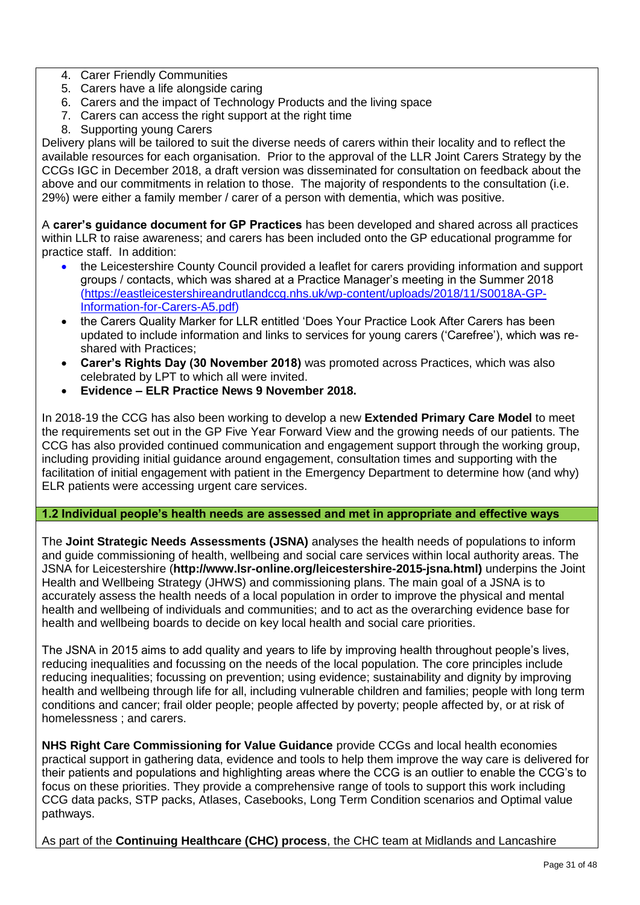4. Carer Friendly Communities
5. Carers have a life alongside caring
6. Carers and the impact of Technology Products and the living space
7. Carers can access the right support at the right time
8. Supporting young Carers

Delivery plans will be tailored to suit the diverse needs of carers within their locality and to reflect the available resources for each organisation. Prior to the approval of the LLR Joint Carers Strategy by the CCGs IGC in December 2018, a draft version was disseminated for consultation on feedback about the above and our commitments in relation to those. The majority of respondents to the consultation (i.e. 29%) were either a family member / carer of a person with dementia, which was positive.

A **carer's guidance document for GP Practices** has been developed and shared across all practices within LLR to raise awareness; and carers has been included onto the GP educational programme for practice staff. In addition:

- the Leicestershire County Council provided a leaflet for carers providing information and support groups / contacts, which was shared at a Practice Manager's meeting in the Summer 2018 (https://eastleicestershireandrutlandccg.nhs.uk/wp-content/uploads/2018/11/S0018A-GP-Information-for-Carers-A5.pdf)
- the Carers Quality Marker for LLR entitled 'Does Your Practice Look After Carers has been updated to include information and links to services for young carers ('Carefree'), which was re-shared with Practices;
- **Carer's Rights Day (30 November 2018)** was promoted across Practices, which was also celebrated by LPT to which all were invited.
- **Evidence – ELR Practice News 9 November 2018.**

In 2018-19 the CCG has also been working to develop a new **Extended Primary Care Model** to meet the requirements set out in the GP Five Year Forward View and the growing needs of our patients. The CCG has also provided continued communication and engagement support through the working group, including providing initial guidance around engagement, consultation times and supporting with the facilitation of initial engagement with patient in the Emergency Department to determine how (and why) ELR patients were accessing urgent care services.

### 1.2 Individual people's health needs are assessed and met in appropriate and effective ways

The **Joint Strategic Needs Assessments (JSNA)** analyses the health needs of populations to inform and guide commissioning of health, wellbeing and social care services within local authority areas. The JSNA for Leicestershire (**http://www.lsr-online.org/leicestershire-2015-jsna.html)** underpins the Joint Health and Wellbeing Strategy (JHWS) and commissioning plans. The main goal of a JSNA is to accurately assess the health needs of a local population in order to improve the physical and mental health and wellbeing of individuals and communities; and to act as the overarching evidence base for health and wellbeing boards to decide on key local health and social care priorities.

The JSNA in 2015 aims to add quality and years to life by improving health throughout people's lives, reducing inequalities and focussing on the needs of the local population. The core principles include reducing inequalities; focussing on prevention; using evidence; sustainability and dignity by improving health and wellbeing through life for all, including vulnerable children and families; people with long term conditions and cancer; frail older people; people affected by poverty; people affected by, or at risk of homelessness ; and carers.

**NHS Right Care Commissioning for Value Guidance** provide CCGs and local health economies practical support in gathering data, evidence and tools to help them improve the way care is delivered for their patients and populations and highlighting areas where the CCG is an outlier to enable the CCG's to focus on these priorities. They provide a comprehensive range of tools to support this work including CCG data packs, STP packs, Atlases, Casebooks, Long Term Condition scenarios and Optimal value pathways.

As part of the **Continuing Healthcare (CHC) process**, the CHC team at Midlands and Lancashire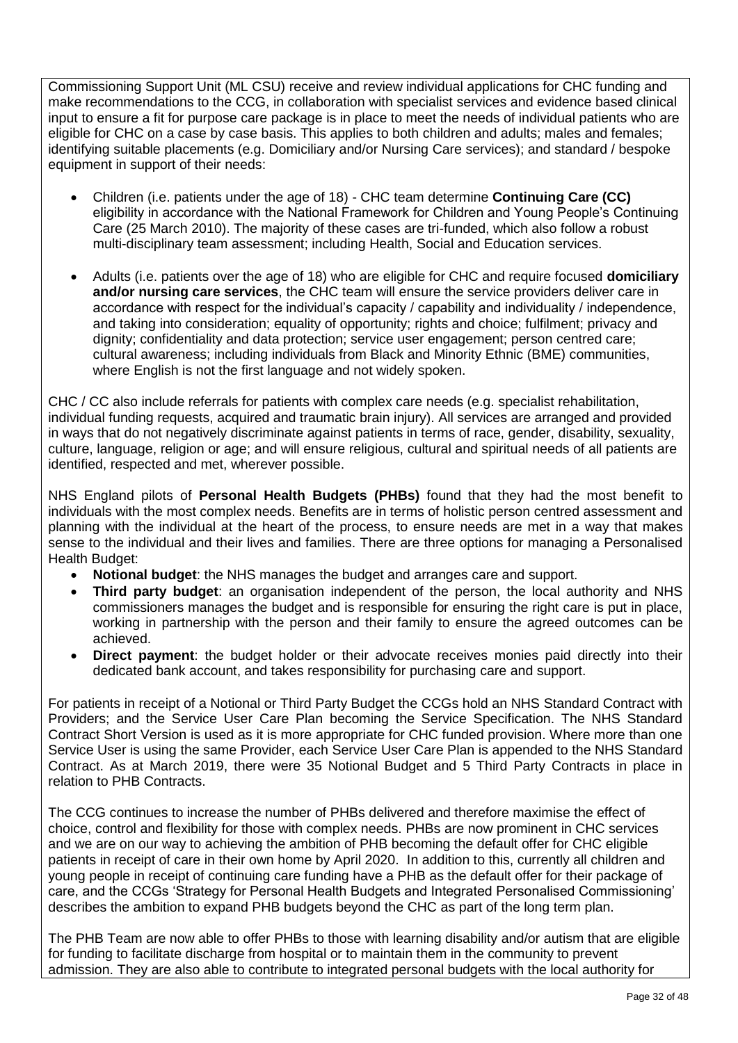Commissioning Support Unit (ML CSU) receive and review individual applications for CHC funding and make recommendations to the CCG, in collaboration with specialist services and evidence based clinical input to ensure a fit for purpose care package is in place to meet the needs of individual patients who are eligible for CHC on a case by case basis. This applies to both children and adults; males and females; identifying suitable placements (e.g. Domiciliary and/or Nursing Care services); and standard / bespoke equipment in support of their needs:

- Children (i.e. patients under the age of 18) - CHC team determine **Continuing Care (CC)** eligibility in accordance with the National Framework for Children and Young People's Continuing Care (25 March 2010). The majority of these cases are tri-funded, which also follow a robust multi-disciplinary team assessment; including Health, Social and Education services.
- Adults (i.e. patients over the age of 18) who are eligible for CHC and require focused **domiciliary and/or nursing care services**, the CHC team will ensure the service providers deliver care in accordance with respect for the individual's capacity / capability and individuality / independence, and taking into consideration; equality of opportunity; rights and choice; fulfilment; privacy and dignity; confidentiality and data protection; service user engagement; person centred care; cultural awareness; including individuals from Black and Minority Ethnic (BME) communities, where English is not the first language and not widely spoken.

CHC / CC also include referrals for patients with complex care needs (e.g. specialist rehabilitation, individual funding requests, acquired and traumatic brain injury). All services are arranged and provided in ways that do not negatively discriminate against patients in terms of race, gender, disability, sexuality, culture, language, religion or age; and will ensure religious, cultural and spiritual needs of all patients are identified, respected and met, wherever possible.

NHS England pilots of **Personal Health Budgets (PHBs)** found that they had the most benefit to individuals with the most complex needs. Benefits are in terms of holistic person centred assessment and planning with the individual at the heart of the process, to ensure needs are met in a way that makes sense to the individual and their lives and families. There are three options for managing a Personalised Health Budget:

- **Notional budget**: the NHS manages the budget and arranges care and support.
- **Third party budget**: an organisation independent of the person, the local authority and NHS commissioners manages the budget and is responsible for ensuring the right care is put in place, working in partnership with the person and their family to ensure the agreed outcomes can be achieved.
- **Direct payment**: the budget holder or their advocate receives monies paid directly into their dedicated bank account, and takes responsibility for purchasing care and support.

For patients in receipt of a Notional or Third Party Budget the CCGs hold an NHS Standard Contract with Providers; and the Service User Care Plan becoming the Service Specification. The NHS Standard Contract Short Version is used as it is more appropriate for CHC funded provision. Where more than one Service User is using the same Provider, each Service User Care Plan is appended to the NHS Standard Contract. As at March 2019, there were 35 Notional Budget and 5 Third Party Contracts in place in relation to PHB Contracts.

The CCG continues to increase the number of PHBs delivered and therefore maximise the effect of choice, control and flexibility for those with complex needs. PHBs are now prominent in CHC services and we are on our way to achieving the ambition of PHB becoming the default offer for CHC eligible patients in receipt of care in their own home by April 2020. In addition to this, currently all children and young people in receipt of continuing care funding have a PHB as the default offer for their package of care, and the CCGs 'Strategy for Personal Health Budgets and Integrated Personalised Commissioning' describes the ambition to expand PHB budgets beyond the CHC as part of the long term plan.

The PHB Team are now able to offer PHBs to those with learning disability and/or autism that are eligible for funding to facilitate discharge from hospital or to maintain them in the community to prevent admission. They are also able to contribute to integrated personal budgets with the local authority for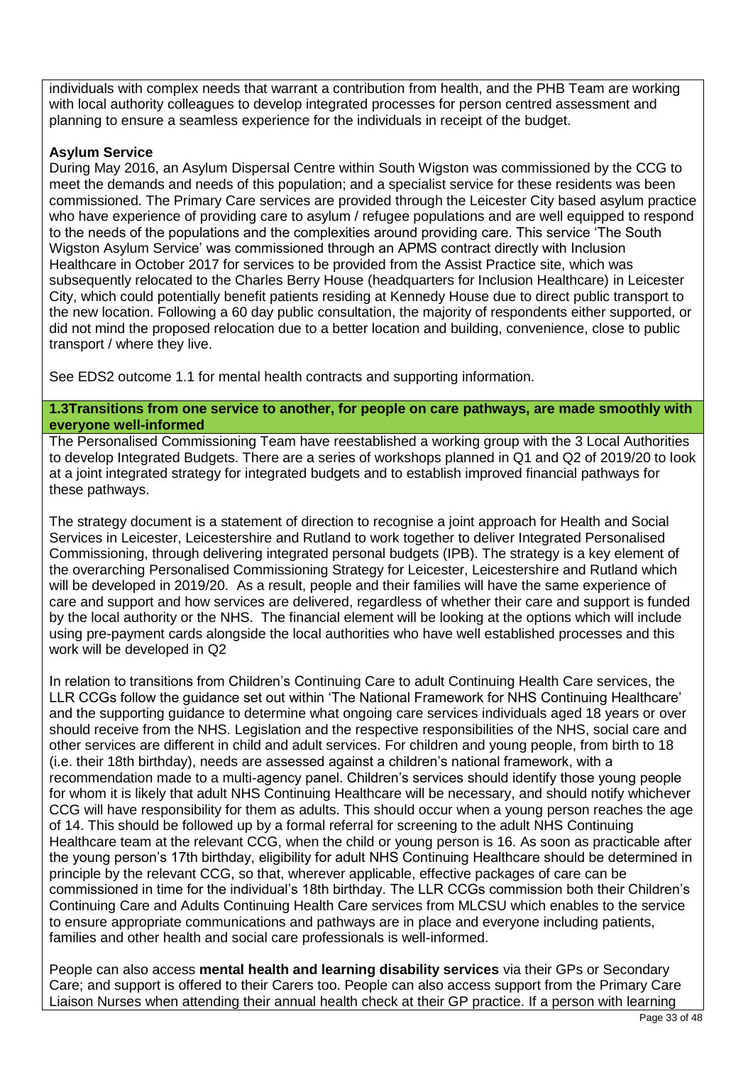individuals with complex needs that warrant a contribution from health, and the PHB Team are working with local authority colleagues to develop integrated processes for person centred assessment and planning to ensure a seamless experience for the individuals in receipt of the budget.

**Asylum Service**

During May 2016, an Asylum Dispersal Centre within South Wigston was commissioned by the CCG to meet the demands and needs of this population; and a specialist service for these residents was been commissioned. The Primary Care services are provided through the Leicester City based asylum practice who have experience of providing care to asylum / refugee populations and are well equipped to respond to the needs of the populations and the complexities around providing care. This service 'The South Wigston Asylum Service' was commissioned through an APMS contract directly with Inclusion Healthcare in October 2017 for services to be provided from the Assist Practice site, which was subsequently relocated to the Charles Berry House (headquarters for Inclusion Healthcare) in Leicester City, which could potentially benefit patients residing at Kennedy House due to direct public transport to the new location. Following a 60 day public consultation, the majority of respondents either supported, or did not mind the proposed relocation due to a better location and building, convenience, close to public transport / where they live.

See EDS2 outcome 1.1 for mental health contracts and supporting information.

**1.3Transitions from one service to another, for people on care pathways, are made smoothly with everyone well-informed**

The Personalised Commissioning Team have reestablished a working group with the 3 Local Authorities to develop Integrated Budgets. There are a series of workshops planned in Q1 and Q2 of 2019/20 to look at a joint integrated strategy for integrated budgets and to establish improved financial pathways for these pathways.

The strategy document is a statement of direction to recognise a joint approach for Health and Social Services in Leicester, Leicestershire and Rutland to work together to deliver Integrated Personalised Commissioning, through delivering integrated personal budgets (IPB). The strategy is a key element of the overarching Personalised Commissioning Strategy for Leicester, Leicestershire and Rutland which will be developed in 2019/20. As a result, people and their families will have the same experience of care and support and how services are delivered, regardless of whether their care and support is funded by the local authority or the NHS. The financial element will be looking at the options which will include using pre-payment cards alongside the local authorities who have well established processes and this work will be developed in Q2

In relation to transitions from Children's Continuing Care to adult Continuing Health Care services, the LLR CCGs follow the guidance set out within 'The National Framework for NHS Continuing Healthcare' and the supporting guidance to determine what ongoing care services individuals aged 18 years or over should receive from the NHS. Legislation and the respective responsibilities of the NHS, social care and other services are different in child and adult services. For children and young people, from birth to 18 (i.e. their 18th birthday), needs are assessed against a children's national framework, with a recommendation made to a multi-agency panel. Children's services should identify those young people for whom it is likely that adult NHS Continuing Healthcare will be necessary, and should notify whichever CCG will have responsibility for them as adults. This should occur when a young person reaches the age of 14. This should be followed up by a formal referral for screening to the adult NHS Continuing Healthcare team at the relevant CCG, when the child or young person is 16. As soon as practicable after the young person's 17th birthday, eligibility for adult NHS Continuing Healthcare should be determined in principle by the relevant CCG, so that, wherever applicable, effective packages of care can be commissioned in time for the individual's 18th birthday. The LLR CCGs commission both their Children's Continuing Care and Adults Continuing Health Care services from MLCSU which enables to the service to ensure appropriate communications and pathways are in place and everyone including patients, families and other health and social care professionals is well-informed.

People can also access **mental health and learning disability services** via their GPs or Secondary Care; and support is offered to their Carers too. People can also access support from the Primary Care Liaison Nurses when attending their annual health check at their GP practice. If a person with learning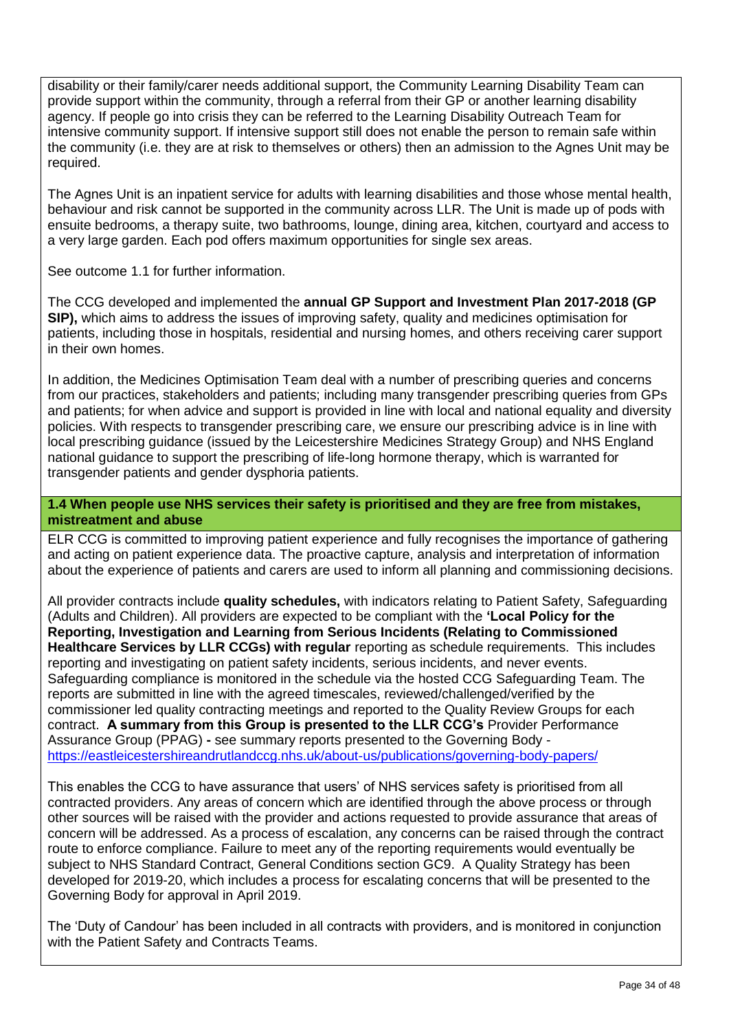disability or their family/carer needs additional support, the Community Learning Disability Team can provide support within the community, through a referral from their GP or another learning disability agency. If people go into crisis they can be referred to the Learning Disability Outreach Team for intensive community support. If intensive support still does not enable the person to remain safe within the community (i.e. they are at risk to themselves or others) then an admission to the Agnes Unit may be required.

The Agnes Unit is an inpatient service for adults with learning disabilities and those whose mental health, behaviour and risk cannot be supported in the community across LLR. The Unit is made up of pods with ensuite bedrooms, a therapy suite, two bathrooms, lounge, dining area, kitchen, courtyard and access to a very large garden. Each pod offers maximum opportunities for single sex areas.

See outcome 1.1 for further information.

The CCG developed and implemented the **annual GP Support and Investment Plan 2017-2018 (GP SIP),** which aims to address the issues of improving safety, quality and medicines optimisation for patients, including those in hospitals, residential and nursing homes, and others receiving carer support in their own homes.

In addition, the Medicines Optimisation Team deal with a number of prescribing queries and concerns from our practices, stakeholders and patients; including many transgender prescribing queries from GPs and patients; for when advice and support is provided in line with local and national equality and diversity policies. With respects to transgender prescribing care, we ensure our prescribing advice is in line with local prescribing guidance (issued by the Leicestershire Medicines Strategy Group) and NHS England national guidance to support the prescribing of life-long hormone therapy, which is warranted for transgender patients and gender dysphoria patients.

**1.4 When people use NHS services their safety is prioritised and they are free from mistakes, mistreatment and abuse**

ELR CCG is committed to improving patient experience and fully recognises the importance of gathering and acting on patient experience data. The proactive capture, analysis and interpretation of information about the experience of patients and carers are used to inform all planning and commissioning decisions.

All provider contracts include **quality schedules,** with indicators relating to Patient Safety, Safeguarding (Adults and Children). All providers are expected to be compliant with the **'Local Policy for the Reporting, Investigation and Learning from Serious Incidents (Relating to Commissioned Healthcare Services by LLR CCGs) with regular** reporting as schedule requirements. This includes reporting and investigating on patient safety incidents, serious incidents, and never events. Safeguarding compliance is monitored in the schedule via the hosted CCG Safeguarding Team. The reports are submitted in line with the agreed timescales, reviewed/challenged/verified by the commissioner led quality contracting meetings and reported to the Quality Review Groups for each contract. **A summary from this Group is presented to the LLR CCG's** Provider Performance Assurance Group (PPAG) **-** see summary reports presented to the Governing Body - https://eastleicestershireandrutlandccg.nhs.uk/about-us/publications/governing-body-papers/

This enables the CCG to have assurance that users' of NHS services safety is prioritised from all contracted providers. Any areas of concern which are identified through the above process or through other sources will be raised with the provider and actions requested to provide assurance that areas of concern will be addressed. As a process of escalation, any concerns can be raised through the contract route to enforce compliance. Failure to meet any of the reporting requirements would eventually be subject to NHS Standard Contract, General Conditions section GC9. A Quality Strategy has been developed for 2019-20, which includes a process for escalating concerns that will be presented to the Governing Body for approval in April 2019.

The 'Duty of Candour' has been included in all contracts with providers, and is monitored in conjunction with the Patient Safety and Contracts Teams.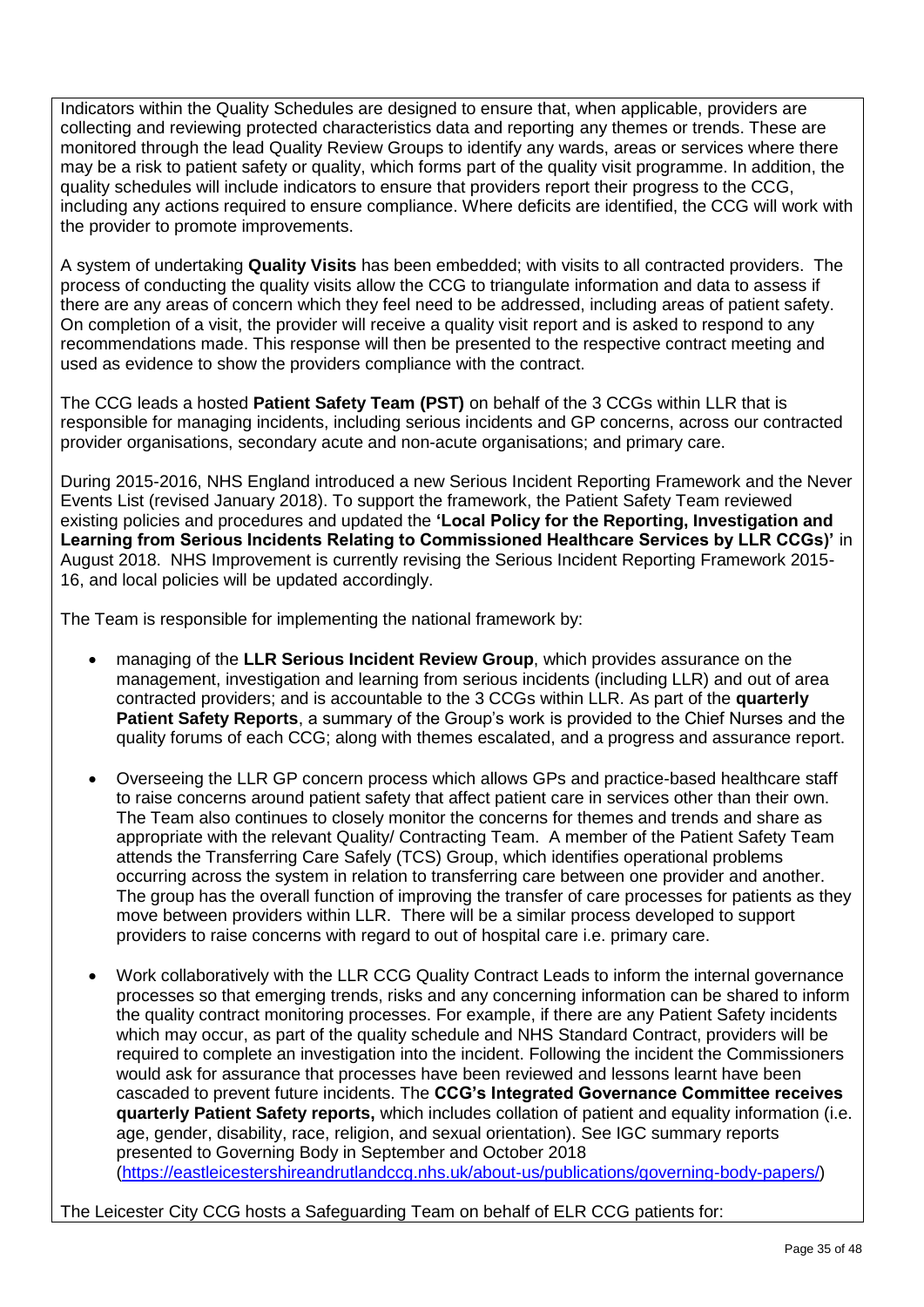Indicators within the Quality Schedules are designed to ensure that, when applicable, providers are collecting and reviewing protected characteristics data and reporting any themes or trends. These are monitored through the lead Quality Review Groups to identify any wards, areas or services where there may be a risk to patient safety or quality, which forms part of the quality visit programme. In addition, the quality schedules will include indicators to ensure that providers report their progress to the CCG, including any actions required to ensure compliance. Where deficits are identified, the CCG will work with the provider to promote improvements.

A system of undertaking **Quality Visits** has been embedded; with visits to all contracted providers. The process of conducting the quality visits allow the CCG to triangulate information and data to assess if there are any areas of concern which they feel need to be addressed, including areas of patient safety. On completion of a visit, the provider will receive a quality visit report and is asked to respond to any recommendations made. This response will then be presented to the respective contract meeting and used as evidence to show the providers compliance with the contract.

The CCG leads a hosted **Patient Safety Team (PST)** on behalf of the 3 CCGs within LLR that is responsible for managing incidents, including serious incidents and GP concerns, across our contracted provider organisations, secondary acute and non-acute organisations; and primary care.

During 2015-2016, NHS England introduced a new Serious Incident Reporting Framework and the Never Events List (revised January 2018). To support the framework, the Patient Safety Team reviewed existing policies and procedures and updated the **'Local Policy for the Reporting, Investigation and Learning from Serious Incidents Relating to Commissioned Healthcare Services by LLR CCGs)'** in August 2018. NHS Improvement is currently revising the Serious Incident Reporting Framework 2015-16, and local policies will be updated accordingly.

The Team is responsible for implementing the national framework by:

- managing of the **LLR Serious Incident Review Group**, which provides assurance on the management, investigation and learning from serious incidents (including LLR) and out of area contracted providers; and is accountable to the 3 CCGs within LLR. As part of the **quarterly Patient Safety Reports**, a summary of the Group's work is provided to the Chief Nurses and the quality forums of each CCG; along with themes escalated, and a progress and assurance report.

- Overseeing the LLR GP concern process which allows GPs and practice-based healthcare staff to raise concerns around patient safety that affect patient care in services other than their own. The Team also continues to closely monitor the concerns for themes and trends and share as appropriate with the relevant Quality/ Contracting Team. A member of the Patient Safety Team attends the Transferring Care Safely (TCS) Group, which identifies operational problems occurring across the system in relation to transferring care between one provider and another. The group has the overall function of improving the transfer of care processes for patients as they move between providers within LLR. There will be a similar process developed to support providers to raise concerns with regard to out of hospital care i.e. primary care.

- Work collaboratively with the LLR CCG Quality Contract Leads to inform the internal governance processes so that emerging trends, risks and any concerning information can be shared to inform the quality contract monitoring processes. For example, if there are any Patient Safety incidents which may occur, as part of the quality schedule and NHS Standard Contract, providers will be required to complete an investigation into the incident. Following the incident the Commissioners would ask for assurance that processes have been reviewed and lessons learnt have been cascaded to prevent future incidents. The **CCG's Integrated Governance Committee receives quarterly Patient Safety reports,** which includes collation of patient and equality information (i.e. age, gender, disability, race, religion, and sexual orientation). See IGC summary reports presented to Governing Body in September and October 2018 (https://eastleicestershireandrutlandccg.nhs.uk/about-us/publications/governing-body-papers/)

The Leicester City CCG hosts a Safeguarding Team on behalf of ELR CCG patients for: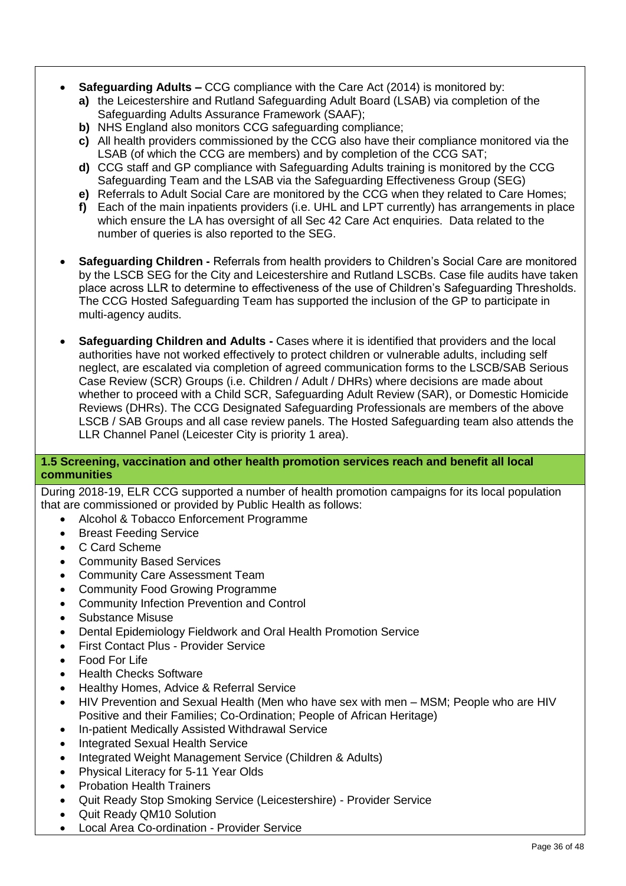- **Safeguarding Adults –** CCG compliance with the Care Act (2014) is monitored by:
  - **a)** the Leicestershire and Rutland Safeguarding Adult Board (LSAB) via completion of the Safeguarding Adults Assurance Framework (SAAF);
  - **b)** NHS England also monitors CCG safeguarding compliance;
  - **c)** All health providers commissioned by the CCG also have their compliance monitored via the LSAB (of which the CCG are members) and by completion of the CCG SAT;
  - **d)** CCG staff and GP compliance with Safeguarding Adults training is monitored by the CCG Safeguarding Team and the LSAB via the Safeguarding Effectiveness Group (SEG)
  - **e)** Referrals to Adult Social Care are monitored by the CCG when they related to Care Homes;
  - **f)** Each of the main inpatients providers (i.e. UHL and LPT currently) has arrangements in place which ensure the LA has oversight of all Sec 42 Care Act enquiries. Data related to the number of queries is also reported to the SEG.

- **Safeguarding Children -** Referrals from health providers to Children's Social Care are monitored by the LSCB SEG for the City and Leicestershire and Rutland LSCBs. Case file audits have taken place across LLR to determine to effectiveness of the use of Children's Safeguarding Thresholds. The CCG Hosted Safeguarding Team has supported the inclusion of the GP to participate in multi-agency audits.

- **Safeguarding Children and Adults -** Cases where it is identified that providers and the local authorities have not worked effectively to protect children or vulnerable adults, including self neglect, are escalated via completion of agreed communication forms to the LSCB/SAB Serious Case Review (SCR) Groups (i.e. Children / Adult / DHRs) where decisions are made about whether to proceed with a Child SCR, Safeguarding Adult Review (SAR), or Domestic Homicide Reviews (DHRs). The CCG Designated Safeguarding Professionals are members of the above LSCB / SAB Groups and all case review panels. The Hosted Safeguarding team also attends the LLR Channel Panel (Leicester City is priority 1 area).

**1.5 Screening, vaccination and other health promotion services reach and benefit all local communities**

During 2018-19, ELR CCG supported a number of health promotion campaigns for its local population that are commissioned or provided by Public Health as follows:

- Alcohol & Tobacco Enforcement Programme
- Breast Feeding Service
- C Card Scheme
- Community Based Services
- Community Care Assessment Team
- Community Food Growing Programme
- Community Infection Prevention and Control
- Substance Misuse
- Dental Epidemiology Fieldwork and Oral Health Promotion Service
- First Contact Plus - Provider Service
- Food For Life
- Health Checks Software
- Healthy Homes, Advice & Referral Service
- HIV Prevention and Sexual Health (Men who have sex with men – MSM; People who are HIV Positive and their Families; Co-Ordination; People of African Heritage)
- In-patient Medically Assisted Withdrawal Service
- Integrated Sexual Health Service
- Integrated Weight Management Service (Children & Adults)
- Physical Literacy for 5-11 Year Olds
- Probation Health Trainers
- Quit Ready Stop Smoking Service (Leicestershire) - Provider Service
- Quit Ready QM10 Solution
- Local Area Co-ordination - Provider Service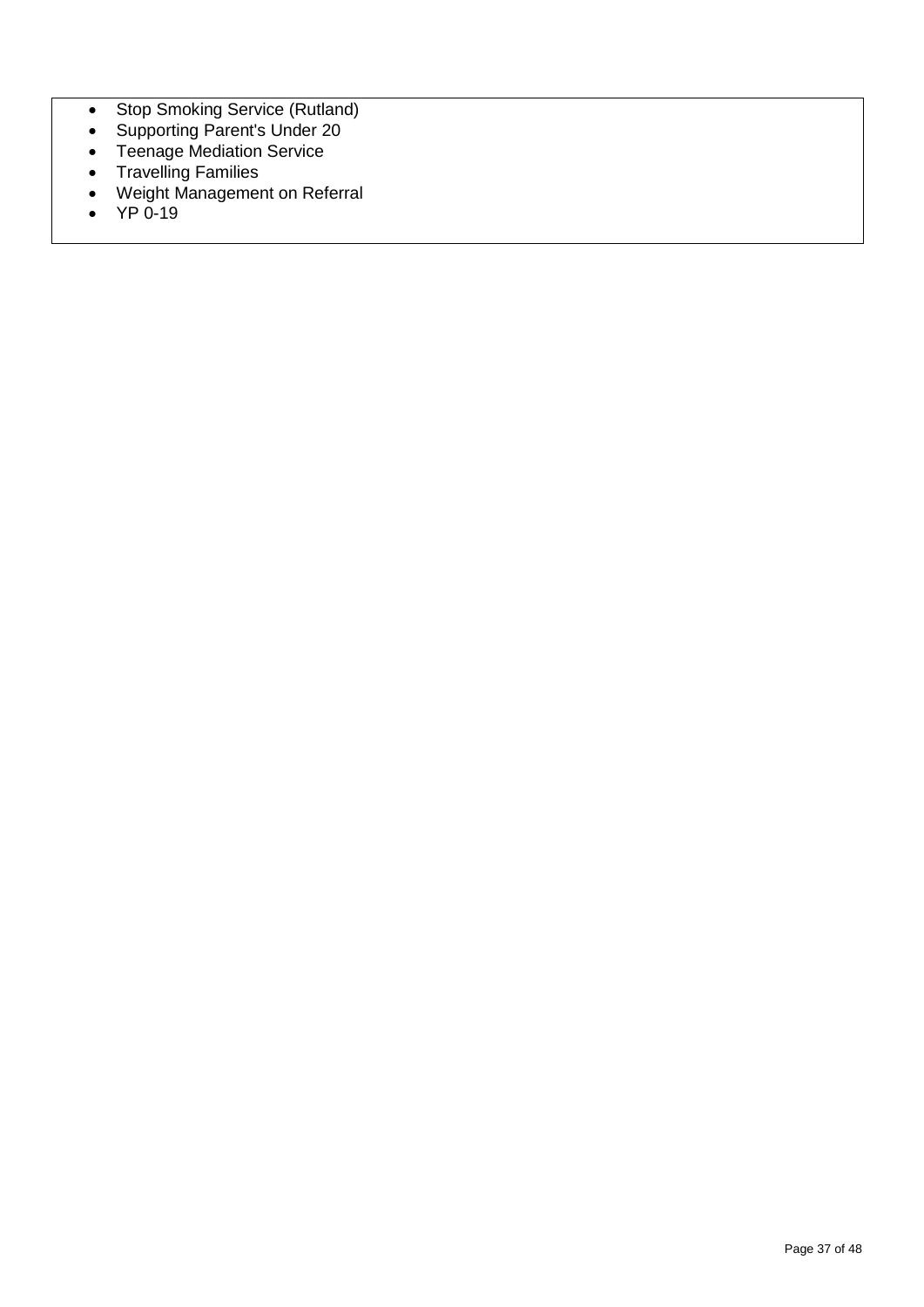- Stop Smoking Service (Rutland)
- Supporting Parent's Under 20
- Teenage Mediation Service
- Travelling Families
- Weight Management on Referral
- YP 0-19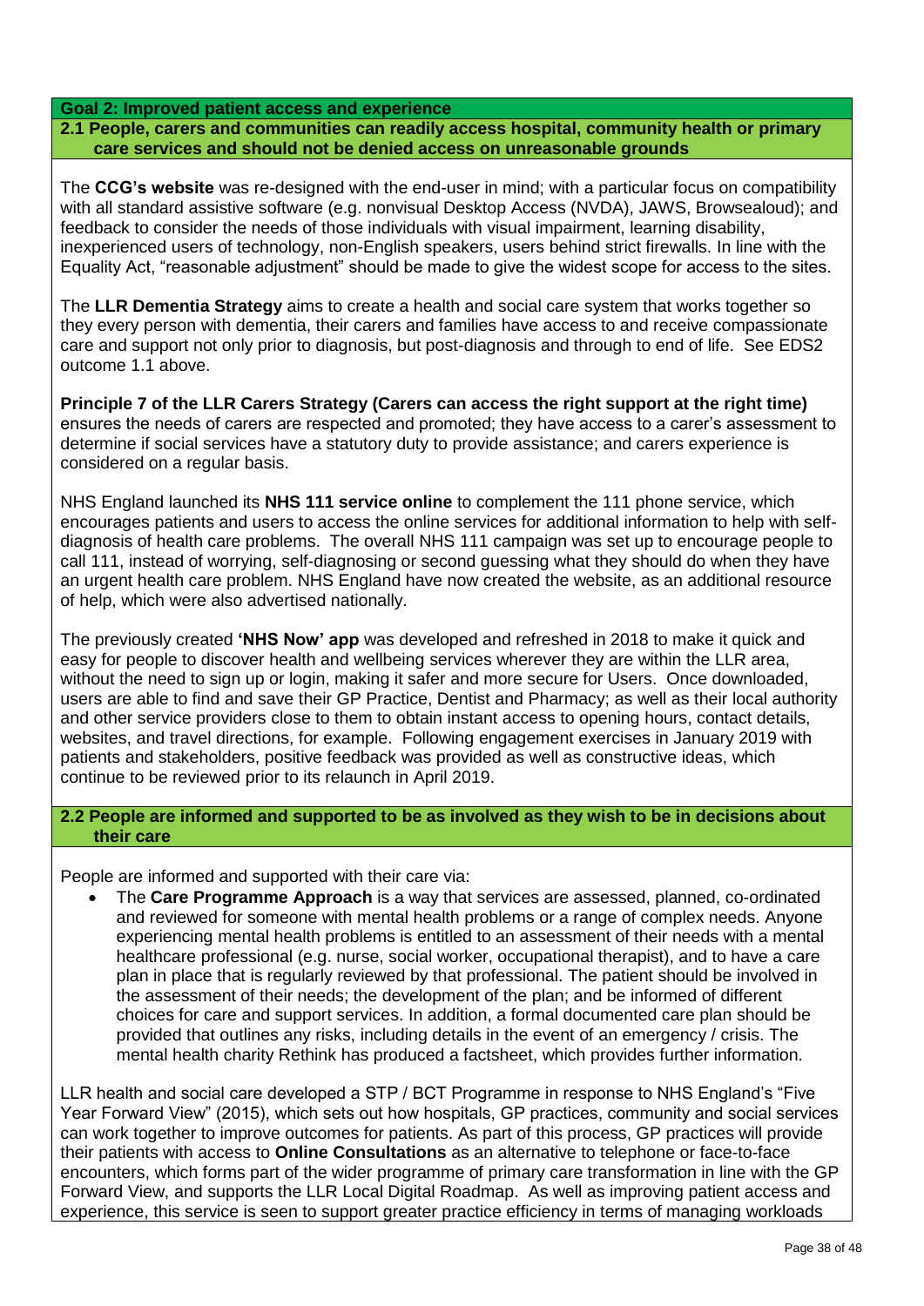**Goal 2: Improved patient access and experience**

**2.1 People, carers and communities can readily access hospital, community health or primary care services and should not be denied access on unreasonable grounds**

The **CCG's website** was re-designed with the end-user in mind; with a particular focus on compatibility with all standard assistive software (e.g. nonvisual Desktop Access (NVDA), JAWS, Browsealoud); and feedback to consider the needs of those individuals with visual impairment, learning disability, inexperienced users of technology, non-English speakers, users behind strict firewalls. In line with the Equality Act, "reasonable adjustment" should be made to give the widest scope for access to the sites.

The **LLR Dementia Strategy** aims to create a health and social care system that works together so they every person with dementia, their carers and families have access to and receive compassionate care and support not only prior to diagnosis, but post-diagnosis and through to end of life. See EDS2 outcome 1.1 above.

**Principle 7 of the LLR Carers Strategy (Carers can access the right support at the right time)** ensures the needs of carers are respected and promoted; they have access to a carer's assessment to determine if social services have a statutory duty to provide assistance; and carers experience is considered on a regular basis.

NHS England launched its **NHS 111 service online** to complement the 111 phone service, which encourages patients and users to access the online services for additional information to help with self-diagnosis of health care problems. The overall NHS 111 campaign was set up to encourage people to call 111, instead of worrying, self-diagnosing or second guessing what they should do when they have an urgent health care problem. NHS England have now created the website, as an additional resource of help, which were also advertised nationally.

The previously created **'NHS Now' app** was developed and refreshed in 2018 to make it quick and easy for people to discover health and wellbeing services wherever they are within the LLR area, without the need to sign up or login, making it safer and more secure for Users. Once downloaded, users are able to find and save their GP Practice, Dentist and Pharmacy; as well as their local authority and other service providers close to them to obtain instant access to opening hours, contact details, websites, and travel directions, for example. Following engagement exercises in January 2019 with patients and stakeholders, positive feedback was provided as well as constructive ideas, which continue to be reviewed prior to its relaunch in April 2019.

**2.2 People are informed and supported to be as involved as they wish to be in decisions about their care**

People are informed and supported with their care via:

- The **Care Programme Approach** is a way that services are assessed, planned, co-ordinated and reviewed for someone with mental health problems or a range of complex needs. Anyone experiencing mental health problems is entitled to an assessment of their needs with a mental healthcare professional (e.g. nurse, social worker, occupational therapist), and to have a care plan in place that is regularly reviewed by that professional. The patient should be involved in the assessment of their needs; the development of the plan; and be informed of different choices for care and support services. In addition, a formal documented care plan should be provided that outlines any risks, including details in the event of an emergency / crisis. The mental health charity Rethink has produced a factsheet, which provides further information.

LLR health and social care developed a STP / BCT Programme in response to NHS England's "Five Year Forward View" (2015), which sets out how hospitals, GP practices, community and social services can work together to improve outcomes for patients. As part of this process, GP practices will provide their patients with access to **Online Consultations** as an alternative to telephone or face-to-face encounters, which forms part of the wider programme of primary care transformation in line with the GP Forward View, and supports the LLR Local Digital Roadmap. As well as improving patient access and experience, this service is seen to support greater practice efficiency in terms of managing workloads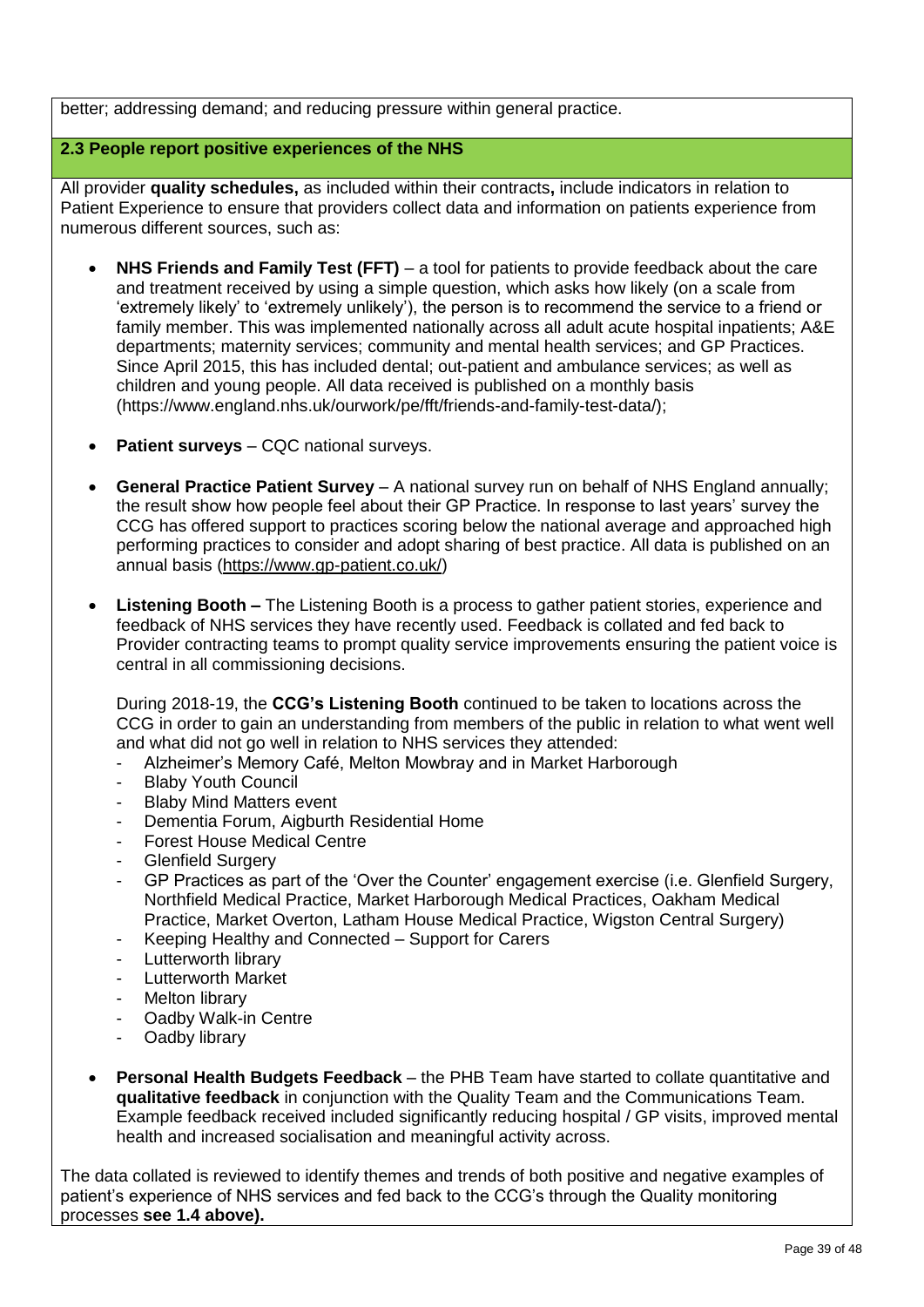better; addressing demand; and reducing pressure within general practice.

## 2.3 People report positive experiences of the NHS

All provider **quality schedules,** as included within their contracts**,** include indicators in relation to Patient Experience to ensure that providers collect data and information on patients experience from numerous different sources, such as:

- **NHS Friends and Family Test (FFT)** – a tool for patients to provide feedback about the care and treatment received by using a simple question, which asks how likely (on a scale from 'extremely likely' to 'extremely unlikely'), the person is to recommend the service to a friend or family member. This was implemented nationally across all adult acute hospital inpatients; A&E departments; maternity services; community and mental health services; and GP Practices. Since April 2015, this has included dental; out-patient and ambulance services; as well as children and young people. All data received is published on a monthly basis (https://www.england.nhs.uk/ourwork/pe/fft/friends-and-family-test-data/);

- **Patient surveys** – CQC national surveys.

- **General Practice Patient Survey** – A national survey run on behalf of NHS England annually; the result show how people feel about their GP Practice. In response to last years' survey the CCG has offered support to practices scoring below the national average and approached high performing practices to consider and adopt sharing of best practice. All data is published on an annual basis (https://www.gp-patient.co.uk/)

- **Listening Booth –** The Listening Booth is a process to gather patient stories, experience and feedback of NHS services they have recently used. Feedback is collated and fed back to Provider contracting teams to prompt quality service improvements ensuring the patient voice is central in all commissioning decisions.

  During 2018-19, the **CCG's Listening Booth** continued to be taken to locations across the CCG in order to gain an understanding from members of the public in relation to what went well and what did not go well in relation to NHS services they attended:
  - Alzheimer's Memory Café, Melton Mowbray and in Market Harborough
  - Blaby Youth Council
  - Blaby Mind Matters event
  - Dementia Forum, Aigburth Residential Home
  - Forest House Medical Centre
  - Glenfield Surgery
  - GP Practices as part of the 'Over the Counter' engagement exercise (i.e. Glenfield Surgery, Northfield Medical Practice, Market Harborough Medical Practices, Oakham Medical Practice, Market Overton, Latham House Medical Practice, Wigston Central Surgery)
  - Keeping Healthy and Connected – Support for Carers
  - Lutterworth library
  - Lutterworth Market
  - Melton library
  - Oadby Walk-in Centre
  - Oadby library

- **Personal Health Budgets Feedback** – the PHB Team have started to collate quantitative and **qualitative feedback** in conjunction with the Quality Team and the Communications Team. Example feedback received included significantly reducing hospital / GP visits, improved mental health and increased socialisation and meaningful activity across.

The data collated is reviewed to identify themes and trends of both positive and negative examples of patient's experience of NHS services and fed back to the CCG's through the Quality monitoring processes **see 1.4 above).**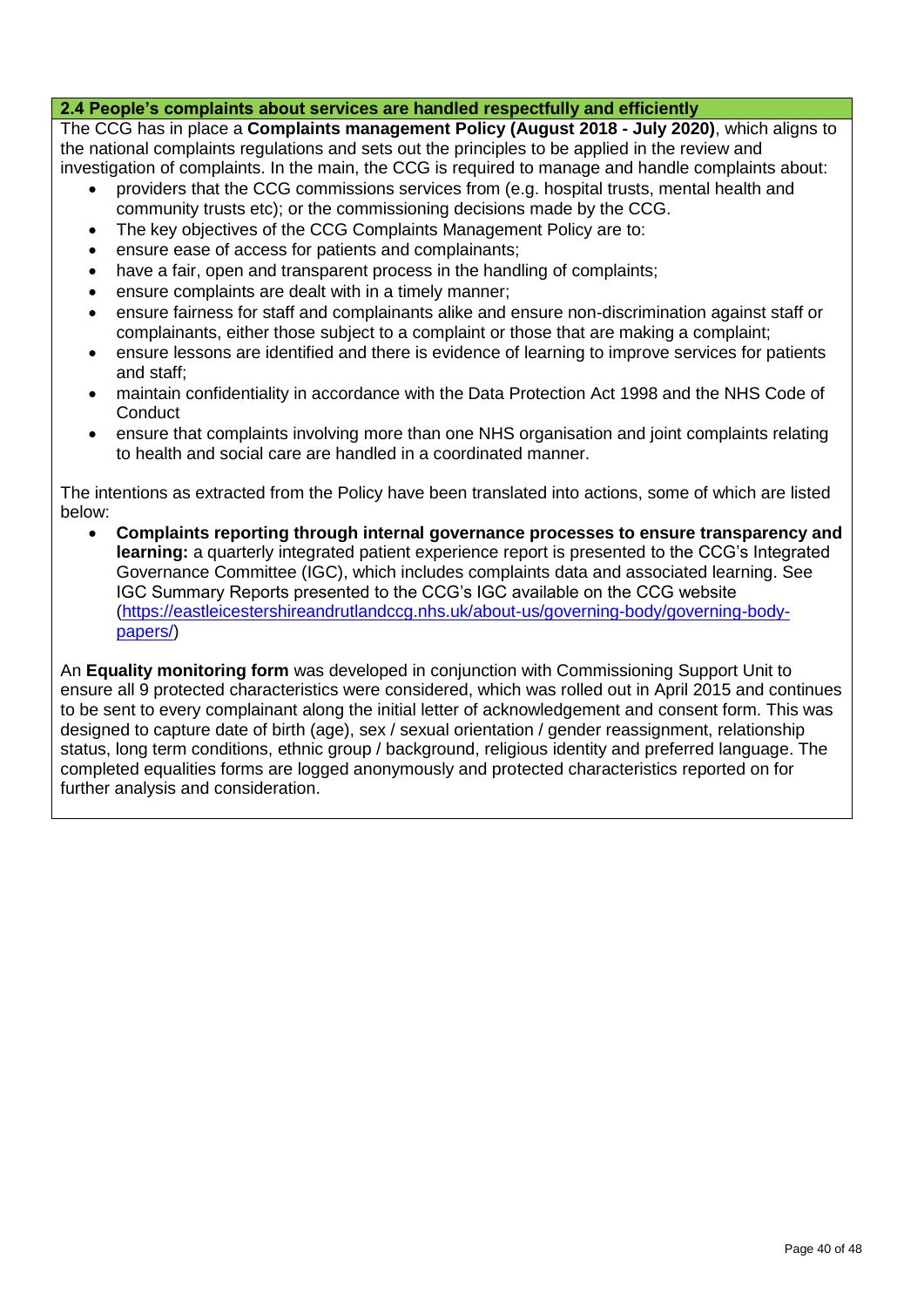**2.4 People's complaints about services are handled respectfully and efficiently**

The CCG has in place a **Complaints management Policy (August 2018 - July 2020)**, which aligns to the national complaints regulations and sets out the principles to be applied in the review and investigation of complaints. In the main, the CCG is required to manage and handle complaints about:

- providers that the CCG commissions services from (e.g. hospital trusts, mental health and community trusts etc); or the commissioning decisions made by the CCG.
- The key objectives of the CCG Complaints Management Policy are to:
- ensure ease of access for patients and complainants;
- have a fair, open and transparent process in the handling of complaints;
- ensure complaints are dealt with in a timely manner;
- ensure fairness for staff and complainants alike and ensure non-discrimination against staff or complainants, either those subject to a complaint or those that are making a complaint;
- ensure lessons are identified and there is evidence of learning to improve services for patients and staff;
- maintain confidentiality in accordance with the Data Protection Act 1998 and the NHS Code of Conduct
- ensure that complaints involving more than one NHS organisation and joint complaints relating to health and social care are handled in a coordinated manner.

The intentions as extracted from the Policy have been translated into actions, some of which are listed below:

- **Complaints reporting through internal governance processes to ensure transparency and learning:** a quarterly integrated patient experience report is presented to the CCG's Integrated Governance Committee (IGC), which includes complaints data and associated learning. See IGC Summary Reports presented to the CCG's IGC available on the CCG website (https://eastleicestershireandrutlandccg.nhs.uk/about-us/governing-body/governing-body-papers/)

An **Equality monitoring form** was developed in conjunction with Commissioning Support Unit to ensure all 9 protected characteristics were considered, which was rolled out in April 2015 and continues to be sent to every complainant along the initial letter of acknowledgement and consent form. This was designed to capture date of birth (age), sex / sexual orientation / gender reassignment, relationship status, long term conditions, ethnic group / background, religious identity and preferred language. The completed equalities forms are logged anonymously and protected characteristics reported on for further analysis and consideration.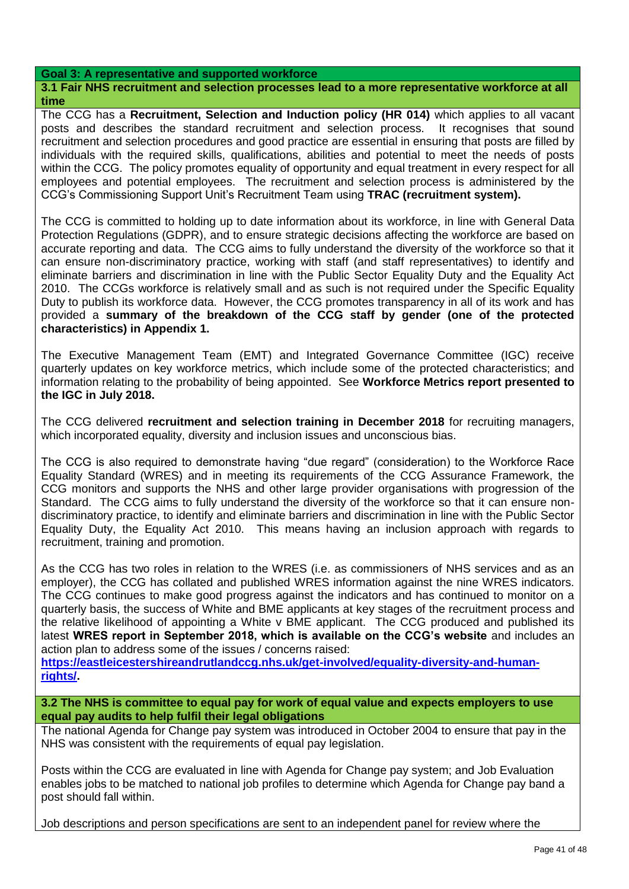## Goal 3: A representative and supported workforce

### 3.1 Fair NHS recruitment and selection processes lead to a more representative workforce at all time

The CCG has a **Recruitment, Selection and Induction policy (HR 014)** which applies to all vacant posts and describes the standard recruitment and selection process. It recognises that sound recruitment and selection procedures and good practice are essential in ensuring that posts are filled by individuals with the required skills, qualifications, abilities and potential to meet the needs of posts within the CCG. The policy promotes equality of opportunity and equal treatment in every respect for all employees and potential employees. The recruitment and selection process is administered by the CCG's Commissioning Support Unit's Recruitment Team using **TRAC (recruitment system).**

The CCG is committed to holding up to date information about its workforce, in line with General Data Protection Regulations (GDPR), and to ensure strategic decisions affecting the workforce are based on accurate reporting and data. The CCG aims to fully understand the diversity of the workforce so that it can ensure non-discriminatory practice, working with staff (and staff representatives) to identify and eliminate barriers and discrimination in line with the Public Sector Equality Duty and the Equality Act 2010. The CCGs workforce is relatively small and as such is not required under the Specific Equality Duty to publish its workforce data. However, the CCG promotes transparency in all of its work and has provided a **summary of the breakdown of the CCG staff by gender (one of the protected characteristics) in Appendix 1.**

The Executive Management Team (EMT) and Integrated Governance Committee (IGC) receive quarterly updates on key workforce metrics, which include some of the protected characteristics; and information relating to the probability of being appointed. See **Workforce Metrics report presented to the IGC in July 2018.**

The CCG delivered **recruitment and selection training in December 2018** for recruiting managers, which incorporated equality, diversity and inclusion issues and unconscious bias.

The CCG is also required to demonstrate having "due regard" (consideration) to the Workforce Race Equality Standard (WRES) and in meeting its requirements of the CCG Assurance Framework, the CCG monitors and supports the NHS and other large provider organisations with progression of the Standard. The CCG aims to fully understand the diversity of the workforce so that it can ensure non-discriminatory practice, to identify and eliminate barriers and discrimination in line with the Public Sector Equality Duty, the Equality Act 2010. This means having an inclusion approach with regards to recruitment, training and promotion.

As the CCG has two roles in relation to the WRES (i.e. as commissioners of NHS services and as an employer), the CCG has collated and published WRES information against the nine WRES indicators. The CCG continues to make good progress against the indicators and has continued to monitor on a quarterly basis, the success of White and BME applicants at key stages of the recruitment process and the relative likelihood of appointing a White v BME applicant. The CCG produced and published its latest **WRES report in September 2018, which is available on the CCG's website** and includes an action plan to address some of the issues / concerns raised:
**https://eastleicestershireandrutlandccg.nhs.uk/get-involved/equality-diversity-and-human-rights/.**

### 3.2 The NHS is committe to equal pay for work of equal value and expects employers to use equal pay audits to help fulfil their legal obligations

The national Agenda for Change pay system was introduced in October 2004 to ensure that pay in the NHS was consistent with the requirements of equal pay legislation.

Posts within the CCG are evaluated in line with Agenda for Change pay system; and Job Evaluation enables jobs to be matched to national job profiles to determine which Agenda for Change pay band a post should fall within.

Job descriptions and person specifications are sent to an independent panel for review where the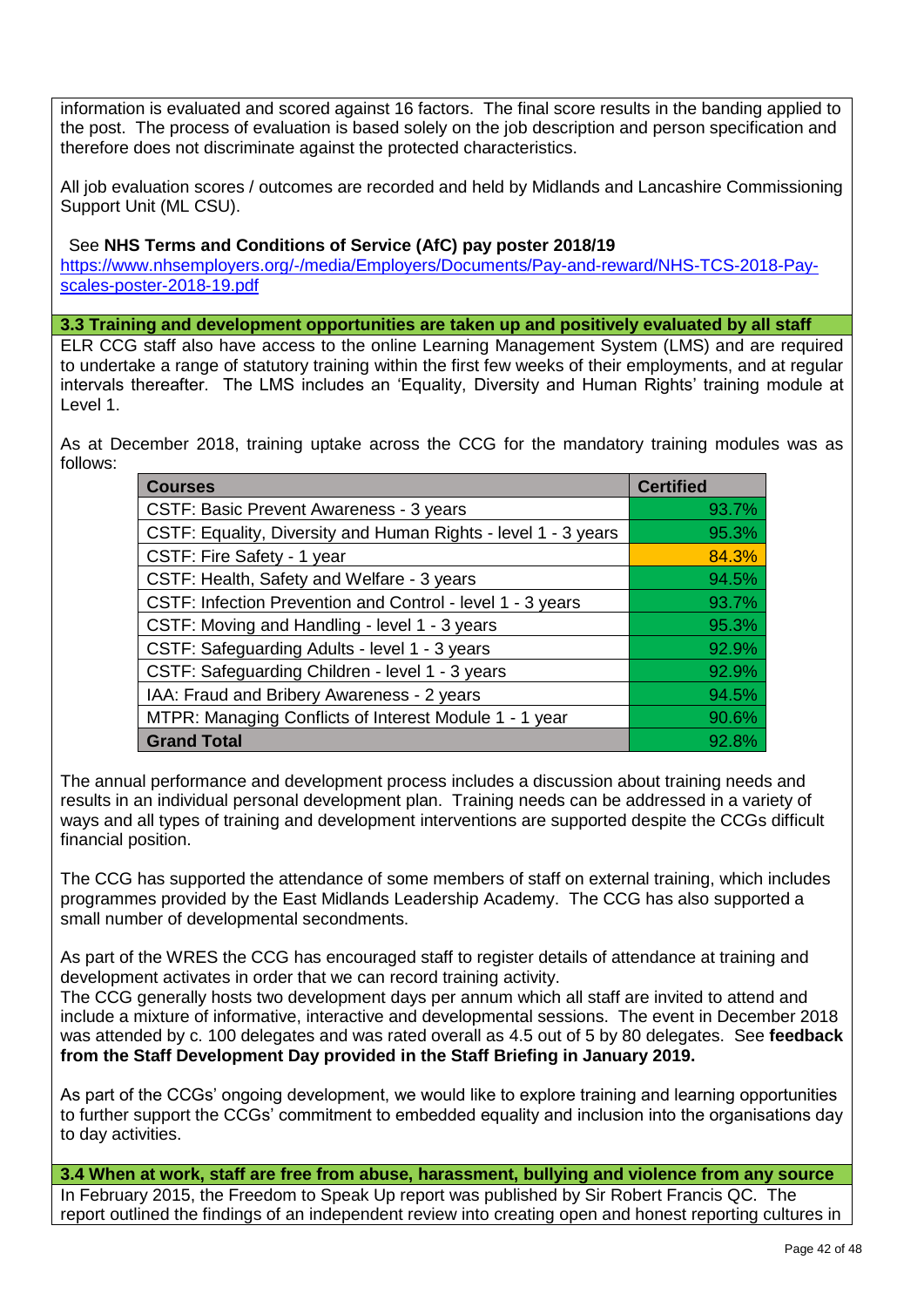information is evaluated and scored against 16 factors. The final score results in the banding applied to the post. The process of evaluation is based solely on the job description and person specification and therefore does not discriminate against the protected characteristics.

All job evaluation scores / outcomes are recorded and held by Midlands and Lancashire Commissioning Support Unit (ML CSU).

See **NHS Terms and Conditions of Service (AfC) pay poster 2018/19**
https://www.nhsemployers.org/-/media/Employers/Documents/Pay-and-reward/NHS-TCS-2018-Pay-scales-poster-2018-19.pdf

**3.3 Training and development opportunities are taken up and positively evaluated by all staff**

ELR CCG staff also have access to the online Learning Management System (LMS) and are required to undertake a range of statutory training within the first few weeks of their employments, and at regular intervals thereafter. The LMS includes an 'Equality, Diversity and Human Rights' training module at Level 1.

As at December 2018, training uptake across the CCG for the mandatory training modules was as follows:

| Courses | Certified |
|---|---|
| CSTF: Basic Prevent Awareness - 3 years | 93.7% |
| CSTF: Equality, Diversity and Human Rights - level 1 - 3 years | 95.3% |
| CSTF: Fire Safety - 1 year | 84.3% |
| CSTF: Health, Safety and Welfare - 3 years | 94.5% |
| CSTF: Infection Prevention and Control - level 1 - 3 years | 93.7% |
| CSTF: Moving and Handling - level 1 - 3 years | 95.3% |
| CSTF: Safeguarding Adults - level 1 - 3 years | 92.9% |
| CSTF: Safeguarding Children - level 1 - 3 years | 92.9% |
| IAA: Fraud and Bribery Awareness - 2 years | 94.5% |
| MTPR: Managing Conflicts of Interest Module 1 - 1 year | 90.6% |
| **Grand Total** | 92.8% |

The annual performance and development process includes a discussion about training needs and results in an individual personal development plan. Training needs can be addressed in a variety of ways and all types of training and development interventions are supported despite the CCGs difficult financial position.

The CCG has supported the attendance of some members of staff on external training, which includes programmes provided by the East Midlands Leadership Academy. The CCG has also supported a small number of developmental secondments.

As part of the WRES the CCG has encouraged staff to register details of attendance at training and development activates in order that we can record training activity.
The CCG generally hosts two development days per annum which all staff are invited to attend and include a mixture of informative, interactive and developmental sessions. The event in December 2018 was attended by c. 100 delegates and was rated overall as 4.5 out of 5 by 80 delegates. See **feedback from the Staff Development Day provided in the Staff Briefing in January 2019.**

As part of the CCGs' ongoing development, we would like to explore training and learning opportunities to further support the CCGs' commitment to embedded equality and inclusion into the organisations day to day activities.

**3.4 When at work, staff are free from abuse, harassment, bullying and violence from any source**

In February 2015, the Freedom to Speak Up report was published by Sir Robert Francis QC. The report outlined the findings of an independent review into creating open and honest reporting cultures in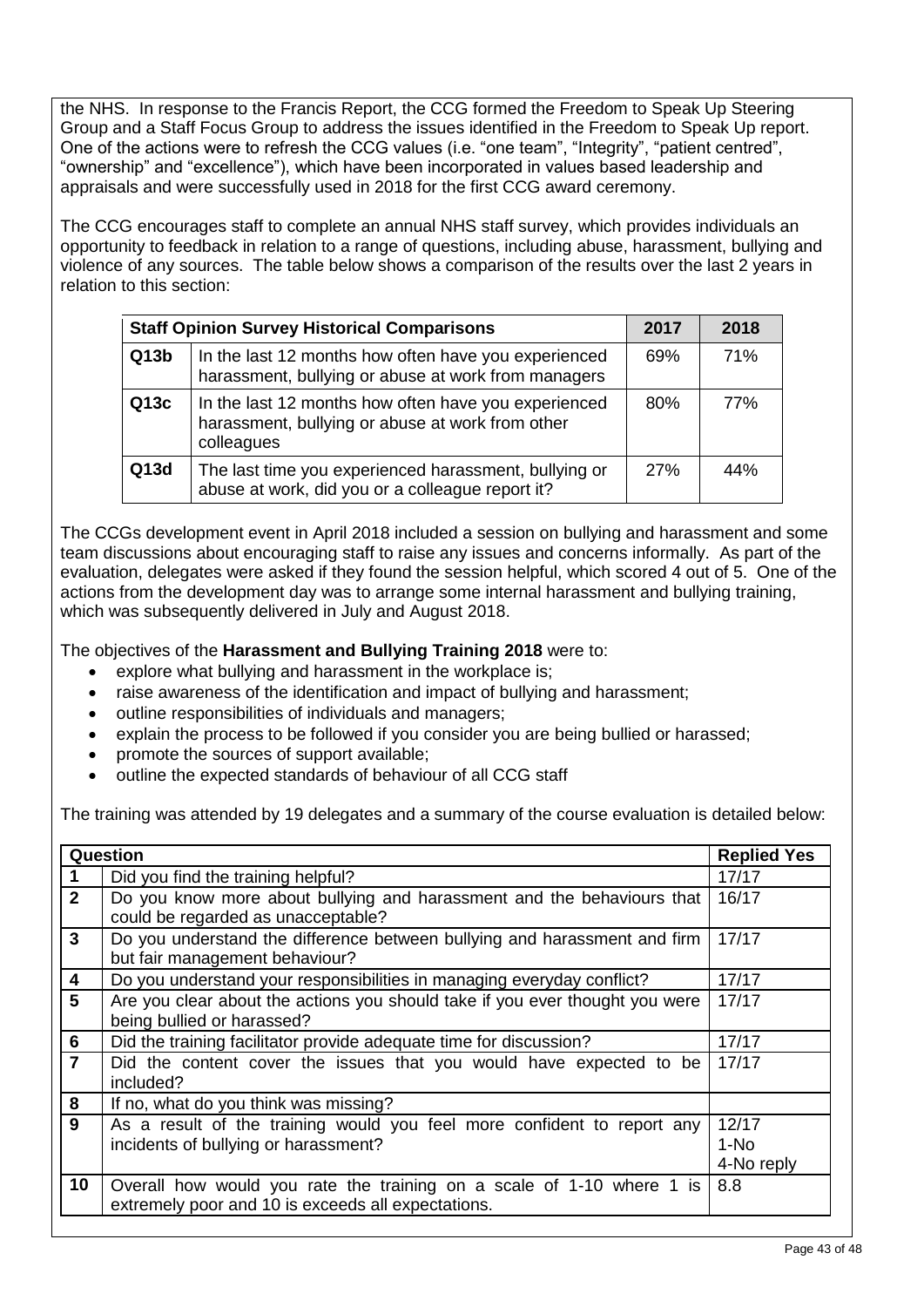the NHS. In response to the Francis Report, the CCG formed the Freedom to Speak Up Steering Group and a Staff Focus Group to address the issues identified in the Freedom to Speak Up report. One of the actions were to refresh the CCG values (i.e. "one team", "Integrity", "patient centred", "ownership" and "excellence"), which have been incorporated in values based leadership and appraisals and were successfully used in 2018 for the first CCG award ceremony.

The CCG encourages staff to complete an annual NHS staff survey, which provides individuals an opportunity to feedback in relation to a range of questions, including abuse, harassment, bullying and violence of any sources. The table below shows a comparison of the results over the last 2 years in relation to this section:

| **Staff Opinion Survey Historical Comparisons** | | **2017** | **2018** |
|---|---|---|---|
| **Q13b** | In the last 12 months how often have you experienced harassment, bullying or abuse at work from managers | 69% | 71% |
| **Q13c** | In the last 12 months how often have you experienced harassment, bullying or abuse at work from other colleagues | 80% | 77% |
| **Q13d** | The last time you experienced harassment, bullying or abuse at work, did you or a colleague report it? | 27% | 44% |

The CCGs development event in April 2018 included a session on bullying and harassment and some team discussions about encouraging staff to raise any issues and concerns informally. As part of the evaluation, delegates were asked if they found the session helpful, which scored 4 out of 5. One of the actions from the development day was to arrange some internal harassment and bullying training, which was subsequently delivered in July and August 2018.

The objectives of the **Harassment and Bullying Training 2018** were to:

- explore what bullying and harassment in the workplace is;
- raise awareness of the identification and impact of bullying and harassment;
- outline responsibilities of individuals and managers;
- explain the process to be followed if you consider you are being bullied or harassed;
- promote the sources of support available;
- outline the expected standards of behaviour of all CCG staff

The training was attended by 19 delegates and a summary of the course evaluation is detailed below:

| **Question** | | **Replied Yes** |
|---|---|---|
| **1** | Did you find the training helpful? | 17/17 |
| **2** | Do you know more about bullying and harassment and the behaviours that could be regarded as unacceptable? | 16/17 |
| **3** | Do you understand the difference between bullying and harassment and firm but fair management behaviour? | 17/17 |
| **4** | Do you understand your responsibilities in managing everyday conflict? | 17/17 |
| **5** | Are you clear about the actions you should take if you ever thought you were being bullied or harassed? | 17/17 |
| **6** | Did the training facilitator provide adequate time for discussion? | 17/17 |
| **7** | Did the content cover the issues that you would have expected to be included? | 17/17 |
| **8** | If no, what do you think was missing? | |
| **9** | As a result of the training would you feel more confident to report any incidents of bullying or harassment? | 12/17<br>1-No<br>4-No reply |
| **10** | Overall how would you rate the training on a scale of 1-10 where 1 is extremely poor and 10 is exceeds all expectations. | 8.8 |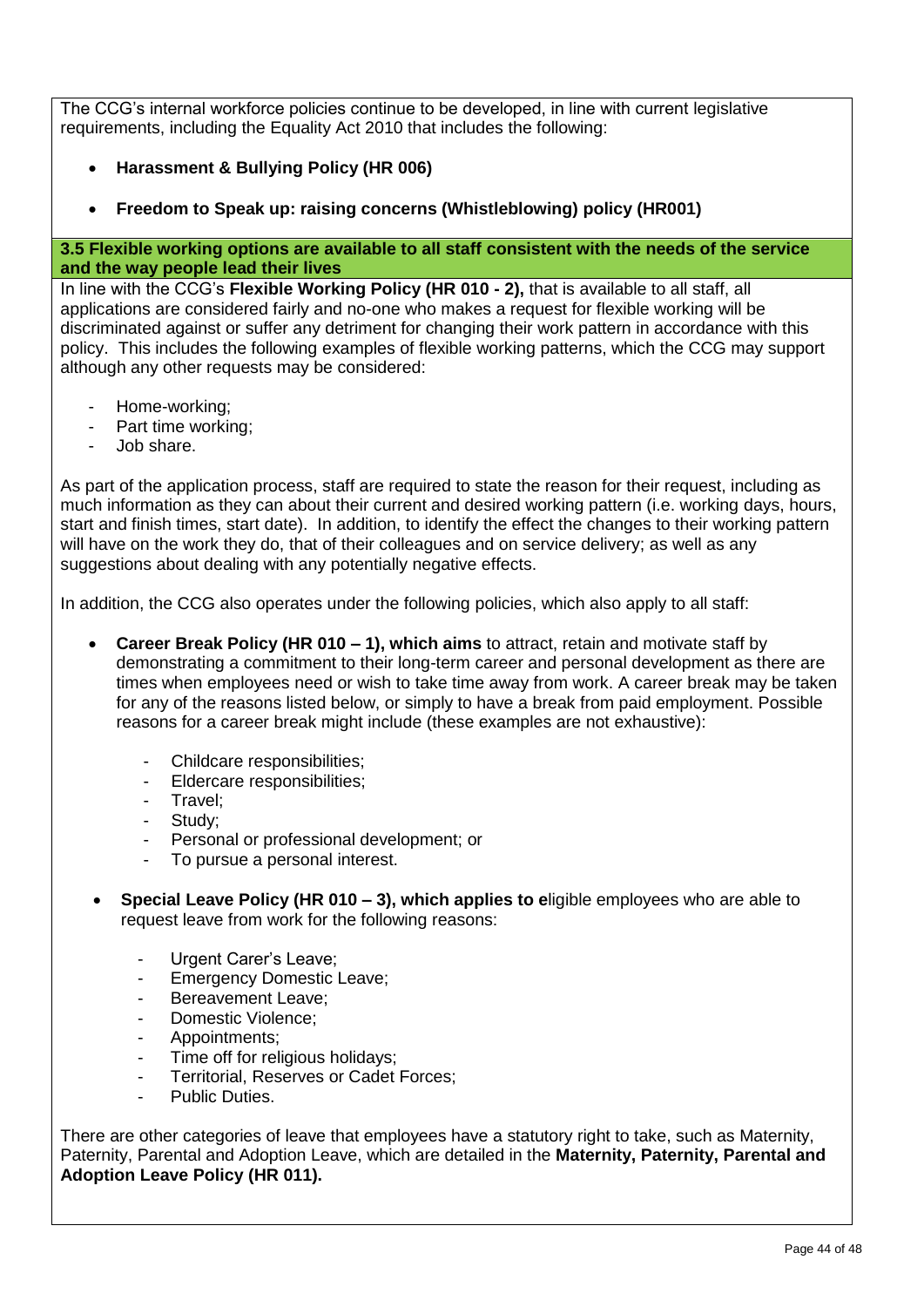The CCG's internal workforce policies continue to be developed, in line with current legislative requirements, including the Equality Act 2010 that includes the following:

- **Harassment & Bullying Policy (HR 006)**
- **Freedom to Speak up: raising concerns (Whistleblowing) policy (HR001)**

**3.5 Flexible working options are available to all staff consistent with the needs of the service and the way people lead their lives**

In line with the CCG's **Flexible Working Policy (HR 010 - 2),** that is available to all staff, all applications are considered fairly and no-one who makes a request for flexible working will be discriminated against or suffer any detriment for changing their work pattern in accordance with this policy. This includes the following examples of flexible working patterns, which the CCG may support although any other requests may be considered:

- Home-working;
- Part time working;
- Job share.

As part of the application process, staff are required to state the reason for their request, including as much information as they can about their current and desired working pattern (i.e. working days, hours, start and finish times, start date). In addition, to identify the effect the changes to their working pattern will have on the work they do, that of their colleagues and on service delivery; as well as any suggestions about dealing with any potentially negative effects.

In addition, the CCG also operates under the following policies, which also apply to all staff:

- **Career Break Policy (HR 010 – 1), which aims** to attract, retain and motivate staff by demonstrating a commitment to their long-term career and personal development as there are times when employees need or wish to take time away from work. A career break may be taken for any of the reasons listed below, or simply to have a break from paid employment. Possible reasons for a career break might include (these examples are not exhaustive):
  - Childcare responsibilities;
  - Eldercare responsibilities;
  - Travel;
  - Study;
  - Personal or professional development; or
  - To pursue a personal interest.
- **Special Leave Policy (HR 010 – 3), which applies to e**ligible employees who are able to request leave from work for the following reasons:
  - Urgent Carer's Leave;
  - Emergency Domestic Leave;
  - Bereavement Leave;
  - Domestic Violence;
  - Appointments;
  - Time off for religious holidays;
  - Territorial, Reserves or Cadet Forces;
  - Public Duties.

There are other categories of leave that employees have a statutory right to take, such as Maternity, Paternity, Parental and Adoption Leave, which are detailed in the **Maternity, Paternity, Parental and Adoption Leave Policy (HR 011).**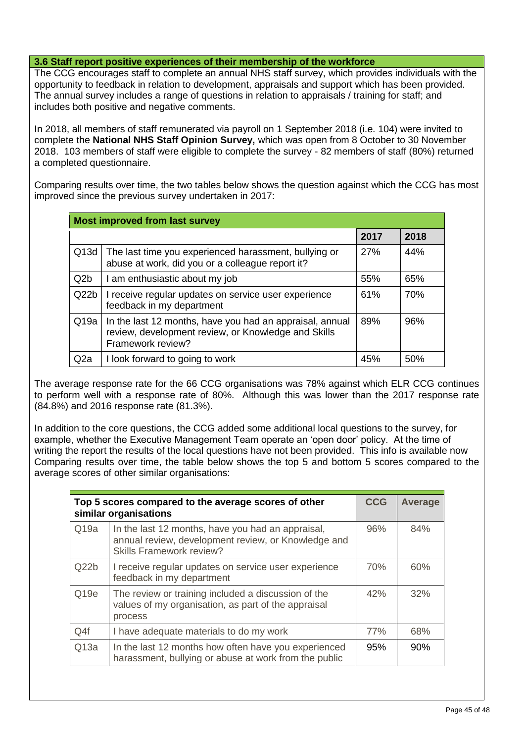### 3.6 Staff report positive experiences of their membership of the workforce

The CCG encourages staff to complete an annual NHS staff survey, which provides individuals with the opportunity to feedback in relation to development, appraisals and support which has been provided. The annual survey includes a range of questions in relation to appraisals / training for staff; and includes both positive and negative comments.

In 2018, all members of staff remunerated via payroll on 1 September 2018 (i.e. 104) were invited to complete the **National NHS Staff Opinion Survey,** which was open from 8 October to 30 November 2018. 103 members of staff were eligible to complete the survey - 82 members of staff (80%) returned a completed questionnaire.

Comparing results over time, the two tables below shows the question against which the CCG has most improved since the previous survey undertaken in 2017:

| **Most improved from last survey** | | | |
|---|---|---|---|
| | | **2017** | **2018** |
| Q13d | The last time you experienced harassment, bullying or abuse at work, did you or a colleague report it? | 27% | 44% |
| Q2b | I am enthusiastic about my job | 55% | 65% |
| Q22b | I receive regular updates on service user experience feedback in my department | 61% | 70% |
| Q19a | In the last 12 months, have you had an appraisal, annual review, development review, or Knowledge and Skills Framework review? | 89% | 96% |
| Q2a | I look forward to going to work | 45% | 50% |

The average response rate for the 66 CCG organisations was 78% against which ELR CCG continues to perform well with a response rate of 80%. Although this was lower than the 2017 response rate (84.8%) and 2016 response rate (81.3%).

In addition to the core questions, the CCG added some additional local questions to the survey, for example, whether the Executive Management Team operate an 'open door' policy. At the time of writing the report the results of the local questions have not been provided. This info is available now Comparing results over time, the table below shows the top 5 and bottom 5 scores compared to the average scores of other similar organisations:

| **Top 5 scores compared to the average scores of other similar organisations** | | **CCG** | **Average** |
|---|---|---|---|
| Q19a | In the last 12 months, have you had an appraisal, annual review, development review, or Knowledge and Skills Framework review? | 96% | 84% |
| Q22b | I receive regular updates on service user experience feedback in my department | 70% | 60% |
| Q19e | The review or training included a discussion of the values of my organisation, as part of the appraisal process | 42% | 32% |
| Q4f | I have adequate materials to do my work | 77% | 68% |
| Q13a | In the last 12 months how often have you experienced harassment, bullying or abuse at work from the public | 95% | 90% |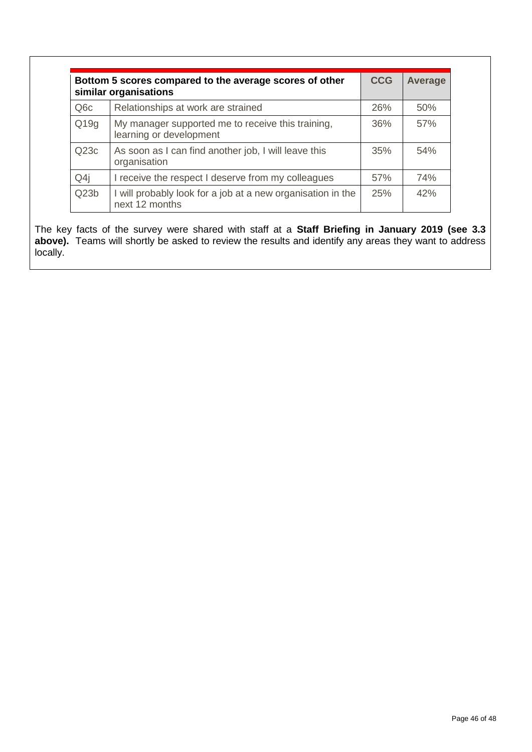| Bottom 5 scores compared to the average scores of other similar organisations | | CCG | Average |
|---|---|---|---|
| Q6c | Relationships at work are strained | 26% | 50% |
| Q19g | My manager supported me to receive this training, learning or development | 36% | 57% |
| Q23c | As soon as I can find another job, I will leave this organisation | 35% | 54% |
| Q4j | I receive the respect I deserve from my colleagues | 57% | 74% |
| Q23b | I will probably look for a job at a new organisation in the next 12 months | 25% | 42% |

The key facts of the survey were shared with staff at a **Staff Briefing in January 2019 (see 3.3 above).** Teams will shortly be asked to review the results and identify any areas they want to address locally.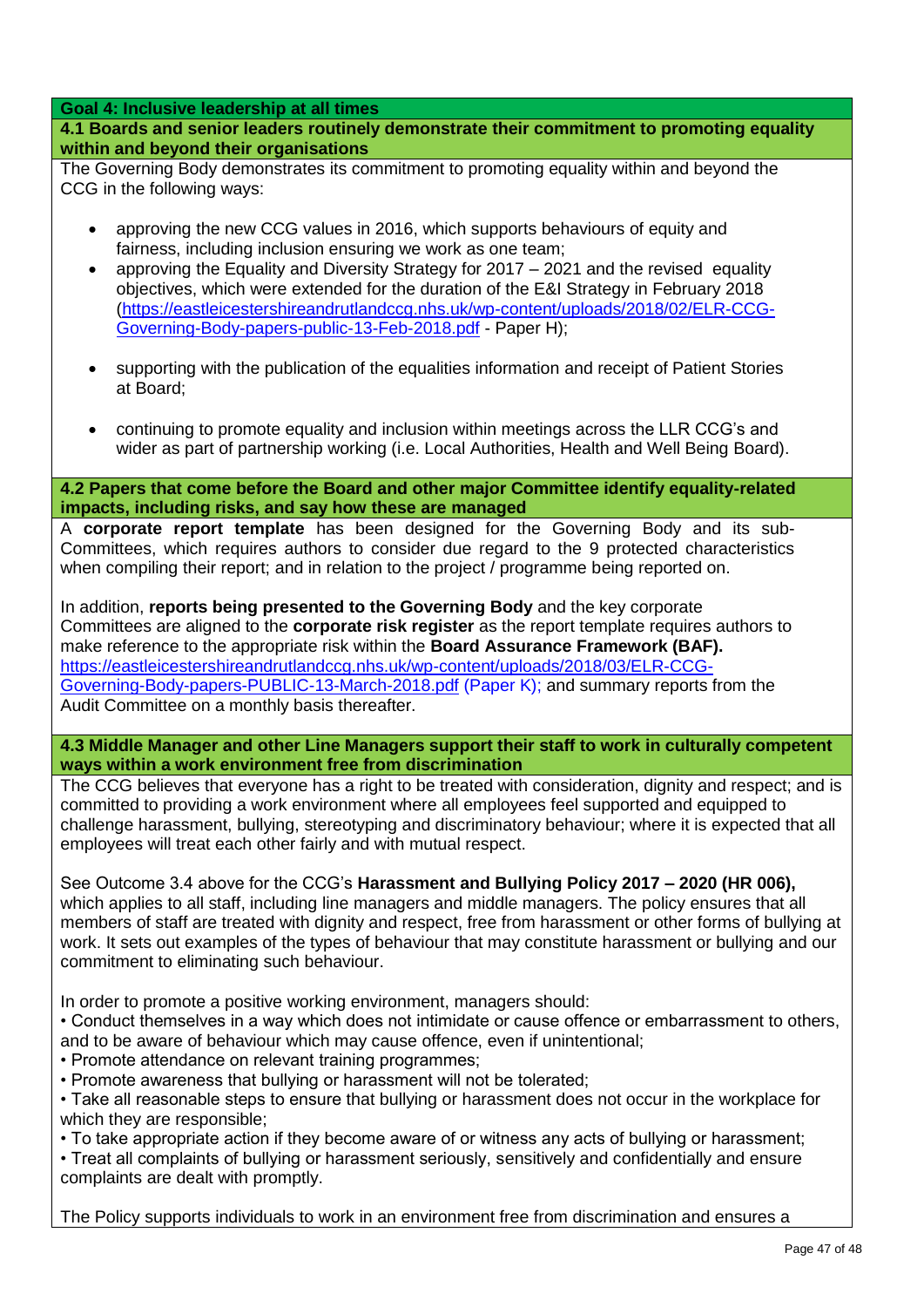## Goal 4: Inclusive leadership at all times

### 4.1 Boards and senior leaders routinely demonstrate their commitment to promoting equality within and beyond their organisations

The Governing Body demonstrates its commitment to promoting equality within and beyond the CCG in the following ways:

- approving the new CCG values in 2016, which supports behaviours of equity and fairness, including inclusion ensuring we work as one team;
- approving the Equality and Diversity Strategy for 2017 – 2021 and the revised equality objectives, which were extended for the duration of the E&I Strategy in February 2018 (https://eastleicestershireandrutlandccg.nhs.uk/wp-content/uploads/2018/02/ELR-CCG-Governing-Body-papers-public-13-Feb-2018.pdf - Paper H);
- supporting with the publication of the equalities information and receipt of Patient Stories at Board;
- continuing to promote equality and inclusion within meetings across the LLR CCG's and wider as part of partnership working (i.e. Local Authorities, Health and Well Being Board).

### 4.2 Papers that come before the Board and other major Committee identify equality-related impacts, including risks, and say how these are managed

A **corporate report template** has been designed for the Governing Body and its sub-Committees, which requires authors to consider due regard to the 9 protected characteristics when compiling their report; and in relation to the project / programme being reported on.

In addition, **reports being presented to the Governing Body** and the key corporate Committees are aligned to the **corporate risk register** as the report template requires authors to make reference to the appropriate risk within the **Board Assurance Framework (BAF).** https://eastleicestershireandrutlandccg.nhs.uk/wp-content/uploads/2018/03/ELR-CCG-Governing-Body-papers-PUBLIC-13-March-2018.pdf (Paper K); and summary reports from the Audit Committee on a monthly basis thereafter.

### 4.3 Middle Manager and other Line Managers support their staff to work in culturally competent ways within a work environment free from discrimination

The CCG believes that everyone has a right to be treated with consideration, dignity and respect; and is committed to providing a work environment where all employees feel supported and equipped to challenge harassment, bullying, stereotyping and discriminatory behaviour; where it is expected that all employees will treat each other fairly and with mutual respect.

See Outcome 3.4 above for the CCG's **Harassment and Bullying Policy 2017 – 2020 (HR 006),** which applies to all staff, including line managers and middle managers. The policy ensures that all members of staff are treated with dignity and respect, free from harassment or other forms of bullying at work. It sets out examples of the types of behaviour that may constitute harassment or bullying and our commitment to eliminating such behaviour.

In order to promote a positive working environment, managers should:

- Conduct themselves in a way which does not intimidate or cause offence or embarrassment to others, and to be aware of behaviour which may cause offence, even if unintentional;
- Promote attendance on relevant training programmes;
- Promote awareness that bullying or harassment will not be tolerated;
- Take all reasonable steps to ensure that bullying or harassment does not occur in the workplace for which they are responsible;
- To take appropriate action if they become aware of or witness any acts of bullying or harassment;
- Treat all complaints of bullying or harassment seriously, sensitively and confidentially and ensure complaints are dealt with promptly.

The Policy supports individuals to work in an environment free from discrimination and ensures a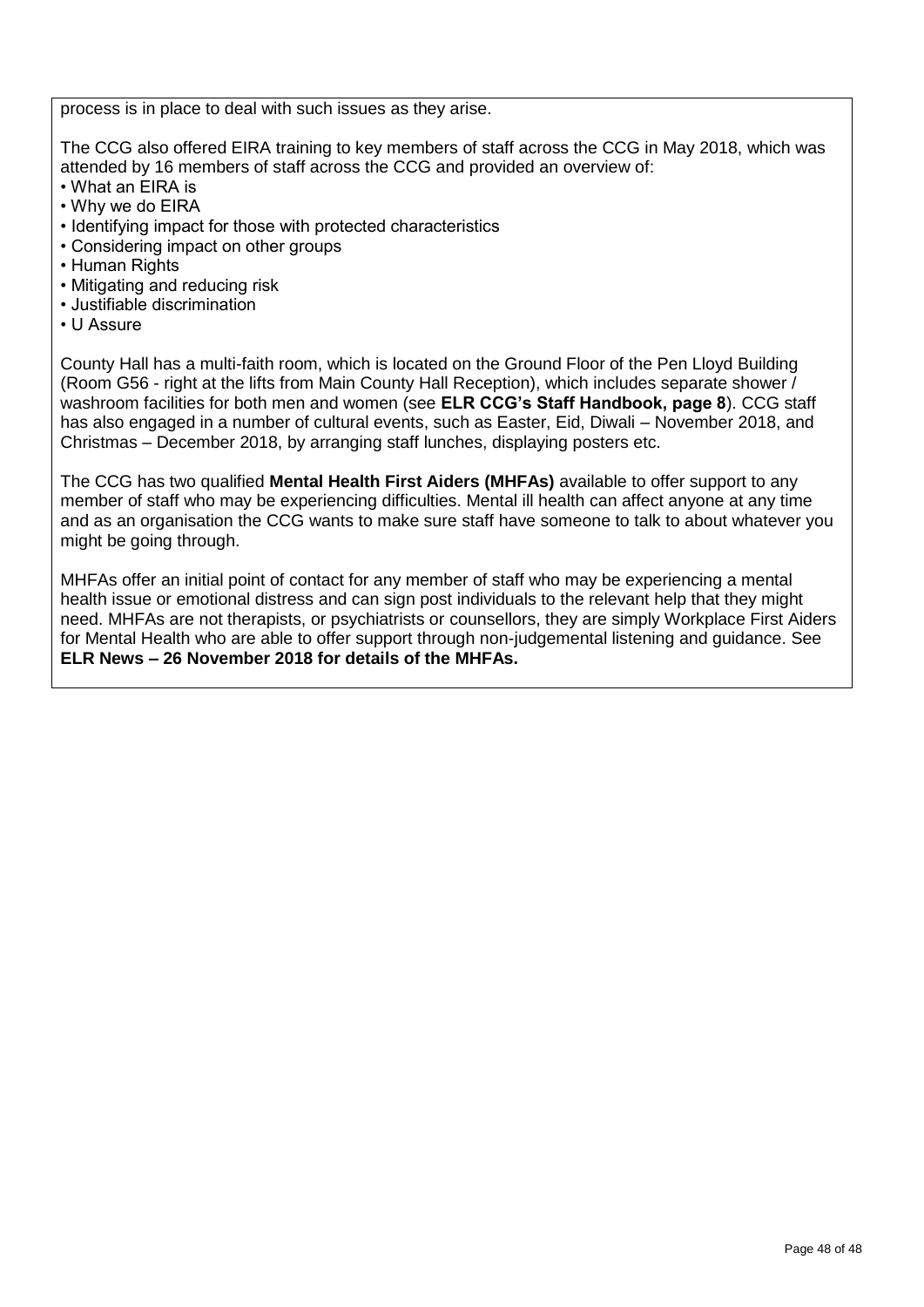process is in place to deal with such issues as they arise.

The CCG also offered EIRA training to key members of staff across the CCG in May 2018, which was attended by 16 members of staff across the CCG and provided an overview of:

- What an EIRA is
- Why we do EIRA
- Identifying impact for those with protected characteristics
- Considering impact on other groups
- Human Rights
- Mitigating and reducing risk
- Justifiable discrimination
- U Assure

County Hall has a multi-faith room, which is located on the Ground Floor of the Pen Lloyd Building (Room G56 - right at the lifts from Main County Hall Reception), which includes separate shower / washroom facilities for both men and women (see **ELR CCG's Staff Handbook, page 8**). CCG staff has also engaged in a number of cultural events, such as Easter, Eid, Diwali – November 2018, and Christmas – December 2018, by arranging staff lunches, displaying posters etc.

The CCG has two qualified **Mental Health First Aiders (MHFAs)** available to offer support to any member of staff who may be experiencing difficulties. Mental ill health can affect anyone at any time and as an organisation the CCG wants to make sure staff have someone to talk to about whatever you might be going through.

MHFAs offer an initial point of contact for any member of staff who may be experiencing a mental health issue or emotional distress and can sign post individuals to the relevant help that they might need. MHFAs are not therapists, or psychiatrists or counsellors, they are simply Workplace First Aiders for Mental Health who are able to offer support through non-judgemental listening and guidance. See **ELR News – 26 November 2018 for details of the MHFAs.**